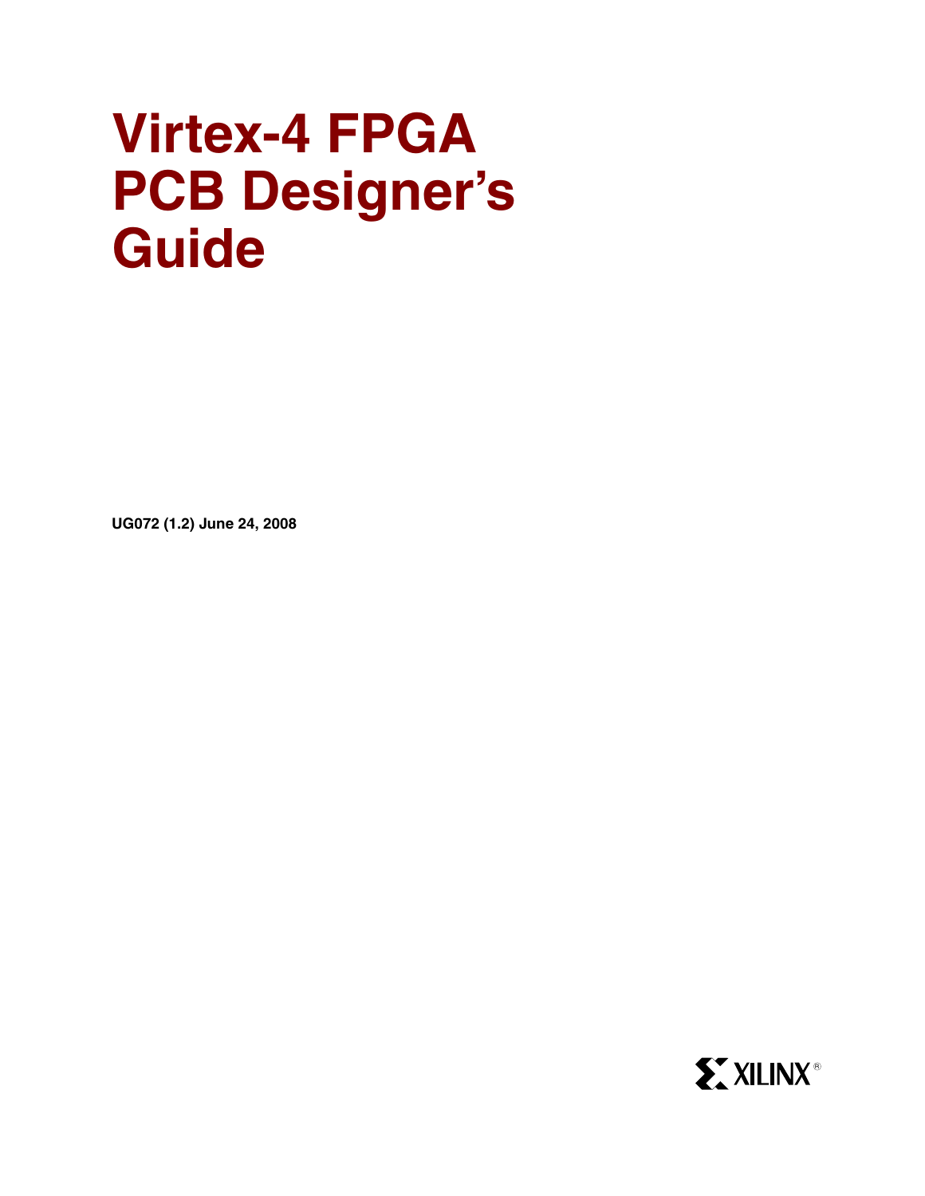# Virtex-4 FPGA PCB Designer's Guide

**UG072 (1.2) June 24, 2008**

XILINX®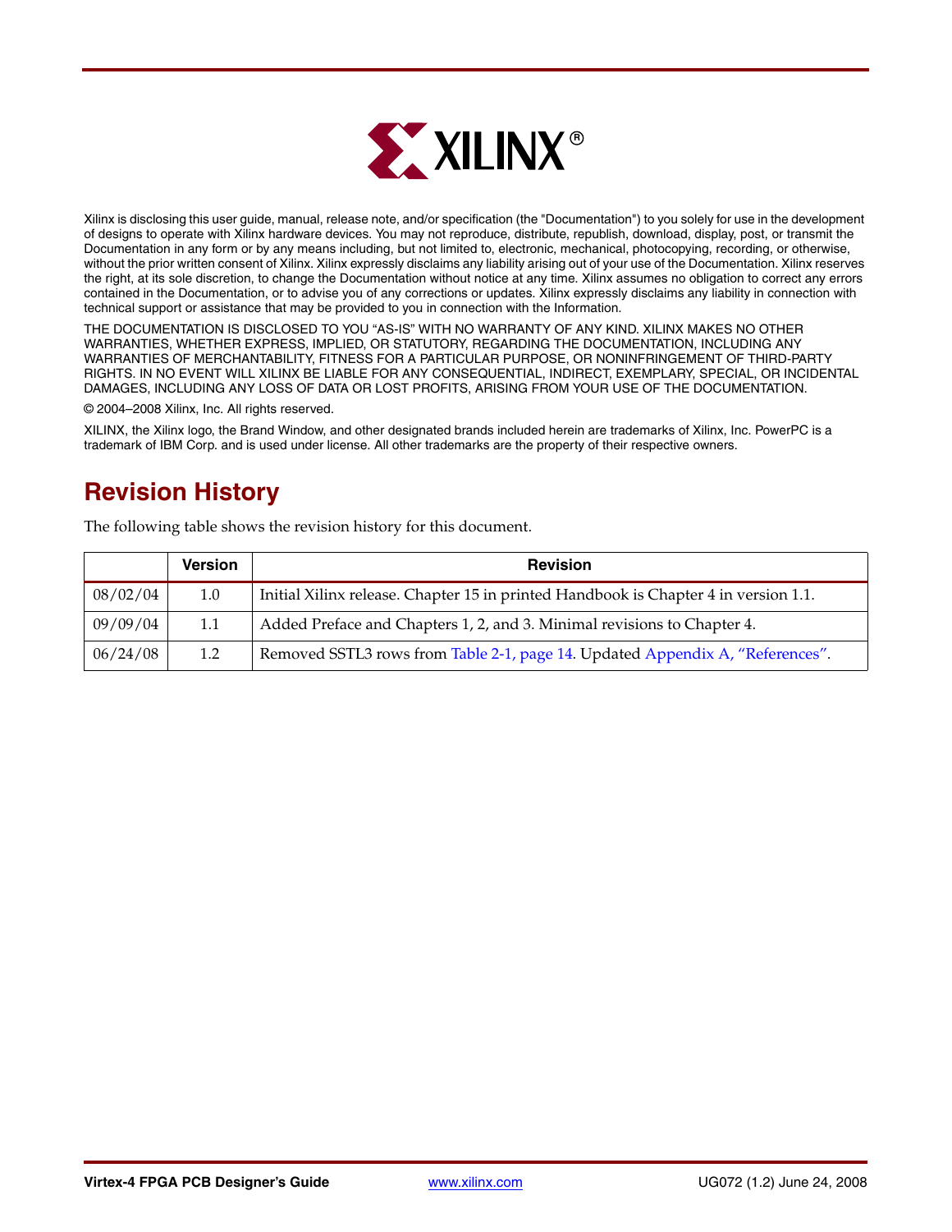Xilinx is disclosing this user guide, manual, release note, and/or specification (the "Documentation") to you solely for use in the development of designs to operate with Xilinx hardware devices. You may not reproduce, distribute, republish, download, display, post, or transmit the Documentation in any form or by any means including, but not limited to, electronic, mechanical, photocopying, recording, or otherwise, without the prior written consent of Xilinx. Xilinx expressly disclaims any liability arising out of your use of the Documentation. Xilinx reserves the right, at its sole discretion, to change the Documentation without notice at any time. Xilinx assumes no obligation to correct any errors contained in the Documentation, or to advise you of any corrections or updates. Xilinx expressly disclaims any liability in connection with technical support or assistance that may be provided to you in connection with the Information.

THE DOCUMENTATION IS DISCLOSED TO YOU "AS-IS" WITH NO WARRANTY OF ANY KIND. XILINX MAKES NO OTHER WARRANTIES, WHETHER EXPRESS, IMPLIED, OR STATUTORY, REGARDING THE DOCUMENTATION, INCLUDING ANY WARRANTIES OF MERCHANTABILITY, FITNESS FOR A PARTICULAR PURPOSE, OR NONINFRINGEMENT OF THIRD-PARTY RIGHTS. IN NO EVENT WILL XILINX BE LIABLE FOR ANY CONSEQUENTIAL, INDIRECT, EXEMPLARY, SPECIAL, OR INCIDENTAL DAMAGES, INCLUDING ANY LOSS OF DATA OR LOST PROFITS, ARISING FROM YOUR USE OF THE DOCUMENTATION.

© 2004–2008 Xilinx, Inc. All rights reserved.

XILINX, the Xilinx logo, the Brand Window, and other designated brands included herein are trademarks of Xilinx, Inc. PowerPC is a trademark of IBM Corp. and is used under license. All other trademarks are the property of their respective owners.

## Revision History

The following table shows the revision history for this document.

| | Version | Revision |
|---|---|---|
| 08/02/04 | 1.0 | Initial Xilinx release. Chapter 15 in printed Handbook is Chapter 4 in version 1.1. |
| 09/09/04 | 1.1 | Added Preface and Chapters 1, 2, and 3. Minimal revisions to Chapter 4. |
| 06/24/08 | 1.2 | Removed SSTL3 rows from Table 2-1, page 14. Updated Appendix A, "References". |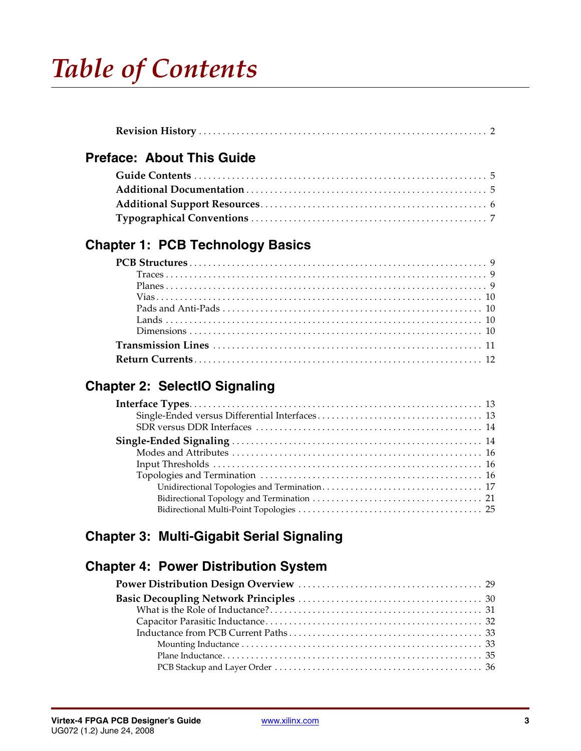# Table of Contents

**Revision History** . . . . . . . . . . 2

## Preface: About This Guide

**Guide Contents** . . . . . . . . . . 5

**Additional Documentation** . . . . . . . . . . 5

**Additional Support Resources** . . . . . . . . . . 6

**Typographical Conventions** . . . . . . . . . . 7

## Chapter 1: PCB Technology Basics

**PCB Structures** . . . . . . . . . . 9

- Traces . . . . . . . . . . 9
- Planes . . . . . . . . . . 9
- Vias . . . . . . . . . . 10
- Pads and Anti-Pads . . . . . . . . . . 10
- Lands . . . . . . . . . . 10
- Dimensions . . . . . . . . . . 10

**Transmission Lines** . . . . . . . . . . 11

**Return Currents** . . . . . . . . . . 12

## Chapter 2: SelectIO Signaling

**Interface Types** . . . . . . . . . . 13

- Single-Ended versus Differential Interfaces . . . . . . . . . . 13
- SDR versus DDR Interfaces . . . . . . . . . . 14

**Single-Ended Signaling** . . . . . . . . . . 14

- Modes and Attributes . . . . . . . . . . 16
- Input Thresholds . . . . . . . . . . 16
- Topologies and Termination . . . . . . . . . . 16
  - Unidirectional Topologies and Termination . . . . . . . . . . 17
  - Bidirectional Topology and Termination . . . . . . . . . . 21
  - Bidirectional Multi-Point Topologies . . . . . . . . . . 25

## Chapter 3: Multi-Gigabit Serial Signaling

## Chapter 4: Power Distribution System

**Power Distribution Design Overview** . . . . . . . . . . 29

**Basic Decoupling Network Principles** . . . . . . . . . . 30

- What is the Role of Inductance? . . . . . . . . . . 31
- Capacitor Parasitic Inductance . . . . . . . . . . 32
- Inductance from PCB Current Paths . . . . . . . . . . 33
  - Mounting Inductance . . . . . . . . . . 33
  - Plane Inductance . . . . . . . . . . 35
  - PCB Stackup and Layer Order . . . . . . . . . . 36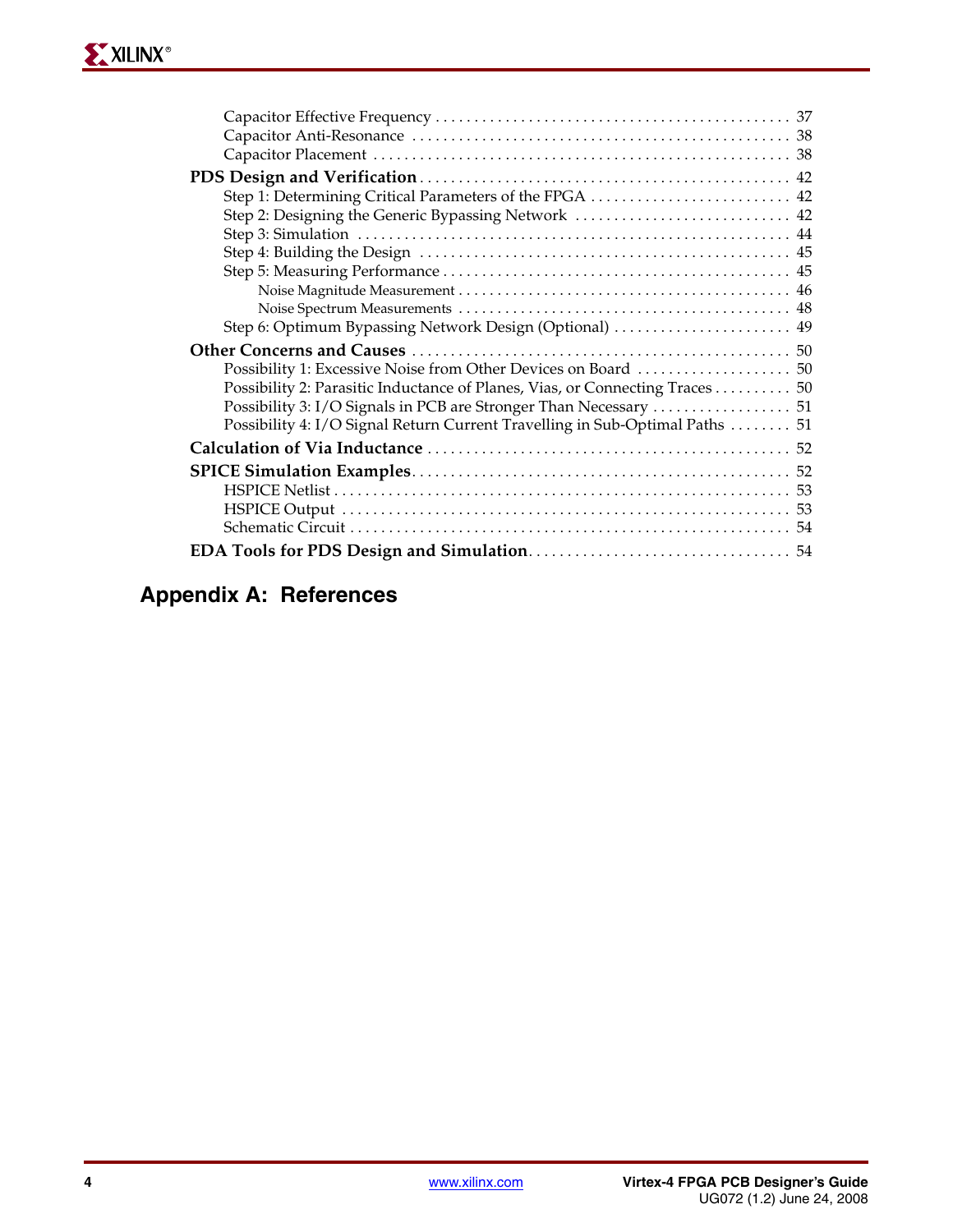Capacitor Effective Frequency . . . . . . . . . . . . . . . . . . . . . . . . . . . . . . . . . . . . . . . . . . . . . . 37
Capacitor Anti-Resonance . . . . . . . . . . . . . . . . . . . . . . . . . . . . . . . . . . . . . . . . . . . . . . . . 38
Capacitor Placement . . . . . . . . . . . . . . . . . . . . . . . . . . . . . . . . . . . . . . . . . . . . . . . . . . . . 38

**PDS Design and Verification** . . . . . . . . . . . . . . . . . . . . . . . . . . . . . . . . . . . . . . . . . . . . . . 42
Step 1: Determining Critical Parameters of the FPGA . . . . . . . . . . . . . . . . . . . . . . . . . . 42
Step 2: Designing the Generic Bypassing Network . . . . . . . . . . . . . . . . . . . . . . . . . . . . 42
Step 3: Simulation . . . . . . . . . . . . . . . . . . . . . . . . . . . . . . . . . . . . . . . . . . . . . . . . . . . . . . . 44
Step 4: Building the Design . . . . . . . . . . . . . . . . . . . . . . . . . . . . . . . . . . . . . . . . . . . . . . . 45
Step 5: Measuring Performance . . . . . . . . . . . . . . . . . . . . . . . . . . . . . . . . . . . . . . . . . . . . 45
Noise Magnitude Measurement . . . . . . . . . . . . . . . . . . . . . . . . . . . . . . . . . . . . . . . . . . . 46
Noise Spectrum Measurements . . . . . . . . . . . . . . . . . . . . . . . . . . . . . . . . . . . . . . . . . . . 48
Step 6: Optimum Bypassing Network Design (Optional) . . . . . . . . . . . . . . . . . . . . . . . 49

**Other Concerns and Causes** . . . . . . . . . . . . . . . . . . . . . . . . . . . . . . . . . . . . . . . . . . . . . . . . 50
Possibility 1: Excessive Noise from Other Devices on Board . . . . . . . . . . . . . . . . . . . . 50
Possibility 2: Parasitic Inductance of Planes, Vias, or Connecting Traces . . . . . . . . . . 50
Possibility 3: I/O Signals in PCB are Stronger Than Necessary . . . . . . . . . . . . . . . . . . 51
Possibility 4: I/O Signal Return Current Travelling in Sub-Optimal Paths . . . . . . . . 51

**Calculation of Via Inductance** . . . . . . . . . . . . . . . . . . . . . . . . . . . . . . . . . . . . . . . . . . . . . . . 52

**SPICE Simulation Examples** . . . . . . . . . . . . . . . . . . . . . . . . . . . . . . . . . . . . . . . . . . . . . . . . 52
HSPICE Netlist . . . . . . . . . . . . . . . . . . . . . . . . . . . . . . . . . . . . . . . . . . . . . . . . . . . . . . . . . . 53
HSPICE Output . . . . . . . . . . . . . . . . . . . . . . . . . . . . . . . . . . . . . . . . . . . . . . . . . . . . . . . . . . 53
Schematic Circuit . . . . . . . . . . . . . . . . . . . . . . . . . . . . . . . . . . . . . . . . . . . . . . . . . . . . . . . . 54

**EDA Tools for PDS Design and Simulation** . . . . . . . . . . . . . . . . . . . . . . . . . . . . . . . . . 54

## Appendix A: References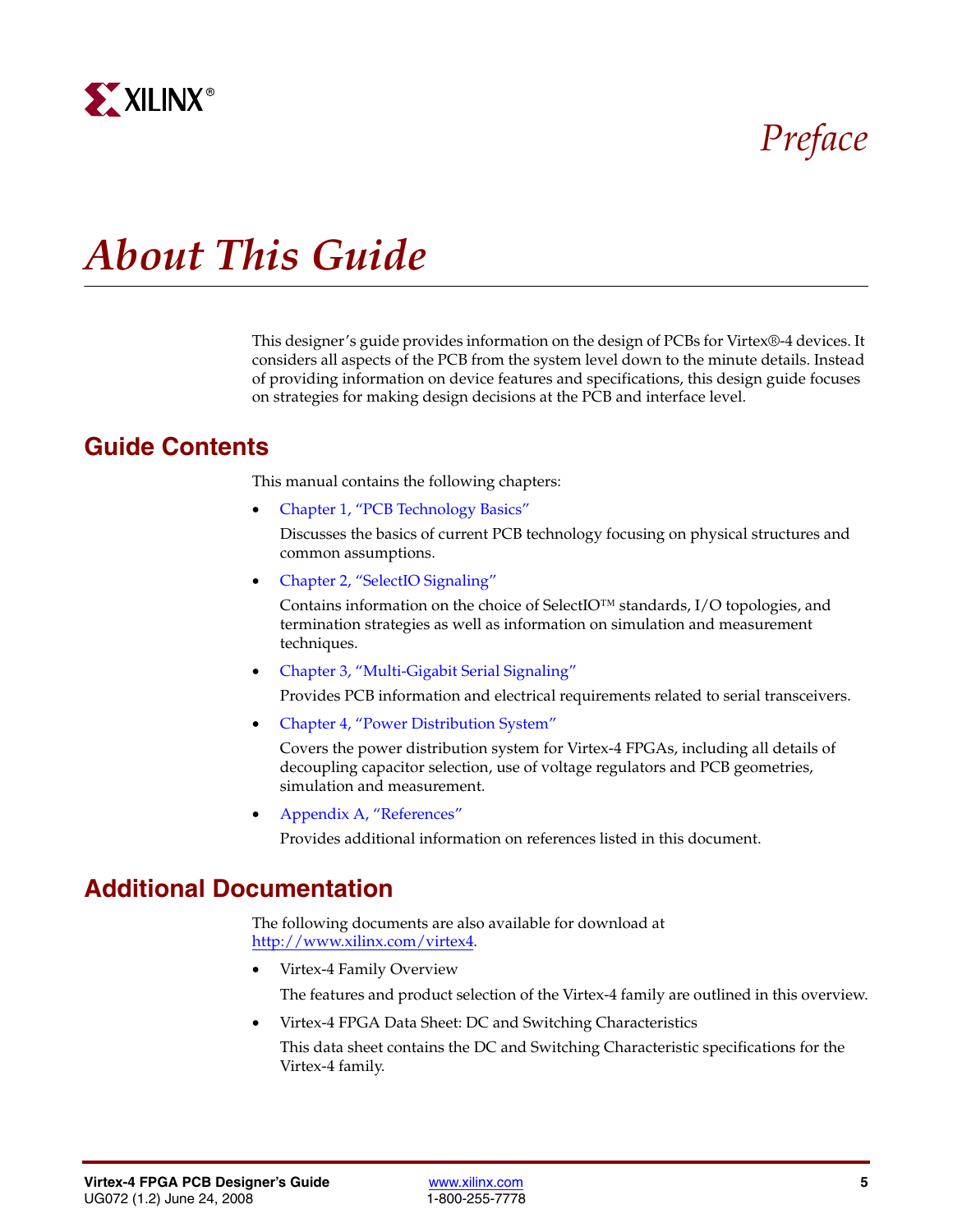*Preface*

# About This Guide

This designer's guide provides information on the design of PCBs for Virtex®-4 devices. It considers all aspects of the PCB from the system level down to the minute details. Instead of providing information on device features and specifications, this design guide focuses on strategies for making design decisions at the PCB and interface level.

## Guide Contents

This manual contains the following chapters:

- Chapter 1, "PCB Technology Basics"

  Discusses the basics of current PCB technology focusing on physical structures and common assumptions.

- Chapter 2, "SelectIO Signaling"

  Contains information on the choice of SelectIO™ standards, I/O topologies, and termination strategies as well as information on simulation and measurement techniques.

- Chapter 3, "Multi-Gigabit Serial Signaling"

  Provides PCB information and electrical requirements related to serial transceivers.

- Chapter 4, "Power Distribution System"

  Covers the power distribution system for Virtex-4 FPGAs, including all details of decoupling capacitor selection, use of voltage regulators and PCB geometries, simulation and measurement.

- Appendix A, "References"

  Provides additional information on references listed in this document.

## Additional Documentation

The following documents are also available for download at http://www.xilinx.com/virtex4.

- Virtex-4 Family Overview

  The features and product selection of the Virtex-4 family are outlined in this overview.

- Virtex-4 FPGA Data Sheet: DC and Switching Characteristics

  This data sheet contains the DC and Switching Characteristic specifications for the Virtex-4 family.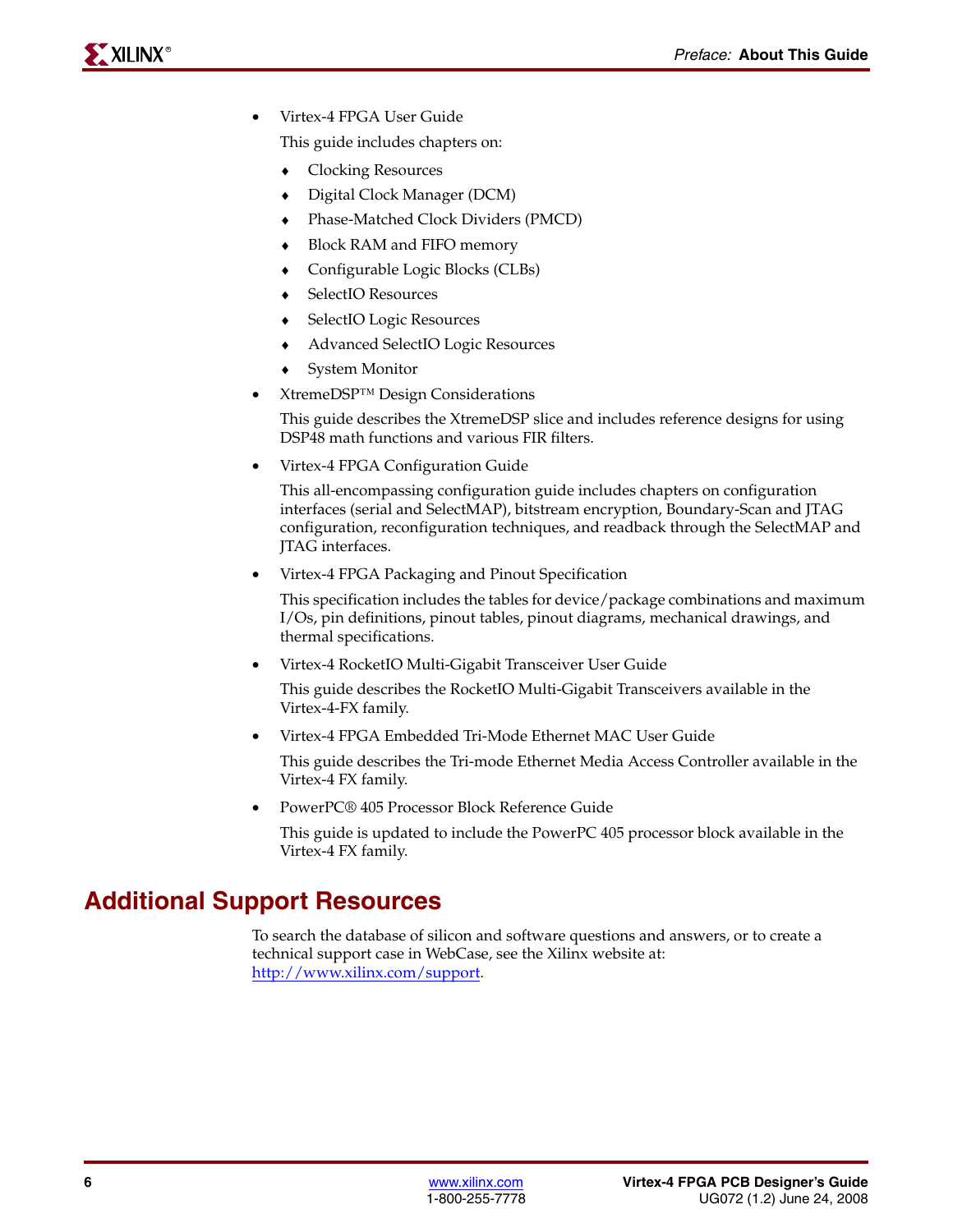- Virtex-4 FPGA User Guide

  This guide includes chapters on:

  - Clocking Resources
  - Digital Clock Manager (DCM)
  - Phase-Matched Clock Dividers (PMCD)
  - Block RAM and FIFO memory
  - Configurable Logic Blocks (CLBs)
  - SelectIO Resources
  - SelectIO Logic Resources
  - Advanced SelectIO Logic Resources
  - System Monitor

- XtremeDSP™ Design Considerations

  This guide describes the XtremeDSP slice and includes reference designs for using DSP48 math functions and various FIR filters.

- Virtex-4 FPGA Configuration Guide

  This all-encompassing configuration guide includes chapters on configuration interfaces (serial and SelectMAP), bitstream encryption, Boundary-Scan and JTAG configuration, reconfiguration techniques, and readback through the SelectMAP and JTAG interfaces.

- Virtex-4 FPGA Packaging and Pinout Specification

  This specification includes the tables for device/package combinations and maximum I/Os, pin definitions, pinout tables, pinout diagrams, mechanical drawings, and thermal specifications.

- Virtex-4 RocketIO Multi-Gigabit Transceiver User Guide

  This guide describes the RocketIO Multi-Gigabit Transceivers available in the Virtex-4-FX family.

- Virtex-4 FPGA Embedded Tri-Mode Ethernet MAC User Guide

  This guide describes the Tri-mode Ethernet Media Access Controller available in the Virtex-4 FX family.

- PowerPC® 405 Processor Block Reference Guide

  This guide is updated to include the PowerPC 405 processor block available in the Virtex-4 FX family.

## Additional Support Resources

To search the database of silicon and software questions and answers, or to create a technical support case in WebCase, see the Xilinx website at: http://www.xilinx.com/support.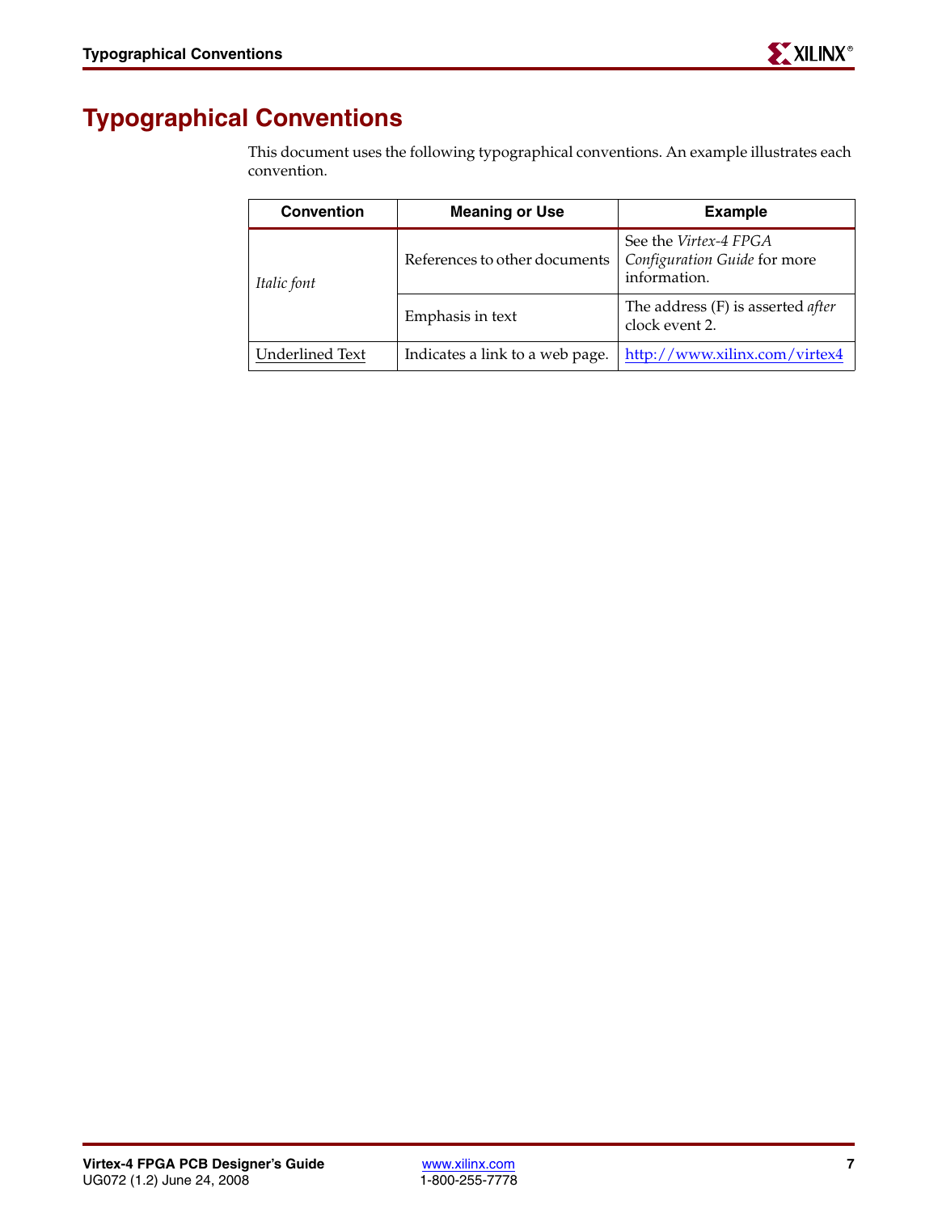# Typographical Conventions

This document uses the following typographical conventions. An example illustrates each convention.

| Convention | Meaning or Use | Example |
|---|---|---|
| *Italic font* | References to other documents | See the *Virtex-4 FPGA Configuration Guide* for more information. |
| | Emphasis in text | The address (F) is asserted *after* clock event 2. |
| Underlined Text | Indicates a link to a web page. | http://www.xilinx.com/virtex4 |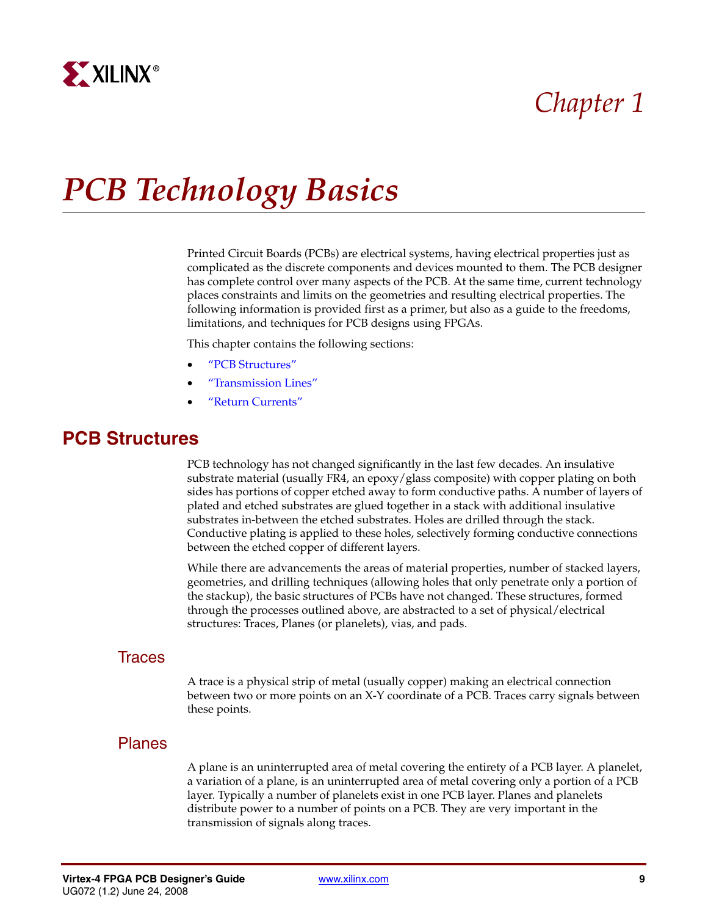# Chapter 1

# PCB Technology Basics

Printed Circuit Boards (PCBs) are electrical systems, having electrical properties just as complicated as the discrete components and devices mounted to them. The PCB designer has complete control over many aspects of the PCB. At the same time, current technology places constraints and limits on the geometries and resulting electrical properties. The following information is provided first as a primer, but also as a guide to the freedoms, limitations, and techniques for PCB designs using FPGAs.

This chapter contains the following sections:

- "PCB Structures"
- "Transmission Lines"
- "Return Currents"

## PCB Structures

PCB technology has not changed significantly in the last few decades. An insulative substrate material (usually FR4, an epoxy/glass composite) with copper plating on both sides has portions of copper etched away to form conductive paths. A number of layers of plated and etched substrates are glued together in a stack with additional insulative substrates in-between the etched substrates. Holes are drilled through the stack. Conductive plating is applied to these holes, selectively forming conductive connections between the etched copper of different layers.

While there are advancements the areas of material properties, number of stacked layers, geometries, and drilling techniques (allowing holes that only penetrate only a portion of the stackup), the basic structures of PCBs have not changed. These structures, formed through the processes outlined above, are abstracted to a set of physical/electrical structures: Traces, Planes (or planelets), vias, and pads.

### Traces

A trace is a physical strip of metal (usually copper) making an electrical connection between two or more points on an X-Y coordinate of a PCB. Traces carry signals between these points.

### Planes

A plane is an uninterrupted area of metal covering the entirety of a PCB layer. A planelet, a variation of a plane, is an uninterrupted area of metal covering only a portion of a PCB layer. Typically a number of planelets exist in one PCB layer. Planes and planelets distribute power to a number of points on a PCB. They are very important in the transmission of signals along traces.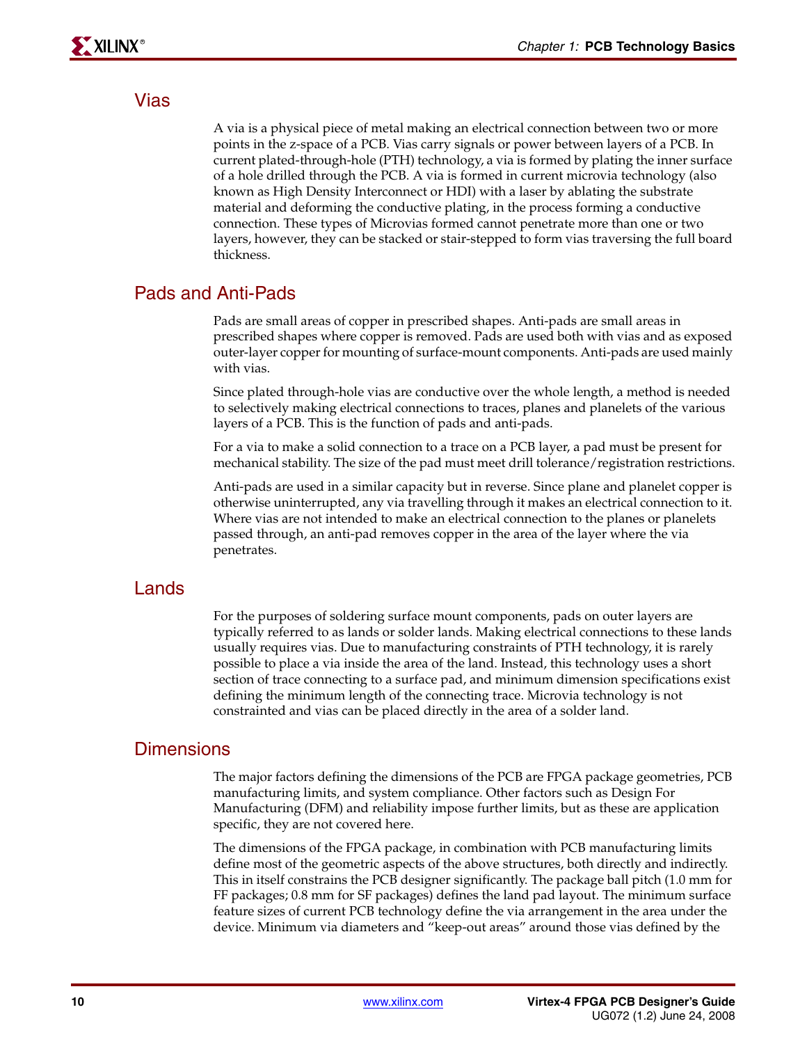## Vias

A via is a physical piece of metal making an electrical connection between two or more points in the z-space of a PCB. Vias carry signals or power between layers of a PCB. In current plated-through-hole (PTH) technology, a via is formed by plating the inner surface of a hole drilled through the PCB. A via is formed in current microvia technology (also known as High Density Interconnect or HDI) with a laser by ablating the substrate material and deforming the conductive plating, in the process forming a conductive connection. These types of Microvias formed cannot penetrate more than one or two layers, however, they can be stacked or stair-stepped to form vias traversing the full board thickness.

## Pads and Anti-Pads

Pads are small areas of copper in prescribed shapes. Anti-pads are small areas in prescribed shapes where copper is removed. Pads are used both with vias and as exposed outer-layer copper for mounting of surface-mount components. Anti-pads are used mainly with vias.

Since plated through-hole vias are conductive over the whole length, a method is needed to selectively making electrical connections to traces, planes and planelets of the various layers of a PCB. This is the function of pads and anti-pads.

For a via to make a solid connection to a trace on a PCB layer, a pad must be present for mechanical stability. The size of the pad must meet drill tolerance/registration restrictions.

Anti-pads are used in a similar capacity but in reverse. Since plane and planelet copper is otherwise uninterrupted, any via travelling through it makes an electrical connection to it. Where vias are not intended to make an electrical connection to the planes or planelets passed through, an anti-pad removes copper in the area of the layer where the via penetrates.

## Lands

For the purposes of soldering surface mount components, pads on outer layers are typically referred to as lands or solder lands. Making electrical connections to these lands usually requires vias. Due to manufacturing constraints of PTH technology, it is rarely possible to place a via inside the area of the land. Instead, this technology uses a short section of trace connecting to a surface pad, and minimum dimension specifications exist defining the minimum length of the connecting trace. Microvia technology is not constrainted and vias can be placed directly in the area of a solder land.

## Dimensions

The major factors defining the dimensions of the PCB are FPGA package geometries, PCB manufacturing limits, and system compliance. Other factors such as Design For Manufacturing (DFM) and reliability impose further limits, but as these are application specific, they are not covered here.

The dimensions of the FPGA package, in combination with PCB manufacturing limits define most of the geometric aspects of the above structures, both directly and indirectly. This in itself constrains the PCB designer significantly. The package ball pitch (1.0 mm for FF packages; 0.8 mm for SF packages) defines the land pad layout. The minimum surface feature sizes of current PCB technology define the via arrangement in the area under the device. Minimum via diameters and "keep-out areas" around those vias defined by the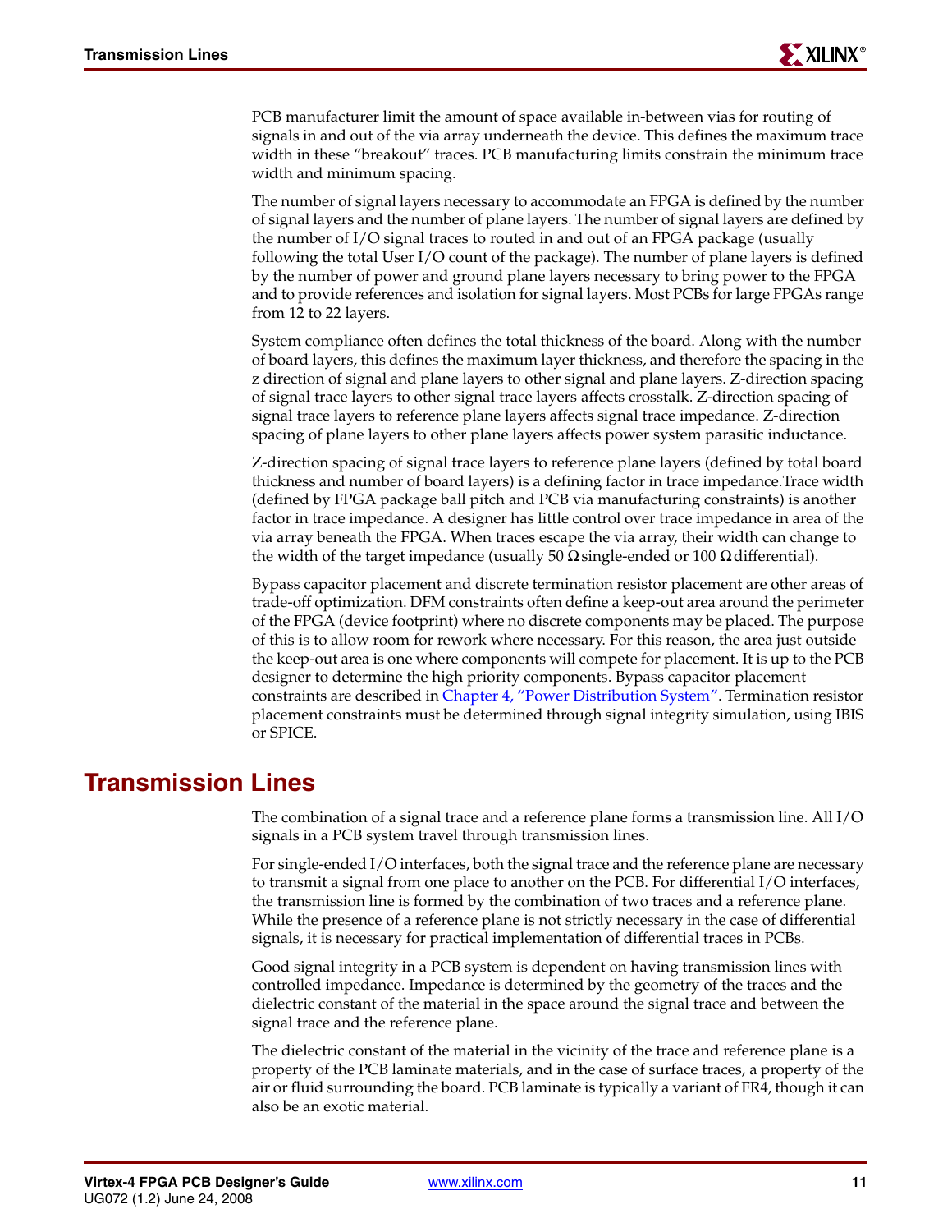PCB manufacturer limit the amount of space available in-between vias for routing of signals in and out of the via array underneath the device. This defines the maximum trace width in these "breakout" traces. PCB manufacturing limits constrain the minimum trace width and minimum spacing.

The number of signal layers necessary to accommodate an FPGA is defined by the number of signal layers and the number of plane layers. The number of signal layers are defined by the number of I/O signal traces to routed in and out of an FPGA package (usually following the total User I/O count of the package). The number of plane layers is defined by the number of power and ground plane layers necessary to bring power to the FPGA and to provide references and isolation for signal layers. Most PCBs for large FPGAs range from 12 to 22 layers.

System compliance often defines the total thickness of the board. Along with the number of board layers, this defines the maximum layer thickness, and therefore the spacing in the z direction of signal and plane layers to other signal and plane layers. Z-direction spacing of signal trace layers to other signal trace layers affects crosstalk. Z-direction spacing of signal trace layers to reference plane layers affects signal trace impedance. Z-direction spacing of plane layers to other plane layers affects power system parasitic inductance.

Z-direction spacing of signal trace layers to reference plane layers (defined by total board thickness and number of board layers) is a defining factor in trace impedance.Trace width (defined by FPGA package ball pitch and PCB via manufacturing constraints) is another factor in trace impedance. A designer has little control over trace impedance in area of the via array beneath the FPGA. When traces escape the via array, their width can change to the width of the target impedance (usually 50 Ω single-ended or 100 Ω differential).

Bypass capacitor placement and discrete termination resistor placement are other areas of trade-off optimization. DFM constraints often define a keep-out area around the perimeter of the FPGA (device footprint) where no discrete components may be placed. The purpose of this is to allow room for rework where necessary. For this reason, the area just outside the keep-out area is one where components will compete for placement. It is up to the PCB designer to determine the high priority components. Bypass capacitor placement constraints are described in Chapter 4, "Power Distribution System". Termination resistor placement constraints must be determined through signal integrity simulation, using IBIS or SPICE.

## Transmission Lines

The combination of a signal trace and a reference plane forms a transmission line. All I/O signals in a PCB system travel through transmission lines.

For single-ended I/O interfaces, both the signal trace and the reference plane are necessary to transmit a signal from one place to another on the PCB. For differential I/O interfaces, the transmission line is formed by the combination of two traces and a reference plane. While the presence of a reference plane is not strictly necessary in the case of differential signals, it is necessary for practical implementation of differential traces in PCBs.

Good signal integrity in a PCB system is dependent on having transmission lines with controlled impedance. Impedance is determined by the geometry of the traces and the dielectric constant of the material in the space around the signal trace and between the signal trace and the reference plane.

The dielectric constant of the material in the vicinity of the trace and reference plane is a property of the PCB laminate materials, and in the case of surface traces, a property of the air or fluid surrounding the board. PCB laminate is typically a variant of FR4, though it can also be an exotic material.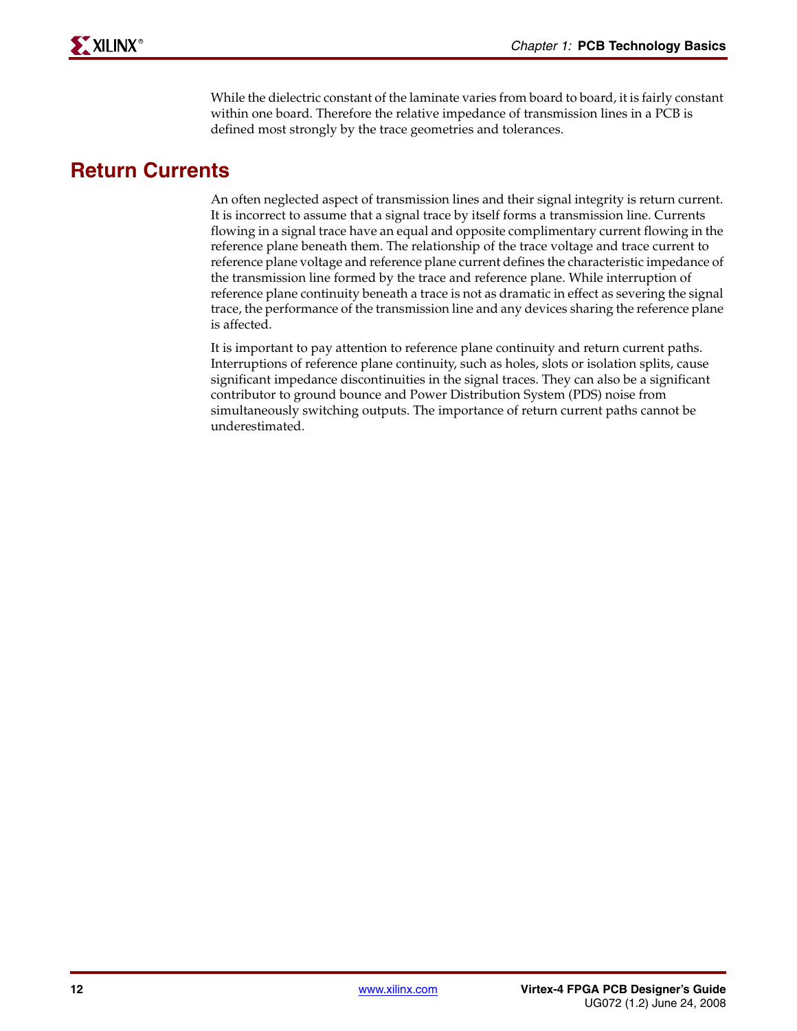While the dielectric constant of the laminate varies from board to board, it is fairly constant within one board. Therefore the relative impedance of transmission lines in a PCB is defined most strongly by the trace geometries and tolerances.

## Return Currents

An often neglected aspect of transmission lines and their signal integrity is return current. It is incorrect to assume that a signal trace by itself forms a transmission line. Currents flowing in a signal trace have an equal and opposite complimentary current flowing in the reference plane beneath them. The relationship of the trace voltage and trace current to reference plane voltage and reference plane current defines the characteristic impedance of the transmission line formed by the trace and reference plane. While interruption of reference plane continuity beneath a trace is not as dramatic in effect as severing the signal trace, the performance of the transmission line and any devices sharing the reference plane is affected.

It is important to pay attention to reference plane continuity and return current paths. Interruptions of reference plane continuity, such as holes, slots or isolation splits, cause significant impedance discontinuities in the signal traces. They can also be a significant contributor to ground bounce and Power Distribution System (PDS) noise from simultaneously switching outputs. The importance of return current paths cannot be underestimated.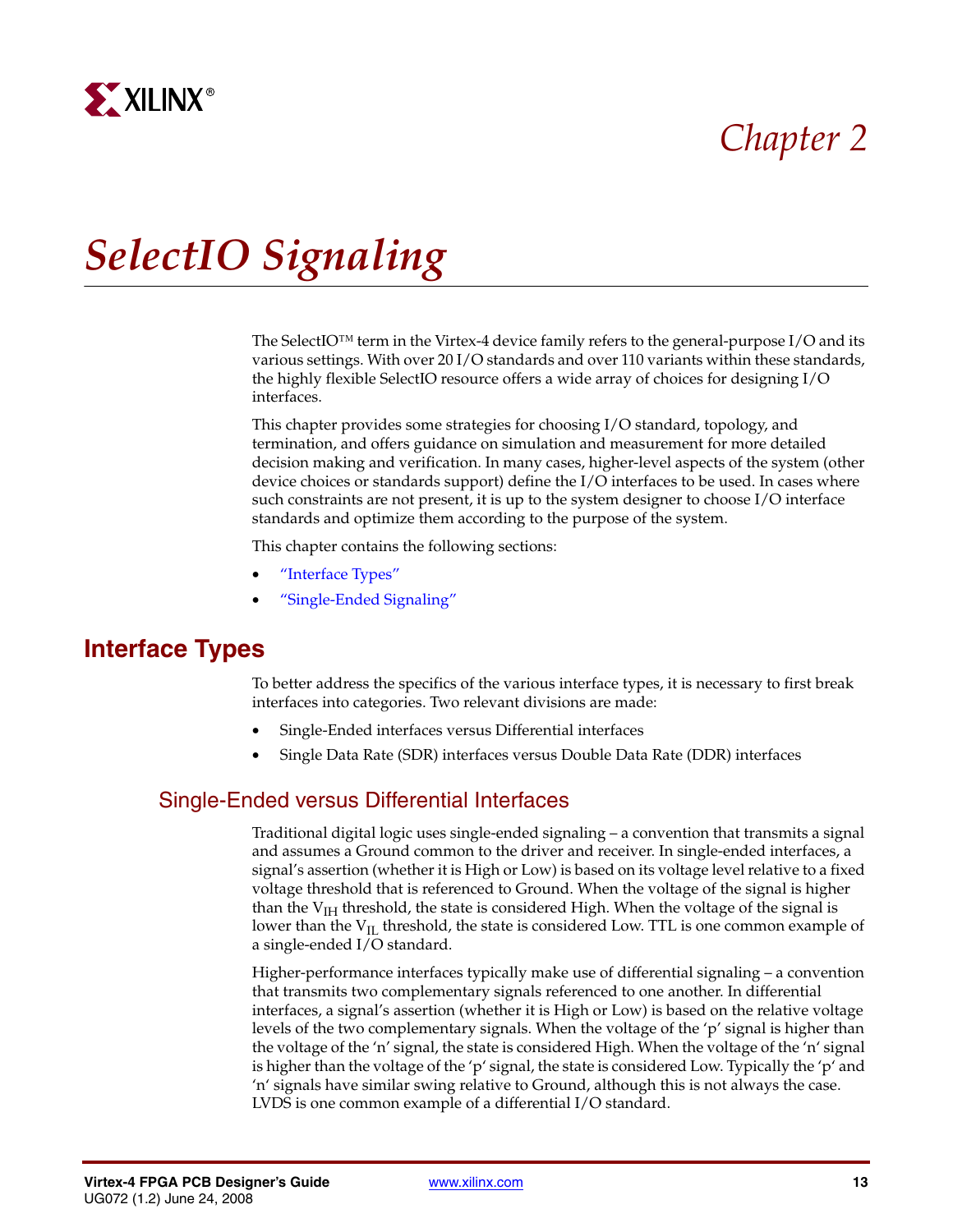# Chapter 2

# SelectIO Signaling

The SelectIO™ term in the Virtex-4 device family refers to the general-purpose I/O and its various settings. With over 20 I/O standards and over 110 variants within these standards, the highly flexible SelectIO resource offers a wide array of choices for designing I/O interfaces.

This chapter provides some strategies for choosing I/O standard, topology, and termination, and offers guidance on simulation and measurement for more detailed decision making and verification. In many cases, higher-level aspects of the system (other device choices or standards support) define the I/O interfaces to be used. In cases where such constraints are not present, it is up to the system designer to choose I/O interface standards and optimize them according to the purpose of the system.

This chapter contains the following sections:

- "Interface Types"
- "Single-Ended Signaling"

## Interface Types

To better address the specifics of the various interface types, it is necessary to first break interfaces into categories. Two relevant divisions are made:

- Single-Ended interfaces versus Differential interfaces
- Single Data Rate (SDR) interfaces versus Double Data Rate (DDR) interfaces

### Single-Ended versus Differential Interfaces

Traditional digital logic uses single-ended signaling – a convention that transmits a signal and assumes a Ground common to the driver and receiver. In single-ended interfaces, a signal's assertion (whether it is High or Low) is based on its voltage level relative to a fixed voltage threshold that is referenced to Ground. When the voltage of the signal is higher than the $V_{IH}$ threshold, the state is considered High. When the voltage of the signal is lower than the $V_{IL}$ threshold, the state is considered Low. TTL is one common example of a single-ended I/O standard.

Higher-performance interfaces typically make use of differential signaling – a convention that transmits two complementary signals referenced to one another. In differential interfaces, a signal's assertion (whether it is High or Low) is based on the relative voltage levels of the two complementary signals. When the voltage of the 'p' signal is higher than the voltage of the 'n' signal, the state is considered High. When the voltage of the 'n' signal is higher than the voltage of the 'p' signal, the state is considered Low. Typically the 'p' and 'n' signals have similar swing relative to Ground, although this is not always the case. LVDS is one common example of a differential I/O standard.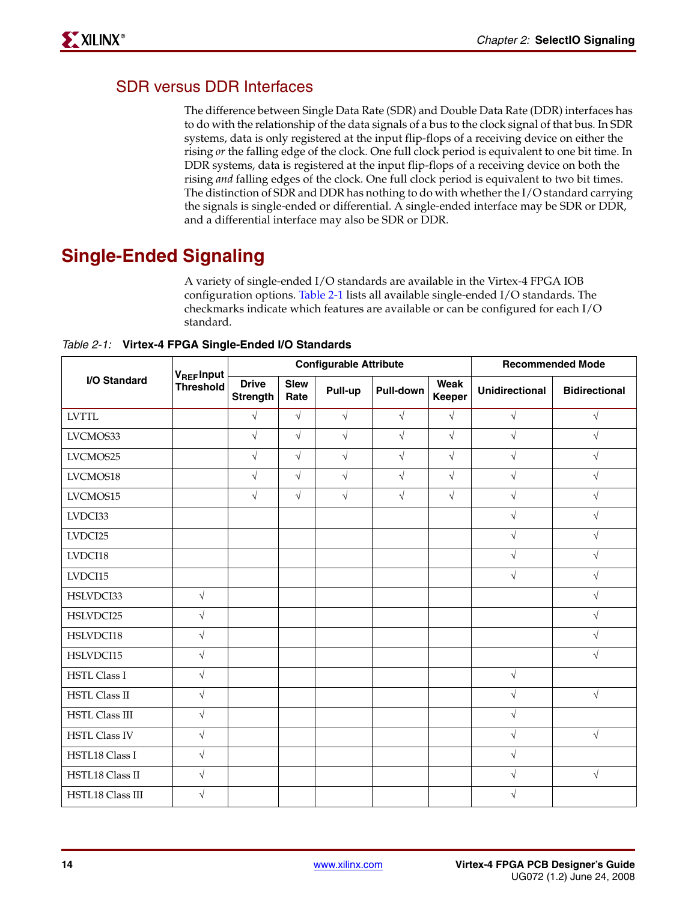## SDR versus DDR Interfaces

The difference between Single Data Rate (SDR) and Double Data Rate (DDR) interfaces has to do with the relationship of the data signals of a bus to the clock signal of that bus. In SDR systems, data is only registered at the input flip-flops of a receiving device on either the rising *or* the falling edge of the clock. One full clock period is equivalent to one bit time. In DDR systems, data is registered at the input flip-flops of a receiving device on both the rising *and* falling edges of the clock. One full clock period is equivalent to two bit times. The distinction of SDR and DDR has nothing to do with whether the I/O standard carrying the signals is single-ended or differential. A single-ended interface may be SDR or DDR, and a differential interface may also be SDR or DDR.

# Single-Ended Signaling

A variety of single-ended I/O standards are available in the Virtex-4 FPGA IOB configuration options. Table 2-1 lists all available single-ended I/O standards. The checkmarks indicate which features are available or can be configured for each I/O standard.

*Table 2-1:* **Virtex-4 FPGA Single-Ended I/O Standards**

| I/O Standard | $V_{REF}$ Input Threshold | Configurable Attribute | | | | | Recommended Mode | |
|---|---|---|---|---|---|---|---|---|
| | | Drive Strength | Slew Rate | Pull-up | Pull-down | Weak Keeper | Unidirectional | Bidirectional |
| LVTTL | | √ | √ | √ | √ | √ | √ | √ |
| LVCMOS33 | | √ | √ | √ | √ | √ | √ | √ |
| LVCMOS25 | | √ | √ | √ | √ | √ | √ | √ |
| LVCMOS18 | | √ | √ | √ | √ | √ | √ | √ |
| LVCMOS15 | | √ | √ | √ | √ | √ | √ | √ |
| LVDCI33 | | | | | | | √ | √ |
| LVDCI25 | | | | | | | √ | √ |
| LVDCI18 | | | | | | | √ | √ |
| LVDCI15 | | | | | | | √ | √ |
| HSLVDCI33 | √ | | | | | | | √ |
| HSLVDCI25 | √ | | | | | | | √ |
| HSLVDCI18 | √ | | | | | | | √ |
| HSLVDCI15 | √ | | | | | | | √ |
| HSTL Class I | √ | | | | | | √ | |
| HSTL Class II | √ | | | | | | √ | √ |
| HSTL Class III | √ | | | | | | √ | |
| HSTL Class IV | √ | | | | | | √ | √ |
| HSTL18 Class I | √ | | | | | | √ | |
| HSTL18 Class II | √ | | | | | | √ | √ |
| HSTL18 Class III | √ | | | | | | √ | |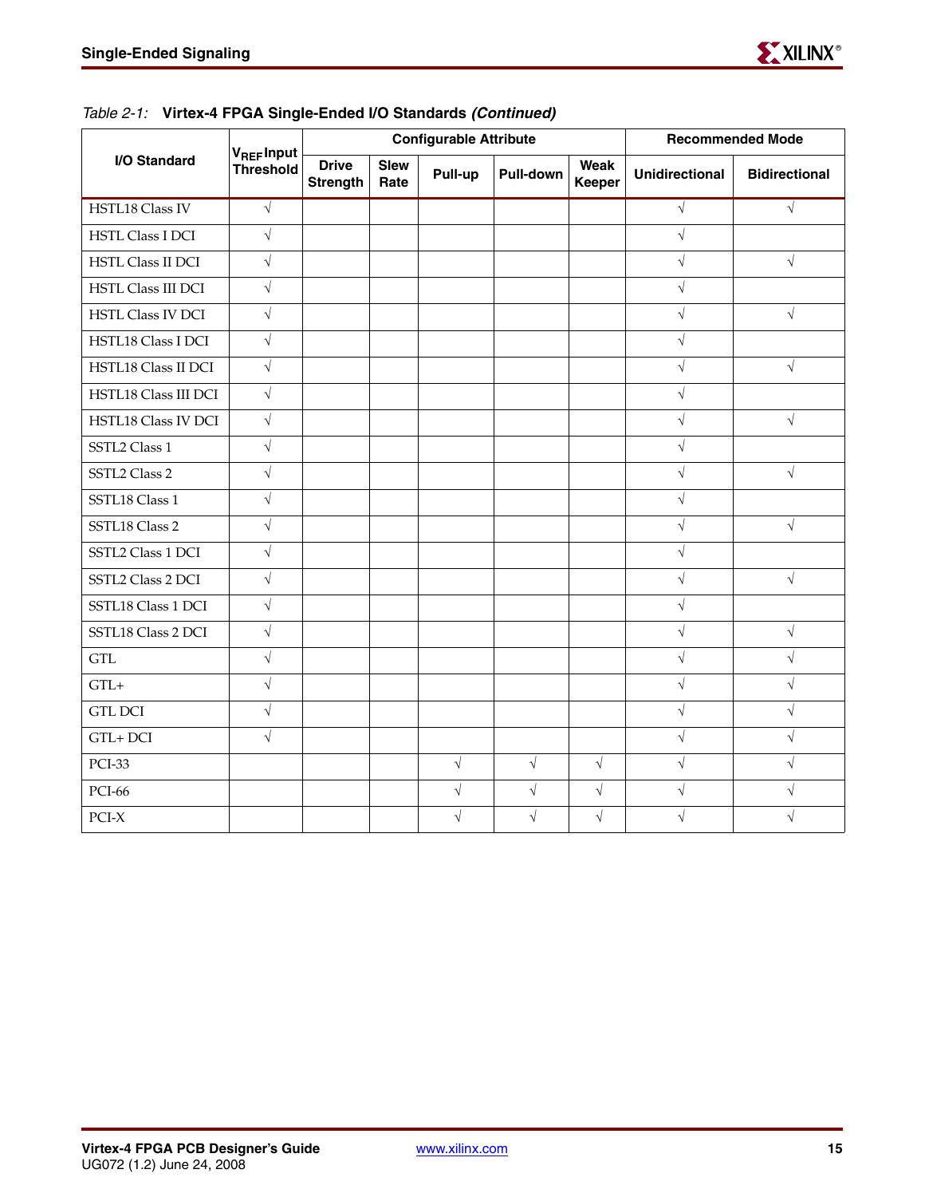*Table 2-1:* **Virtex-4 FPGA Single-Ended I/O Standards *(Continued)***

| I/O Standard | $V_{REF}$ Input Threshold | Configurable Attribute | | | | | Recommended Mode | |
|---|---|---|---|---|---|---|---|---|
| | | Drive Strength | Slew Rate | Pull-up | Pull-down | Weak Keeper | Unidirectional | Bidirectional |
| HSTL18 Class IV | √ | | | | | | √ | √ |
| HSTL Class I DCI | √ | | | | | | √ | |
| HSTL Class II DCI | √ | | | | | | √ | √ |
| HSTL Class III DCI | √ | | | | | | √ | |
| HSTL Class IV DCI | √ | | | | | | √ | √ |
| HSTL18 Class I DCI | √ | | | | | | √ | |
| HSTL18 Class II DCI | √ | | | | | | √ | √ |
| HSTL18 Class III DCI | √ | | | | | | √ | |
| HSTL18 Class IV DCI | √ | | | | | | √ | √ |
| SSTL2 Class 1 | √ | | | | | | √ | |
| SSTL2 Class 2 | √ | | | | | | √ | √ |
| SSTL18 Class 1 | √ | | | | | | √ | |
| SSTL18 Class 2 | √ | | | | | | √ | √ |
| SSTL2 Class 1 DCI | √ | | | | | | √ | |
| SSTL2 Class 2 DCI | √ | | | | | | √ | √ |
| SSTL18 Class 1 DCI | √ | | | | | | √ | |
| SSTL18 Class 2 DCI | √ | | | | | | √ | √ |
| GTL | √ | | | | | | √ | √ |
| GTL+ | √ | | | | | | √ | √ |
| GTL DCI | √ | | | | | | √ | √ |
| GTL+ DCI | √ | | | | | | √ | √ |
| PCI-33 | | | | √ | √ | √ | √ | √ |
| PCI-66 | | | | √ | √ | √ | √ | √ |
| PCI-X | | | | √ | √ | √ | √ | √ |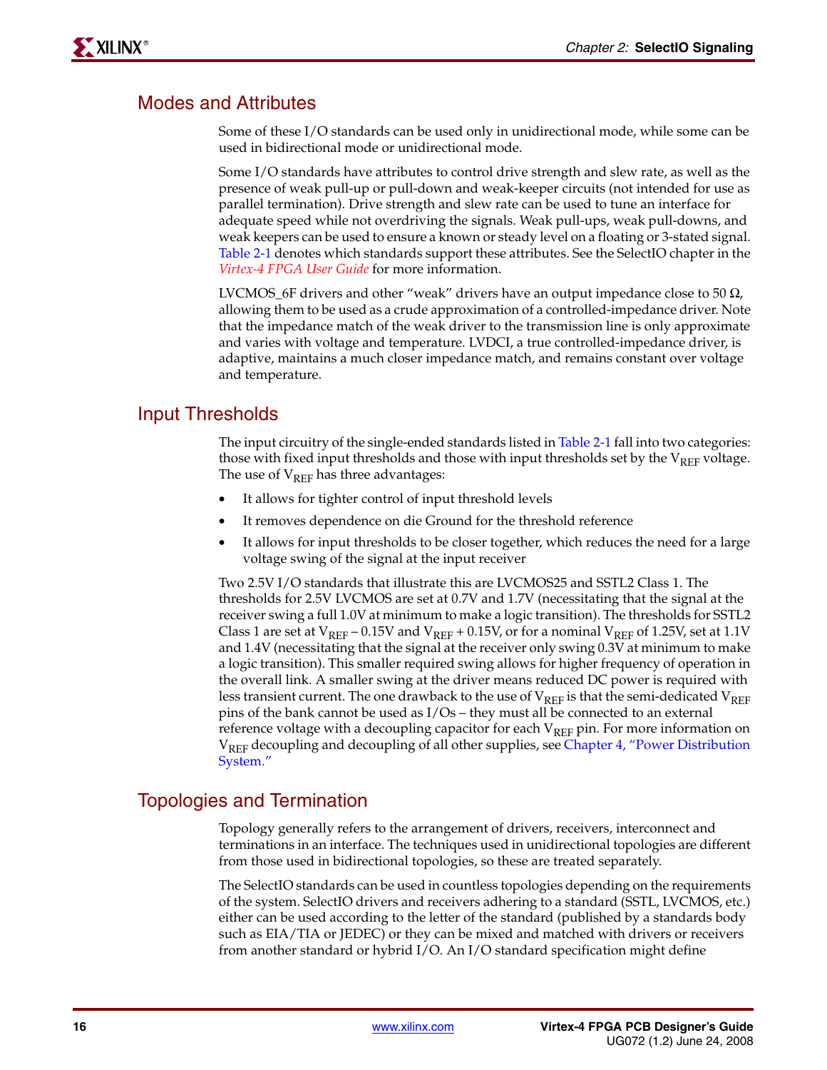## Modes and Attributes

Some of these I/O standards can be used only in unidirectional mode, while some can be used in bidirectional mode or unidirectional mode.

Some I/O standards have attributes to control drive strength and slew rate, as well as the presence of weak pull-up or pull-down and weak-keeper circuits (not intended for use as parallel termination). Drive strength and slew rate can be used to tune an interface for adequate speed while not overdriving the signals. Weak pull-ups, weak pull-downs, and weak keepers can be used to ensure a known or steady level on a floating or 3-stated signal. Table 2-1 denotes which standards support these attributes. See the SelectIO chapter in the *Virtex-4 FPGA User Guide* for more information.

LVCMOS_6F drivers and other "weak" drivers have an output impedance close to 50 Ω, allowing them to be used as a crude approximation of a controlled-impedance driver. Note that the impedance match of the weak driver to the transmission line is only approximate and varies with voltage and temperature. LVDCI, a true controlled-impedance driver, is adaptive, maintains a much closer impedance match, and remains constant over voltage and temperature.

## Input Thresholds

The input circuitry of the single-ended standards listed in Table 2-1 fall into two categories: those with fixed input thresholds and those with input thresholds set by the $V_{REF}$ voltage. The use of $V_{REF}$ has three advantages:

- It allows for tighter control of input threshold levels
- It removes dependence on die Ground for the threshold reference
- It allows for input thresholds to be closer together, which reduces the need for a large voltage swing of the signal at the input receiver

Two 2.5V I/O standards that illustrate this are LVCMOS25 and SSTL2 Class 1. The thresholds for 2.5V LVCMOS are set at 0.7V and 1.7V (necessitating that the signal at the receiver swing a full 1.0V at minimum to make a logic transition). The thresholds for SSTL2 Class 1 are set at $V_{REF}$ – 0.15V and $V_{REF}$ + 0.15V, or for a nominal $V_{REF}$ of 1.25V, set at 1.1V and 1.4V (necessitating that the signal at the receiver only swing 0.3V at minimum to make a logic transition). This smaller required swing allows for higher frequency of operation in the overall link. A smaller swing at the driver means reduced DC power is required with less transient current. The one drawback to the use of $V_{REF}$ is that the semi-dedicated $V_{REF}$ pins of the bank cannot be used as I/Os – they must all be connected to an external reference voltage with a decoupling capacitor for each $V_{REF}$ pin. For more information on $V_{REF}$ decoupling and decoupling of all other supplies, see Chapter 4, "Power Distribution System."

## Topologies and Termination

Topology generally refers to the arrangement of drivers, receivers, interconnect and terminations in an interface. The techniques used in unidirectional topologies are different from those used in bidirectional topologies, so these are treated separately.

The SelectIO standards can be used in countless topologies depending on the requirements of the system. SelectIO drivers and receivers adhering to a standard (SSTL, LVCMOS, etc.) either can be used according to the letter of the standard (published by a standards body such as EIA/TIA or JEDEC) or they can be mixed and matched with drivers or receivers from another standard or hybrid I/O. An I/O standard specification might define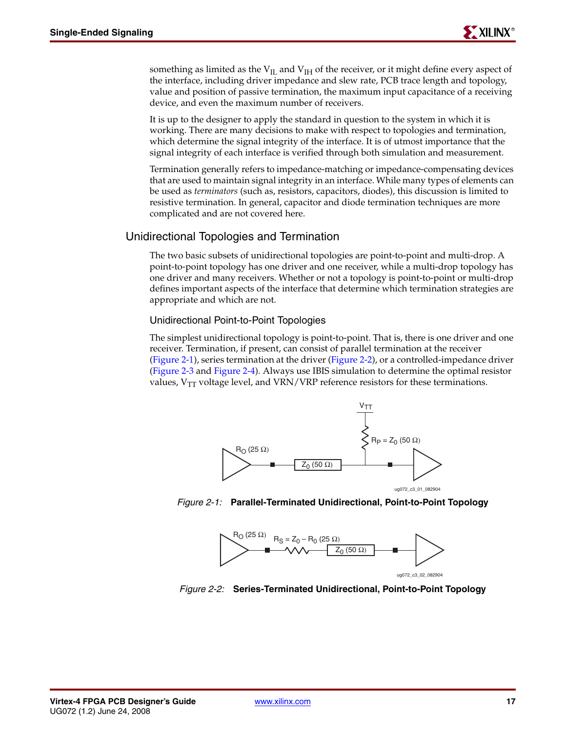something as limited as the $V_{IL}$ and $V_{IH}$ of the receiver, or it might define every aspect of the interface, including driver impedance and slew rate, PCB trace length and topology, value and position of passive termination, the maximum input capacitance of a receiving device, and even the maximum number of receivers.

It is up to the designer to apply the standard in question to the system in which it is working. There are many decisions to make with respect to topologies and termination, which determine the signal integrity of the interface. It is of utmost importance that the signal integrity of each interface is verified through both simulation and measurement.

Termination generally refers to impedance-matching or impedance-compensating devices that are used to maintain signal integrity in an interface. While many types of elements can be used as *terminators* (such as, resistors, capacitors, diodes), this discussion is limited to resistive termination. In general, capacitor and diode termination techniques are more complicated and are not covered here.

## Unidirectional Topologies and Termination

The two basic subsets of unidirectional topologies are point-to-point and multi-drop. A point-to-point topology has one driver and one receiver, while a multi-drop topology has one driver and many receivers. Whether or not a topology is point-to-point or multi-drop defines important aspects of the interface that determine which termination strategies are appropriate and which are not.

### Unidirectional Point-to-Point Topologies

The simplest unidirectional topology is point-to-point. That is, there is one driver and one receiver. Termination, if present, can consist of parallel termination at the receiver (Figure 2-1), series termination at the driver (Figure 2-2), or a controlled-impedance driver (Figure 2-3 and Figure 2-4). Always use IBIS simulation to determine the optimal resistor values, $V_{TT}$ voltage level, and VRN/VRP reference resistors for these terminations.

*Figure 2-1:* **Parallel-Terminated Unidirectional, Point-to-Point Topology**

*Figure 2-2:* **Series-Terminated Unidirectional, Point-to-Point Topology**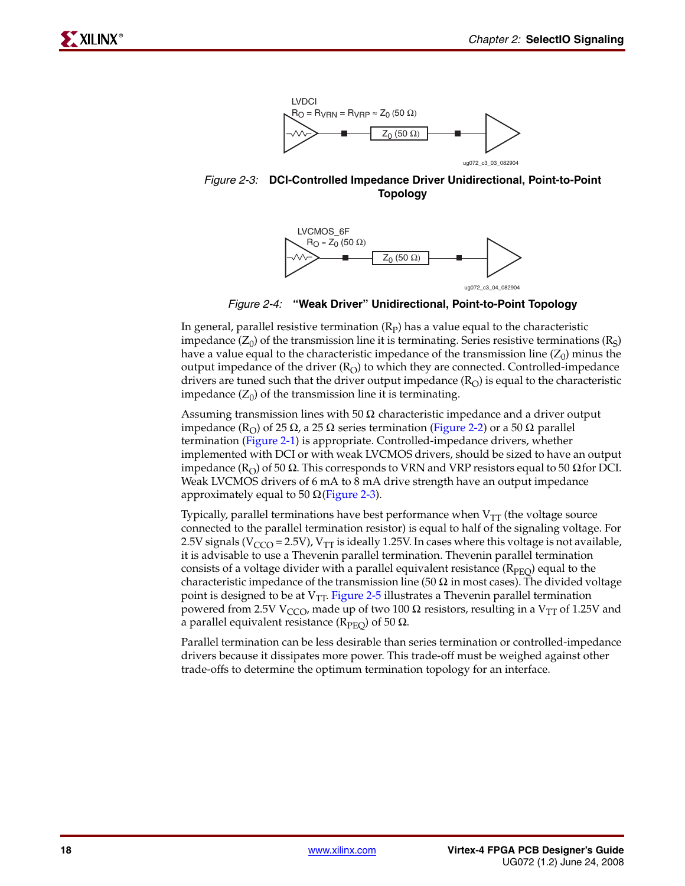*Figure 2-3:* **DCI-Controlled Impedance Driver Unidirectional, Point-to-Point Topology**

*Figure 2-4:* **"Weak Driver" Unidirectional, Point-to-Point Topology**

In general, parallel resistive termination ($R_P$) has a value equal to the characteristic impedance ($Z_0$) of the transmission line it is terminating. Series resistive terminations ($R_S$) have a value equal to the characteristic impedance of the transmission line ($Z_0$) minus the output impedance of the driver ($R_O$) to which they are connected. Controlled-impedance drivers are tuned such that the driver output impedance ($R_O$) is equal to the characteristic impedance ($Z_0$) of the transmission line it is terminating.

Assuming transmission lines with 50 Ω characteristic impedance and a driver output impedance ($R_O$) of 25 Ω, a 25 Ω series termination (Figure 2-2) or a 50 Ω parallel termination (Figure 2-1) is appropriate. Controlled-impedance drivers, whether implemented with DCI or with weak LVCMOS drivers, should be sized to have an output impedance ($R_O$) of 50 Ω. This corresponds to VRN and VRP resistors equal to 50 Ω for DCI. Weak LVCMOS drivers of 6 mA to 8 mA drive strength have an output impedance approximately equal to 50 Ω (Figure 2-3).

Typically, parallel terminations have best performance when $V_{TT}$ (the voltage source connected to the parallel termination resistor) is equal to half of the signaling voltage. For 2.5V signals ($V_{CCO}$ = 2.5V), $V_{TT}$ is ideally 1.25V. In cases where this voltage is not available, it is advisable to use a Thevenin parallel termination. Thevenin parallel termination consists of a voltage divider with a parallel equivalent resistance ($R_{PEQ}$) equal to the characteristic impedance of the transmission line (50 Ω in most cases). The divided voltage point is designed to be at $V_{TT}$. Figure 2-5 illustrates a Thevenin parallel termination powered from 2.5V $V_{CCO}$, made up of two 100 Ω resistors, resulting in a $V_{TT}$ of 1.25V and a parallel equivalent resistance ($R_{PEQ}$) of 50 Ω.

Parallel termination can be less desirable than series termination or controlled-impedance drivers because it dissipates more power. This trade-off must be weighed against other trade-offs to determine the optimum termination topology for an interface.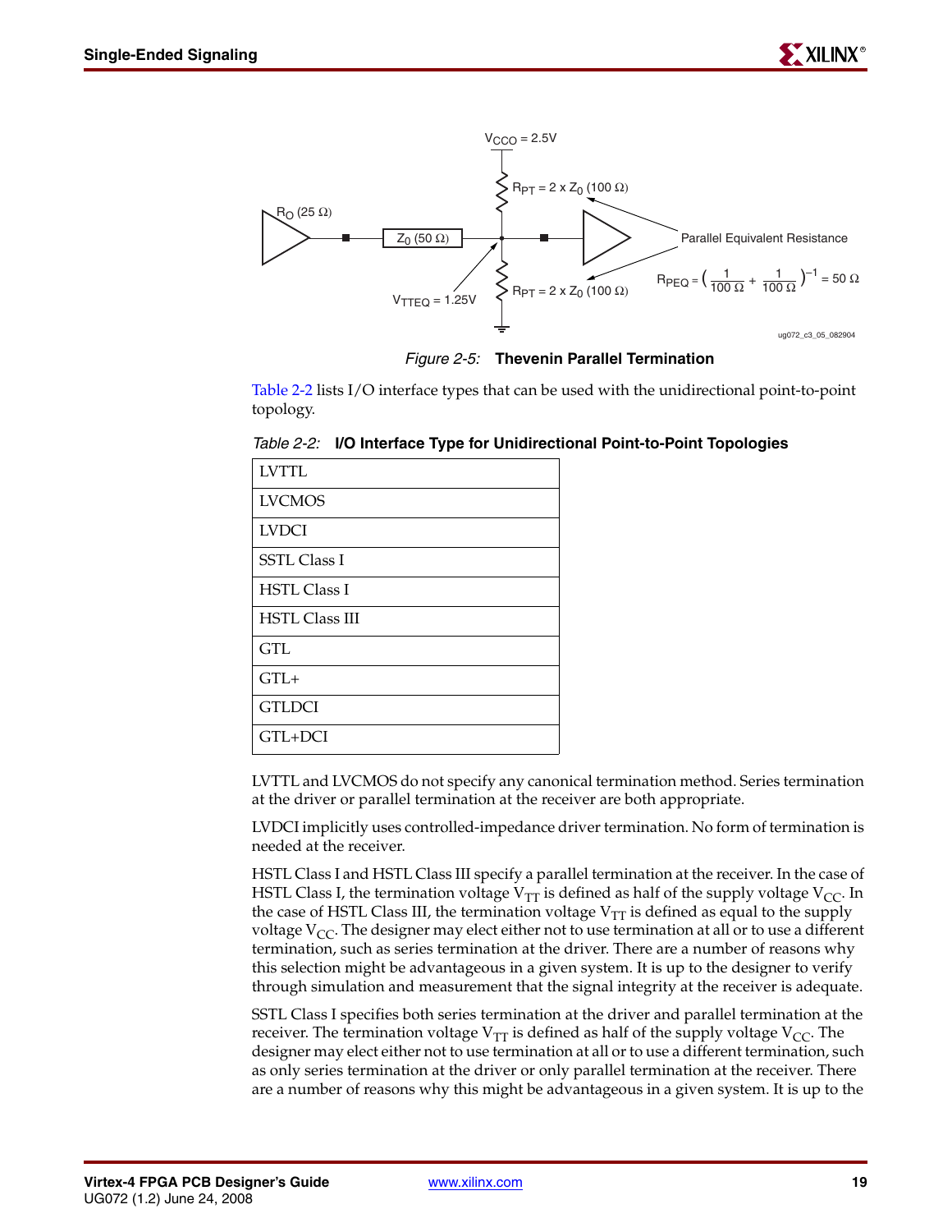*Figure 2-5:* **Thevenin Parallel Termination**

Table 2-2 lists I/O interface types that can be used with the unidirectional point-to-point topology.

*Table 2-2:* **I/O Interface Type for Unidirectional Point-to-Point Topologies**

| |
|---|
| LVTTL |
| LVCMOS |
| LVDCI |
| SSTL Class I |
| HSTL Class I |
| HSTL Class III |
| GTL |
| GTL+ |
| GTLDCI |
| GTL+DCI |

LVTTL and LVCMOS do not specify any canonical termination method. Series termination at the driver or parallel termination at the receiver are both appropriate.

LVDCI implicitly uses controlled-impedance driver termination. No form of termination is needed at the receiver.

HSTL Class I and HSTL Class III specify a parallel termination at the receiver. In the case of HSTL Class I, the termination voltage $V_{TT}$ is defined as half of the supply voltage $V_{CC}$. In the case of HSTL Class III, the termination voltage $V_{TT}$ is defined as equal to the supply voltage $V_{CC}$. The designer may elect either not to use termination at all or to use a different termination, such as series termination at the driver. There are a number of reasons why this selection might be advantageous in a given system. It is up to the designer to verify through simulation and measurement that the signal integrity at the receiver is adequate.

SSTL Class I specifies both series termination at the driver and parallel termination at the receiver. The termination voltage $V_{TT}$ is defined as half of the supply voltage $V_{CC}$. The designer may elect either not to use termination at all or to use a different termination, such as only series termination at the driver or only parallel termination at the receiver. There are a number of reasons why this might be advantageous in a given system. It is up to the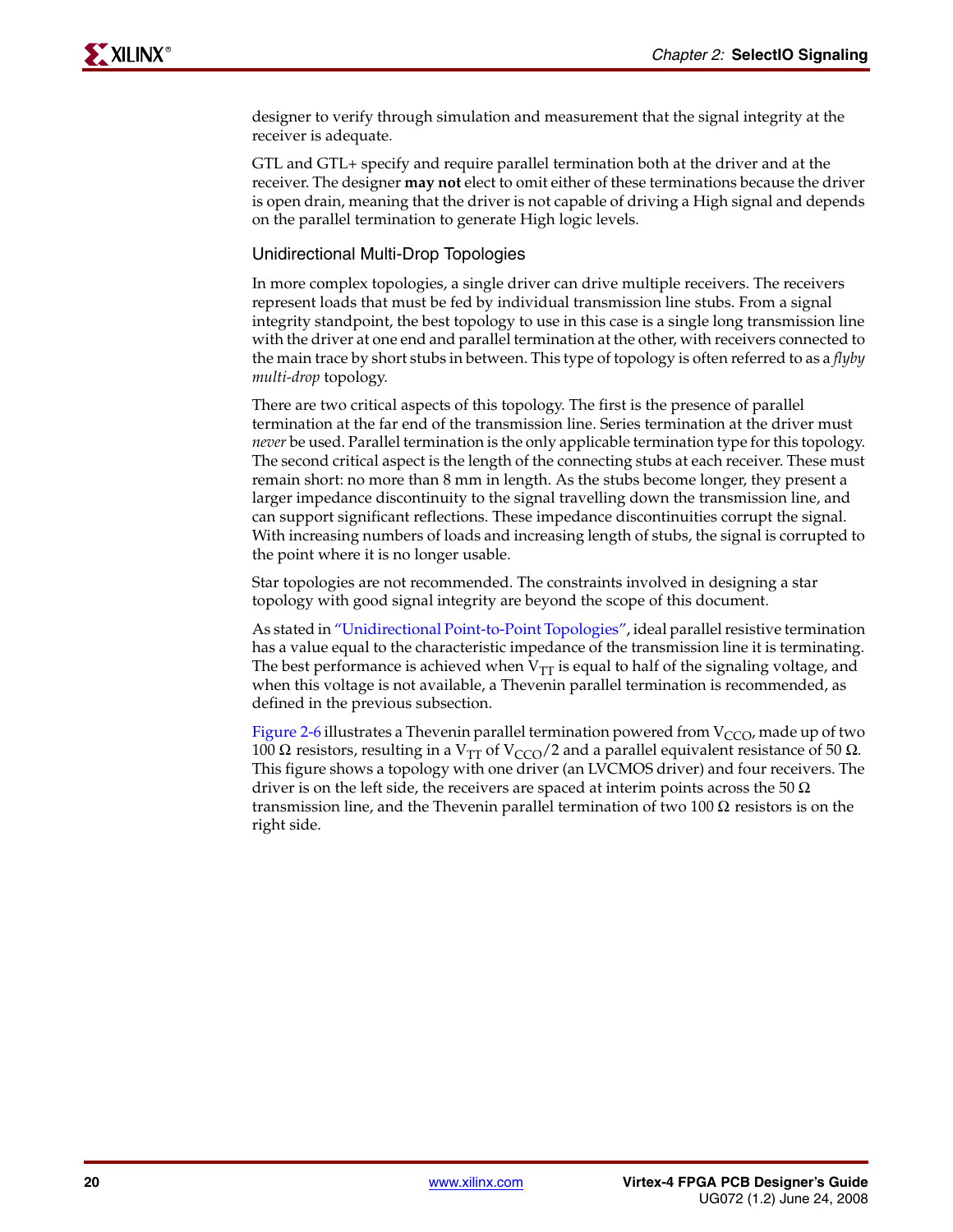designer to verify through simulation and measurement that the signal integrity at the receiver is adequate.

GTL and GTL+ specify and require parallel termination both at the driver and at the receiver. The designer **may not** elect to omit either of these terminations because the driver is open drain, meaning that the driver is not capable of driving a High signal and depends on the parallel termination to generate High logic levels.

### Unidirectional Multi-Drop Topologies

In more complex topologies, a single driver can drive multiple receivers. The receivers represent loads that must be fed by individual transmission line stubs. From a signal integrity standpoint, the best topology to use in this case is a single long transmission line with the driver at one end and parallel termination at the other, with receivers connected to the main trace by short stubs in between. This type of topology is often referred to as a *flyby multi-drop* topology.

There are two critical aspects of this topology. The first is the presence of parallel termination at the far end of the transmission line. Series termination at the driver must *never* be used. Parallel termination is the only applicable termination type for this topology. The second critical aspect is the length of the connecting stubs at each receiver. These must remain short: no more than 8 mm in length. As the stubs become longer, they present a larger impedance discontinuity to the signal travelling down the transmission line, and can support significant reflections. These impedance discontinuities corrupt the signal. With increasing numbers of loads and increasing length of stubs, the signal is corrupted to the point where it is no longer usable.

Star topologies are not recommended. The constraints involved in designing a star topology with good signal integrity are beyond the scope of this document.

As stated in "Unidirectional Point-to-Point Topologies", ideal parallel resistive termination has a value equal to the characteristic impedance of the transmission line it is terminating. The best performance is achieved when $V_{TT}$ is equal to half of the signaling voltage, and when this voltage is not available, a Thevenin parallel termination is recommended, as defined in the previous subsection.

Figure 2-6 illustrates a Thevenin parallel termination powered from $V_{CCO}$, made up of two 100 Ω resistors, resulting in a $V_{TT}$ of $V_{CCO}/2$ and a parallel equivalent resistance of 50 Ω. This figure shows a topology with one driver (an LVCMOS driver) and four receivers. The driver is on the left side, the receivers are spaced at interim points across the 50 Ω transmission line, and the Thevenin parallel termination of two 100 Ω resistors is on the right side.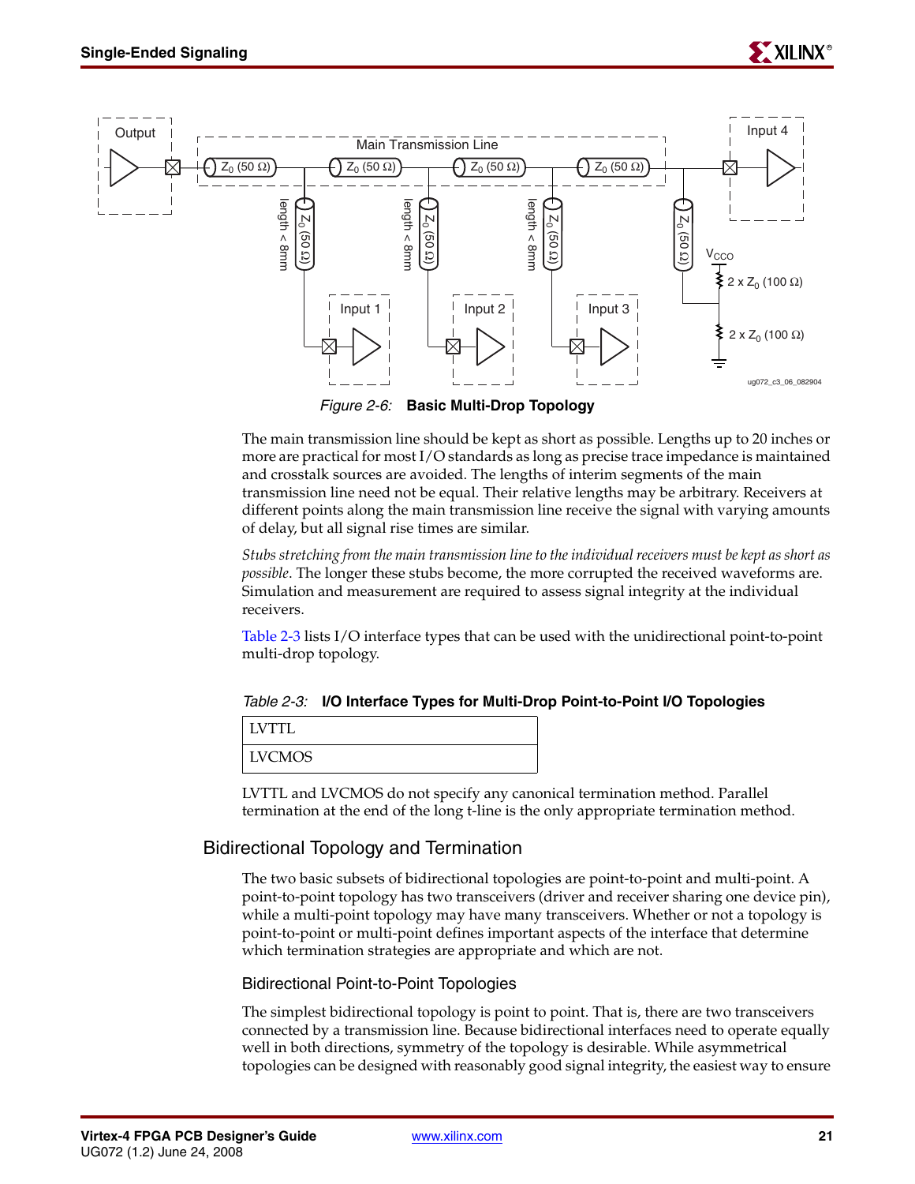Figure 2-6: **Basic Multi-Drop Topology**

The main transmission line should be kept as short as possible. Lengths up to 20 inches or more are practical for most I/O standards as long as precise trace impedance is maintained and crosstalk sources are avoided. The lengths of interim segments of the main transmission line need not be equal. Their relative lengths may be arbitrary. Receivers at different points along the main transmission line receive the signal with varying amounts of delay, but all signal rise times are similar.

*Stubs stretching from the main transmission line to the individual receivers must be kept as short as possible*. The longer these stubs become, the more corrupted the received waveforms are. Simulation and measurement are required to assess signal integrity at the individual receivers.

Table 2-3 lists I/O interface types that can be used with the unidirectional point-to-point multi-drop topology.

*Table 2-3:* **I/O Interface Types for Multi-Drop Point-to-Point I/O Topologies**

| LVTTL |
|---|
| LVCMOS |

LVTTL and LVCMOS do not specify any canonical termination method. Parallel termination at the end of the long t-line is the only appropriate termination method.

## Bidirectional Topology and Termination

The two basic subsets of bidirectional topologies are point-to-point and multi-point. A point-to-point topology has two transceivers (driver and receiver sharing one device pin), while a multi-point topology may have many transceivers. Whether or not a topology is point-to-point or multi-point defines important aspects of the interface that determine which termination strategies are appropriate and which are not.

### Bidirectional Point-to-Point Topologies

The simplest bidirectional topology is point to point. That is, there are two transceivers connected by a transmission line. Because bidirectional interfaces need to operate equally well in both directions, symmetry of the topology is desirable. While asymmetrical topologies can be designed with reasonably good signal integrity, the easiest way to ensure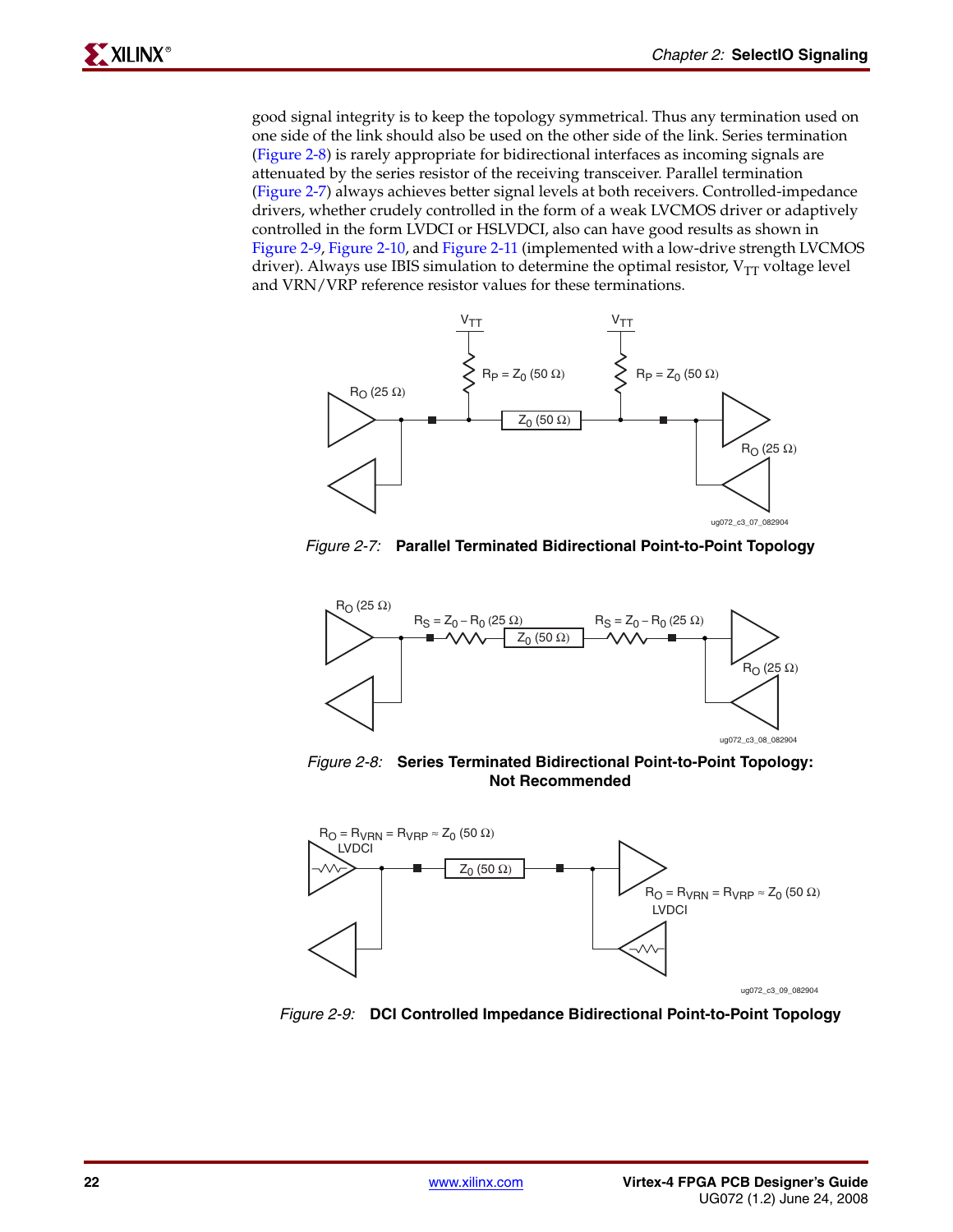good signal integrity is to keep the topology symmetrical. Thus any termination used on one side of the link should also be used on the other side of the link. Series termination (Figure 2-8) is rarely appropriate for bidirectional interfaces as incoming signals are attenuated by the series resistor of the receiving transceiver. Parallel termination (Figure 2-7) always achieves better signal levels at both receivers. Controlled-impedance drivers, whether crudely controlled in the form of a weak LVCMOS driver or adaptively controlled in the form LVDCI or HSLVDCI, also can have good results as shown in Figure 2-9, Figure 2-10, and Figure 2-11 (implemented with a low-drive strength LVCMOS driver). Always use IBIS simulation to determine the optimal resistor, $V_{TT}$ voltage level and VRN/VRP reference resistor values for these terminations.

*Figure 2-7:* **Parallel Terminated Bidirectional Point-to-Point Topology**

*Figure 2-8:* **Series Terminated Bidirectional Point-to-Point Topology: Not Recommended**

*Figure 2-9:* **DCI Controlled Impedance Bidirectional Point-to-Point Topology**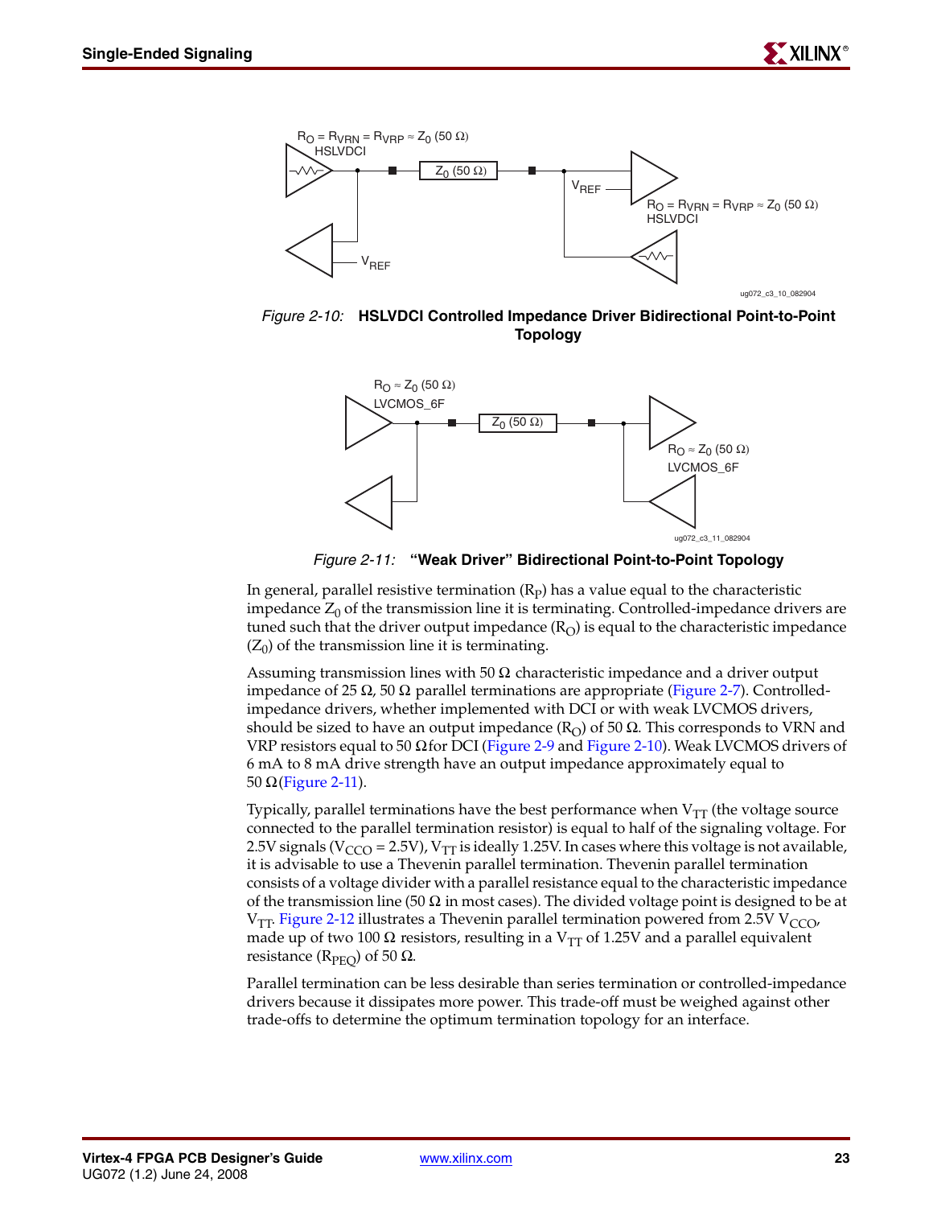*Figure 2-10:* **HSLVDCI Controlled Impedance Driver Bidirectional Point-to-Point Topology**

*Figure 2-11:* **"Weak Driver" Bidirectional Point-to-Point Topology**

In general, parallel resistive termination ($R_P$) has a value equal to the characteristic impedance $Z_0$ of the transmission line it is terminating. Controlled-impedance drivers are tuned such that the driver output impedance ($R_O$) is equal to the characteristic impedance ($Z_0$) of the transmission line it is terminating.

Assuming transmission lines with 50 Ω characteristic impedance and a driver output impedance of 25 Ω, 50 Ω parallel terminations are appropriate (Figure 2-7). Controlled-impedance drivers, whether implemented with DCI or with weak LVCMOS drivers, should be sized to have an output impedance ($R_O$) of 50 Ω. This corresponds to VRN and VRP resistors equal to 50 Ω for DCI (Figure 2-9 and Figure 2-10). Weak LVCMOS drivers of 6 mA to 8 mA drive strength have an output impedance approximately equal to 50 Ω (Figure 2-11).

Typically, parallel terminations have the best performance when $V_{TT}$ (the voltage source connected to the parallel termination resistor) is equal to half of the signaling voltage. For 2.5V signals ($V_{CCO}$ = 2.5V), $V_{TT}$ is ideally 1.25V. In cases where this voltage is not available, it is advisable to use a Thevenin parallel termination. Thevenin parallel termination consists of a voltage divider with a parallel resistance equal to the characteristic impedance of the transmission line (50 Ω in most cases). The divided voltage point is designed to be at $V_{TT}$. Figure 2-12 illustrates a Thevenin parallel termination powered from 2.5V $V_{CCO}$, made up of two 100 Ω resistors, resulting in a $V_{TT}$ of 1.25V and a parallel equivalent resistance ($R_{PEQ}$) of 50 Ω.

Parallel termination can be less desirable than series termination or controlled-impedance drivers because it dissipates more power. This trade-off must be weighed against other trade-offs to determine the optimum termination topology for an interface.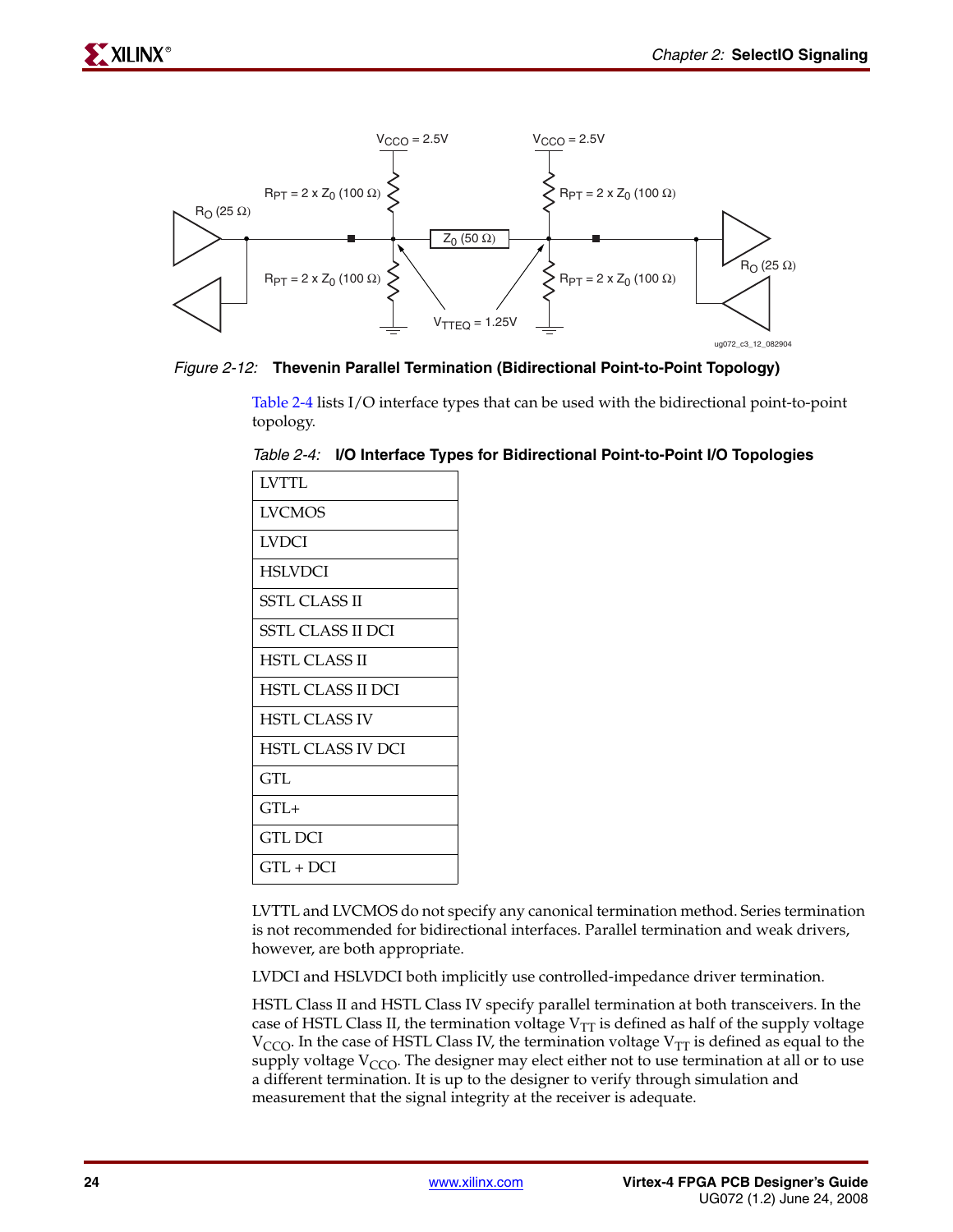*Figure 2-12:* **Thevenin Parallel Termination (Bidirectional Point-to-Point Topology)**

Table 2-4 lists I/O interface types that can be used with the bidirectional point-to-point topology.

*Table 2-4:* **I/O Interface Types for Bidirectional Point-to-Point I/O Topologies**

| |
|---|
| LVTTL |
| LVCMOS |
| LVDCI |
| HSLVDCI |
| SSTL CLASS II |
| SSTL CLASS II DCI |
| HSTL CLASS II |
| HSTL CLASS II DCI |
| HSTL CLASS IV |
| HSTL CLASS IV DCI |
| GTL |
| GTL+ |
| GTL DCI |
| GTL + DCI |

LVTTL and LVCMOS do not specify any canonical termination method. Series termination is not recommended for bidirectional interfaces. Parallel termination and weak drivers, however, are both appropriate.

LVDCI and HSLVDCI both implicitly use controlled-impedance driver termination.

HSTL Class II and HSTL Class IV specify parallel termination at both transceivers. In the case of HSTL Class II, the termination voltage $V_{TT}$ is defined as half of the supply voltage $V_{CCO}$. In the case of HSTL Class IV, the termination voltage $V_{TT}$ is defined as equal to the supply voltage $V_{CCO}$. The designer may elect either not to use termination at all or to use a different termination. It is up to the designer to verify through simulation and measurement that the signal integrity at the receiver is adequate.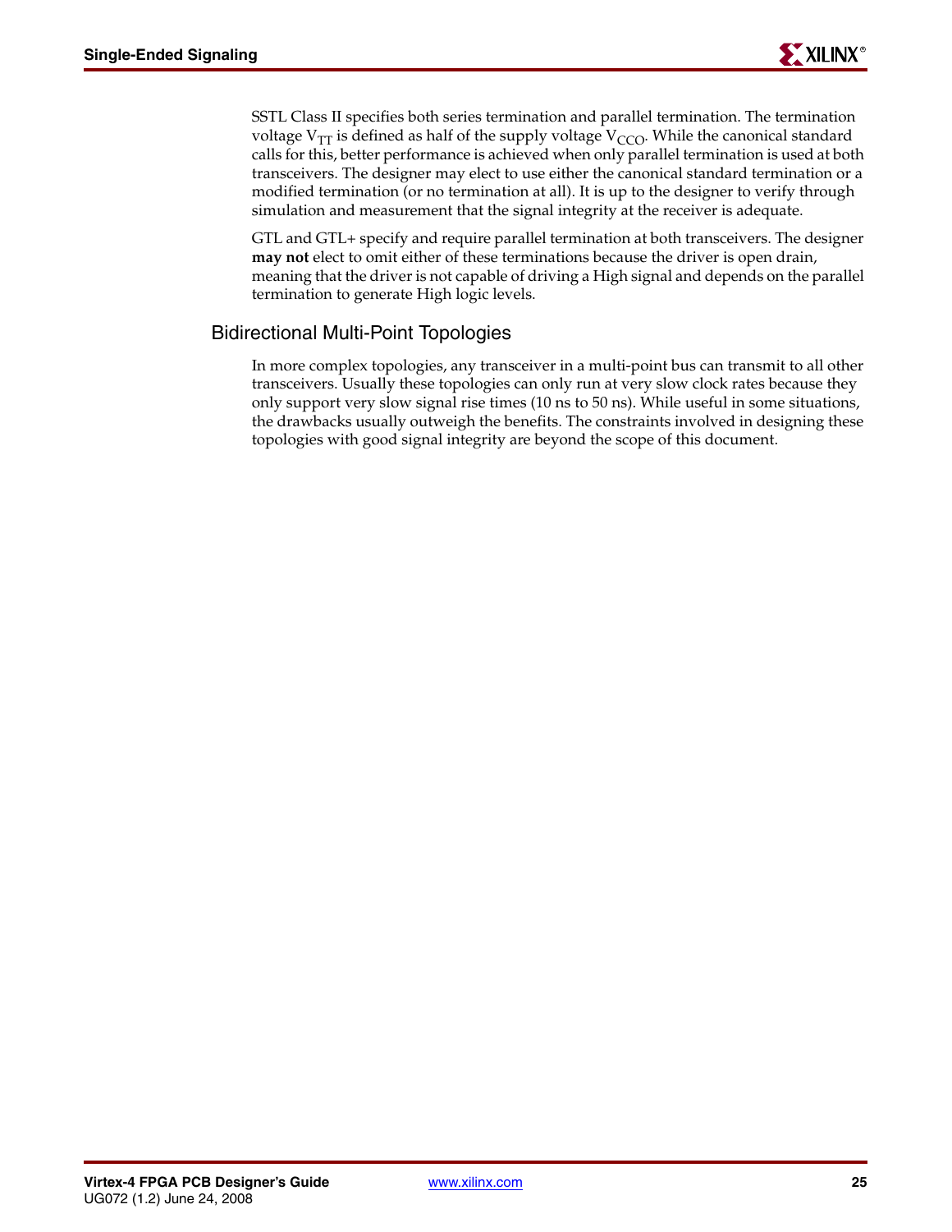SSTL Class II specifies both series termination and parallel termination. The termination voltage $V_{TT}$ is defined as half of the supply voltage $V_{CCO}$. While the canonical standard calls for this, better performance is achieved when only parallel termination is used at both transceivers. The designer may elect to use either the canonical standard termination or a modified termination (or no termination at all). It is up to the designer to verify through simulation and measurement that the signal integrity at the receiver is adequate.

GTL and GTL+ specify and require parallel termination at both transceivers. The designer **may not** elect to omit either of these terminations because the driver is open drain, meaning that the driver is not capable of driving a High signal and depends on the parallel termination to generate High logic levels.

### Bidirectional Multi-Point Topologies

In more complex topologies, any transceiver in a multi-point bus can transmit to all other transceivers. Usually these topologies can only run at very slow clock rates because they only support very slow signal rise times (10 ns to 50 ns). While useful in some situations, the drawbacks usually outweigh the benefits. The constraints involved in designing these topologies with good signal integrity are beyond the scope of this document.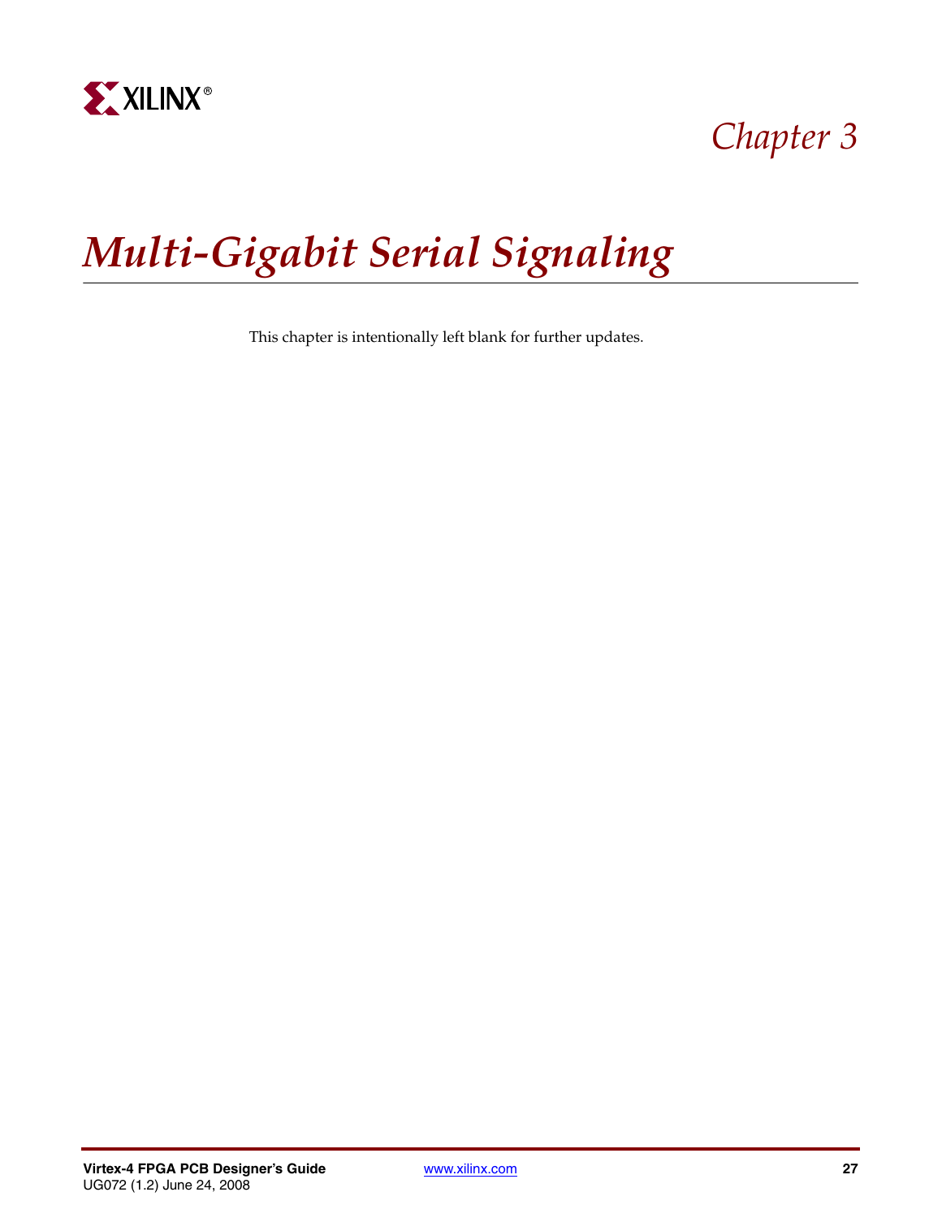# Chapter 3

# Multi-Gigabit Serial Signaling

This chapter is intentionally left blank for further updates.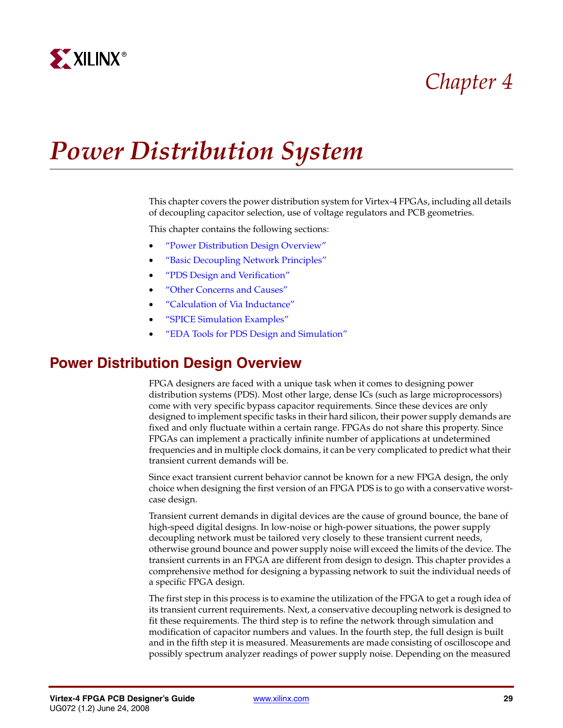# Chapter 4

# Power Distribution System

This chapter covers the power distribution system for Virtex-4 FPGAs, including all details of decoupling capacitor selection, use of voltage regulators and PCB geometries.

This chapter contains the following sections:

- "Power Distribution Design Overview"
- "Basic Decoupling Network Principles"
- "PDS Design and Verification"
- "Other Concerns and Causes"
- "Calculation of Via Inductance"
- "SPICE Simulation Examples"
- "EDA Tools for PDS Design and Simulation"

## Power Distribution Design Overview

FPGA designers are faced with a unique task when it comes to designing power distribution systems (PDS). Most other large, dense ICs (such as large microprocessors) come with very specific bypass capacitor requirements. Since these devices are only designed to implement specific tasks in their hard silicon, their power supply demands are fixed and only fluctuate within a certain range. FPGAs do not share this property. Since FPGAs can implement a practically infinite number of applications at undetermined frequencies and in multiple clock domains, it can be very complicated to predict what their transient current demands will be.

Since exact transient current behavior cannot be known for a new FPGA design, the only choice when designing the first version of an FPGA PDS is to go with a conservative worst-case design.

Transient current demands in digital devices are the cause of ground bounce, the bane of high-speed digital designs. In low-noise or high-power situations, the power supply decoupling network must be tailored very closely to these transient current needs, otherwise ground bounce and power supply noise will exceed the limits of the device. The transient currents in an FPGA are different from design to design. This chapter provides a comprehensive method for designing a bypassing network to suit the individual needs of a specific FPGA design.

The first step in this process is to examine the utilization of the FPGA to get a rough idea of its transient current requirements. Next, a conservative decoupling network is designed to fit these requirements. The third step is to refine the network through simulation and modification of capacitor numbers and values. In the fourth step, the full design is built and in the fifth step it is measured. Measurements are made consisting of oscilloscope and possibly spectrum analyzer readings of power supply noise. Depending on the measured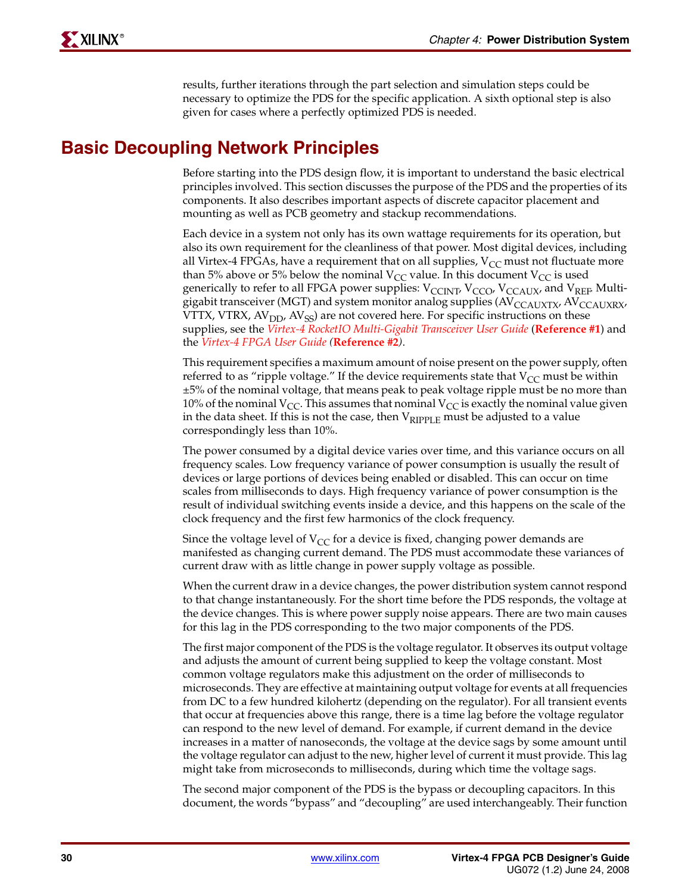results, further iterations through the part selection and simulation steps could be necessary to optimize the PDS for the specific application. A sixth optional step is also given for cases where a perfectly optimized PDS is needed.

## Basic Decoupling Network Principles

Before starting into the PDS design flow, it is important to understand the basic electrical principles involved. This section discusses the purpose of the PDS and the properties of its components. It also describes important aspects of discrete capacitor placement and mounting as well as PCB geometry and stackup recommendations.

Each device in a system not only has its own wattage requirements for its operation, but also its own requirement for the cleanliness of that power. Most digital devices, including all Virtex-4 FPGAs, have a requirement that on all supplies, $V_{CC}$ must not fluctuate more than 5% above or 5% below the nominal $V_{CC}$ value. In this document $V_{CC}$ is used generically to refer to all FPGA power supplies: $V_{CCINT}$, $V_{CCO}$, $V_{CCAUX}$, and $V_{REF}$. Multi-gigabit transceiver (MGT) and system monitor analog supplies ($AV_{CCAUXTX}$, $AV_{CCAUXRX}$, VTTX, VTRX, $AV_{DD}$, $AV_{SS}$) are not covered here. For specific instructions on these supplies, see the *Virtex-4 RocketIO Multi-Gigabit Transceiver User Guide* (**Reference #1**) and the *Virtex-4 FPGA User Guide* (**Reference #2**).

This requirement specifies a maximum amount of noise present on the power supply, often referred to as "ripple voltage." If the device requirements state that $V_{CC}$ must be within ±5% of the nominal voltage, that means peak to peak voltage ripple must be no more than 10% of the nominal $V_{CC}$. This assumes that nominal $V_{CC}$ is exactly the nominal value given in the data sheet. If this is not the case, then $V_{RIPPLE}$ must be adjusted to a value correspondingly less than 10%.

The power consumed by a digital device varies over time, and this variance occurs on all frequency scales. Low frequency variance of power consumption is usually the result of devices or large portions of devices being enabled or disabled. This can occur on time scales from milliseconds to days. High frequency variance of power consumption is the result of individual switching events inside a device, and this happens on the scale of the clock frequency and the first few harmonics of the clock frequency.

Since the voltage level of $V_{CC}$ for a device is fixed, changing power demands are manifested as changing current demand. The PDS must accommodate these variances of current draw with as little change in power supply voltage as possible.

When the current draw in a device changes, the power distribution system cannot respond to that change instantaneously. For the short time before the PDS responds, the voltage at the device changes. This is where power supply noise appears. There are two main causes for this lag in the PDS corresponding to the two major components of the PDS.

The first major component of the PDS is the voltage regulator. It observes its output voltage and adjusts the amount of current being supplied to keep the voltage constant. Most common voltage regulators make this adjustment on the order of milliseconds to microseconds. They are effective at maintaining output voltage for events at all frequencies from DC to a few hundred kilohertz (depending on the regulator). For all transient events that occur at frequencies above this range, there is a time lag before the voltage regulator can respond to the new level of demand. For example, if current demand in the device increases in a matter of nanoseconds, the voltage at the device sags by some amount until the voltage regulator can adjust to the new, higher level of current it must provide. This lag might take from microseconds to milliseconds, during which time the voltage sags.

The second major component of the PDS is the bypass or decoupling capacitors. In this document, the words "bypass" and "decoupling" are used interchangeably. Their function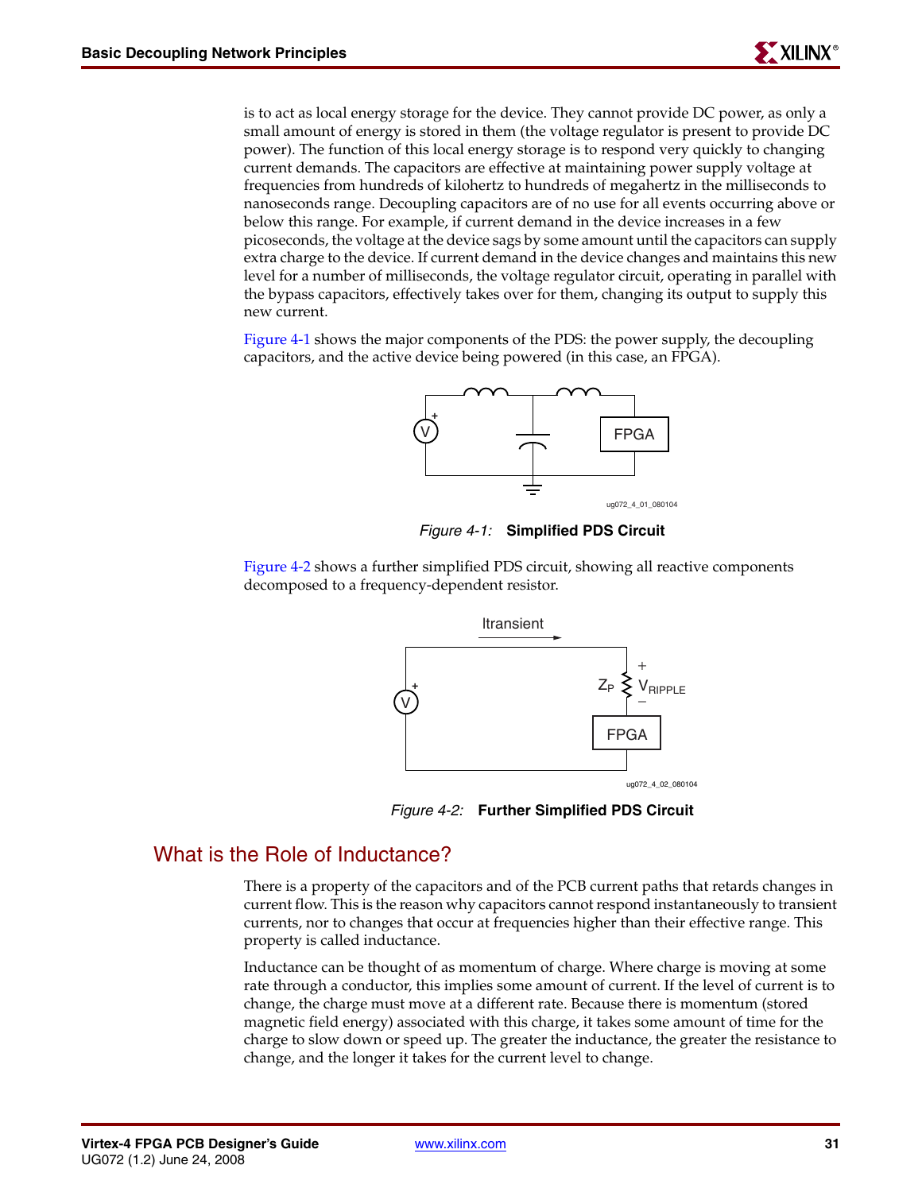is to act as local energy storage for the device. They cannot provide DC power, as only a small amount of energy is stored in them (the voltage regulator is present to provide DC power). The function of this local energy storage is to respond very quickly to changing current demands. The capacitors are effective at maintaining power supply voltage at frequencies from hundreds of kilohertz to hundreds of megahertz in the milliseconds to nanoseconds range. Decoupling capacitors are of no use for all events occurring above or below this range. For example, if current demand in the device increases in a few picoseconds, the voltage at the device sags by some amount until the capacitors can supply extra charge to the device. If current demand in the device changes and maintains this new level for a number of milliseconds, the voltage regulator circuit, operating in parallel with the bypass capacitors, effectively takes over for them, changing its output to supply this new current.

Figure 4-1 shows the major components of the PDS: the power supply, the decoupling capacitors, and the active device being powered (in this case, an FPGA).

*Figure 4-1:* **Simplified PDS Circuit**

Figure 4-2 shows a further simplified PDS circuit, showing all reactive components decomposed to a frequency-dependent resistor.

*Figure 4-2:* **Further Simplified PDS Circuit**

## What is the Role of Inductance?

There is a property of the capacitors and of the PCB current paths that retards changes in current flow. This is the reason why capacitors cannot respond instantaneously to transient currents, nor to changes that occur at frequencies higher than their effective range. This property is called inductance.

Inductance can be thought of as momentum of charge. Where charge is moving at some rate through a conductor, this implies some amount of current. If the level of current is to change, the charge must move at a different rate. Because there is momentum (stored magnetic field energy) associated with this charge, it takes some amount of time for the charge to slow down or speed up. The greater the inductance, the greater the resistance to change, and the longer it takes for the current level to change.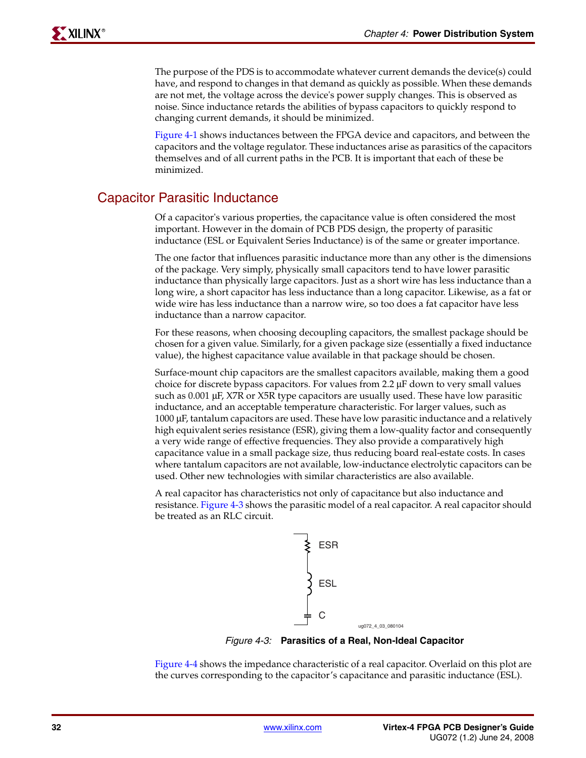The purpose of the PDS is to accommodate whatever current demands the device(s) could have, and respond to changes in that demand as quickly as possible. When these demands are not met, the voltage across the device's power supply changes. This is observed as noise. Since inductance retards the abilities of bypass capacitors to quickly respond to changing current demands, it should be minimized.

Figure 4-1 shows inductances between the FPGA device and capacitors, and between the capacitors and the voltage regulator. These inductances arise as parasitics of the capacitors themselves and of all current paths in the PCB. It is important that each of these be minimized.

## Capacitor Parasitic Inductance

Of a capacitor's various properties, the capacitance value is often considered the most important. However in the domain of PCB PDS design, the property of parasitic inductance (ESL or Equivalent Series Inductance) is of the same or greater importance.

The one factor that influences parasitic inductance more than any other is the dimensions of the package. Very simply, physically small capacitors tend to have lower parasitic inductance than physically large capacitors. Just as a short wire has less inductance than a long wire, a short capacitor has less inductance than a long capacitor. Likewise, as a fat or wide wire has less inductance than a narrow wire, so too does a fat capacitor have less inductance than a narrow capacitor.

For these reasons, when choosing decoupling capacitors, the smallest package should be chosen for a given value. Similarly, for a given package size (essentially a fixed inductance value), the highest capacitance value available in that package should be chosen.

Surface-mount chip capacitors are the smallest capacitors available, making them a good choice for discrete bypass capacitors. For values from 2.2 µF down to very small values such as 0.001 µF, X7R or X5R type capacitors are usually used. These have low parasitic inductance, and an acceptable temperature characteristic. For larger values, such as 1000 µF, tantalum capacitors are used. These have low parasitic inductance and a relatively high equivalent series resistance (ESR), giving them a low-quality factor and consequently a very wide range of effective frequencies. They also provide a comparatively high capacitance value in a small package size, thus reducing board real-estate costs. In cases where tantalum capacitors are not available, low-inductance electrolytic capacitors can be used. Other new technologies with similar characteristics are also available.

A real capacitor has characteristics not only of capacitance but also inductance and resistance. Figure 4-3 shows the parasitic model of a real capacitor. A real capacitor should be treated as an RLC circuit.

ESR

ESL

C

ug072_4_03_080104

*Figure 4-3:* **Parasitics of a Real, Non-Ideal Capacitor**

Figure 4-4 shows the impedance characteristic of a real capacitor. Overlaid on this plot are the curves corresponding to the capacitor's capacitance and parasitic inductance (ESL).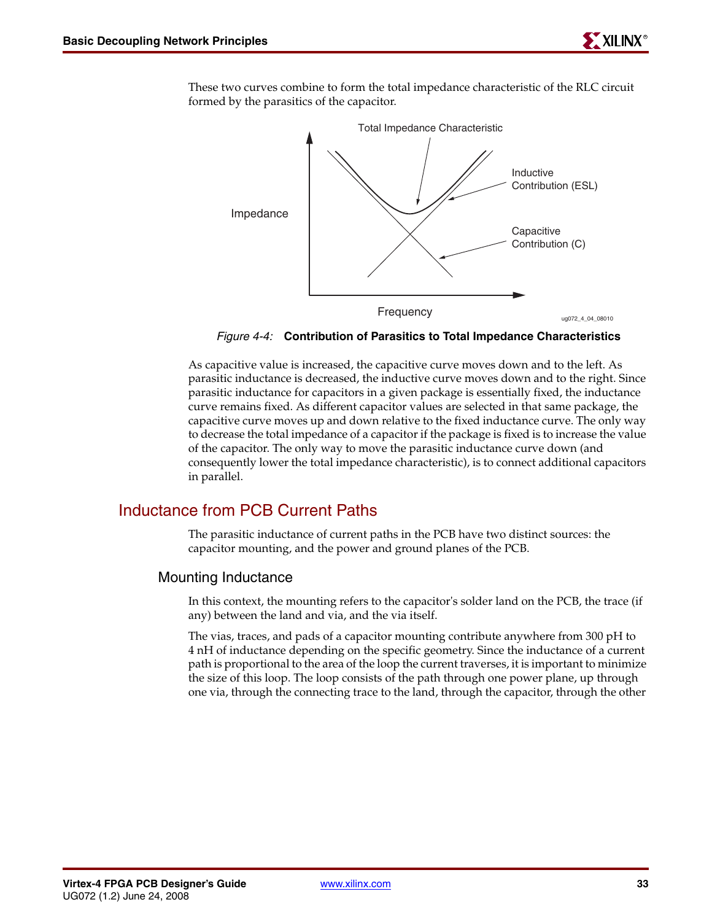These two curves combine to form the total impedance characteristic of the RLC circuit formed by the parasitics of the capacitor.

*Figure 4-4:* **Contribution of Parasitics to Total Impedance Characteristics**

As capacitive value is increased, the capacitive curve moves down and to the left. As parasitic inductance is decreased, the inductive curve moves down and to the right. Since parasitic inductance for capacitors in a given package is essentially fixed, the inductance curve remains fixed. As different capacitor values are selected in that same package, the capacitive curve moves up and down relative to the fixed inductance curve. The only way to decrease the total impedance of a capacitor if the package is fixed is to increase the value of the capacitor. The only way to move the parasitic inductance curve down (and consequently lower the total impedance characteristic), is to connect additional capacitors in parallel.

## Inductance from PCB Current Paths

The parasitic inductance of current paths in the PCB have two distinct sources: the capacitor mounting, and the power and ground planes of the PCB.

### Mounting Inductance

In this context, the mounting refers to the capacitor's solder land on the PCB, the trace (if any) between the land and via, and the via itself.

The vias, traces, and pads of a capacitor mounting contribute anywhere from 300 pH to 4 nH of inductance depending on the specific geometry. Since the inductance of a current path is proportional to the area of the loop the current traverses, it is important to minimize the size of this loop. The loop consists of the path through one power plane, up through one via, through the connecting trace to the land, through the capacitor, through the other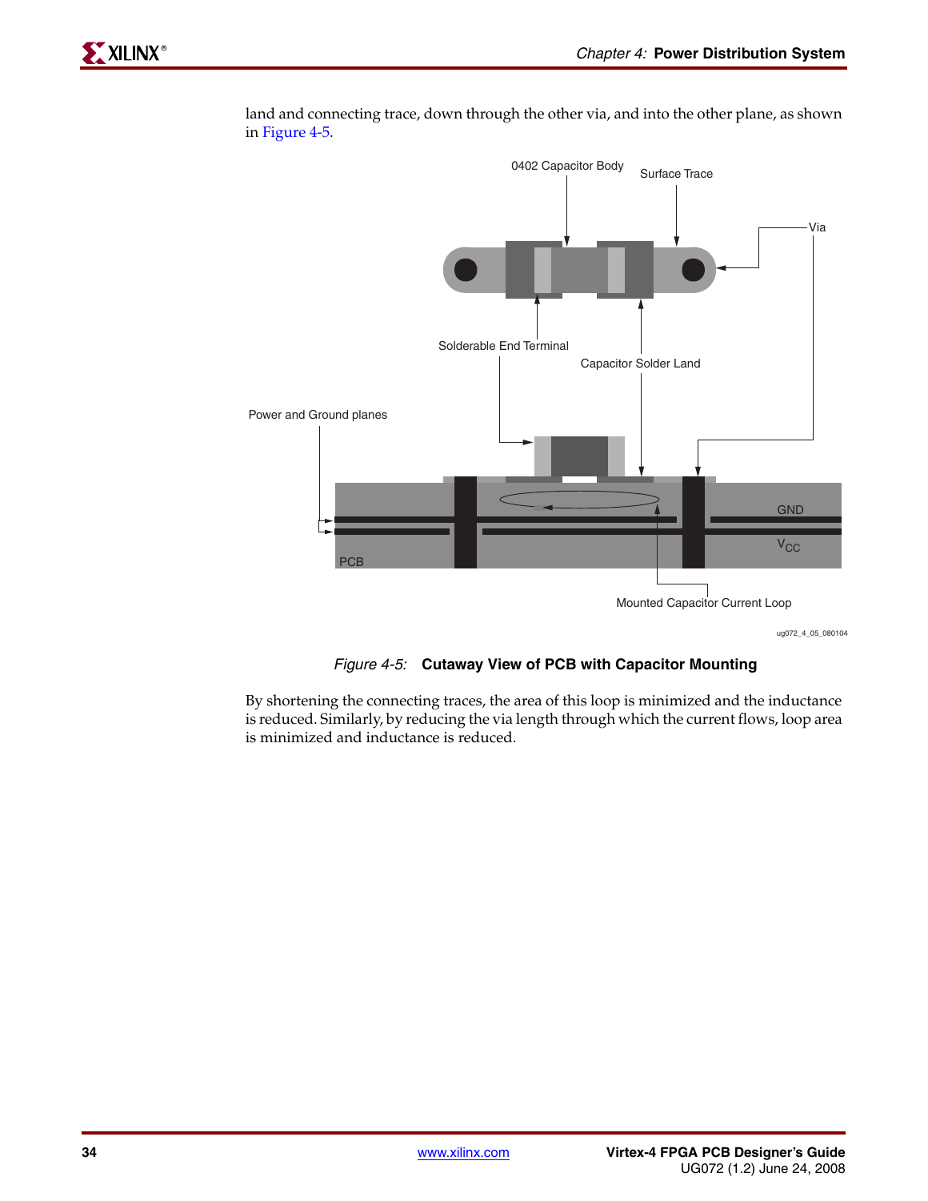land and connecting trace, down through the other via, and into the other plane, as shown in Figure 4-5.

*Figure 4-5:* **Cutaway View of PCB with Capacitor Mounting**

By shortening the connecting traces, the area of this loop is minimized and the inductance is reduced. Similarly, by reducing the via length through which the current flows, loop area is minimized and inductance is reduced.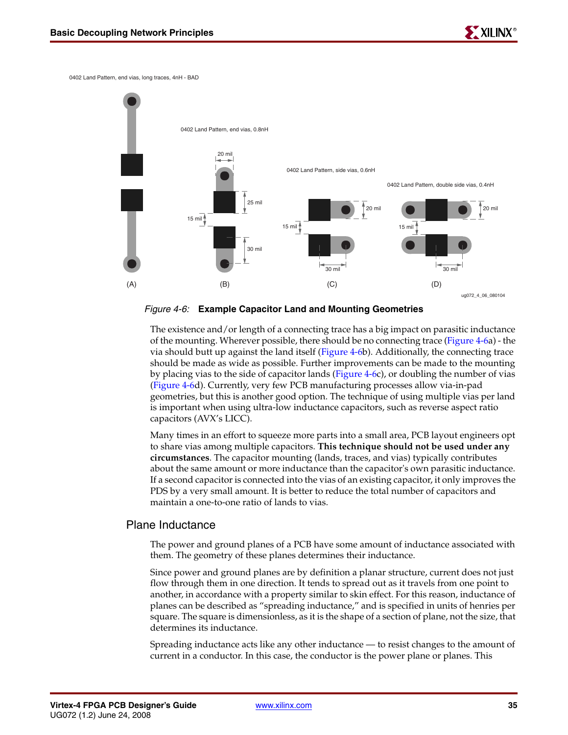0402 Land Pattern, end vias, long traces, 4nH - BAD

0402 Land Pattern, end vias, 0.8nH

0402 Land Pattern, side vias, 0.6nH

0402 Land Pattern, double side vias, 0.4nH

(A) (B) (C) (D)

*Figure 4-6:* **Example Capacitor Land and Mounting Geometries**

The existence and/or length of a connecting trace has a big impact on parasitic inductance of the mounting. Wherever possible, there should be no connecting trace (Figure 4-6a) - the via should butt up against the land itself (Figure 4-6b). Additionally, the connecting trace should be made as wide as possible. Further improvements can be made to the mounting by placing vias to the side of capacitor lands (Figure 4-6c), or doubling the number of vias (Figure 4-6d). Currently, very few PCB manufacturing processes allow via-in-pad geometries, but this is another good option. The technique of using multiple vias per land is important when using ultra-low inductance capacitors, such as reverse aspect ratio capacitors (AVX's LICC).

Many times in an effort to squeeze more parts into a small area, PCB layout engineers opt to share vias among multiple capacitors. **This technique should not be used under any circumstances**. The capacitor mounting (lands, traces, and vias) typically contributes about the same amount or more inductance than the capacitor's own parasitic inductance. If a second capacitor is connected into the vias of an existing capacitor, it only improves the PDS by a very small amount. It is better to reduce the total number of capacitors and maintain a one-to-one ratio of lands to vias.

## Plane Inductance

The power and ground planes of a PCB have some amount of inductance associated with them. The geometry of these planes determines their inductance.

Since power and ground planes are by definition a planar structure, current does not just flow through them in one direction. It tends to spread out as it travels from one point to another, in accordance with a property similar to skin effect. For this reason, inductance of planes can be described as "spreading inductance," and is specified in units of henries per square. The square is dimensionless, as it is the shape of a section of plane, not the size, that determines its inductance.

Spreading inductance acts like any other inductance — to resist changes to the amount of current in a conductor. In this case, the conductor is the power plane or planes. This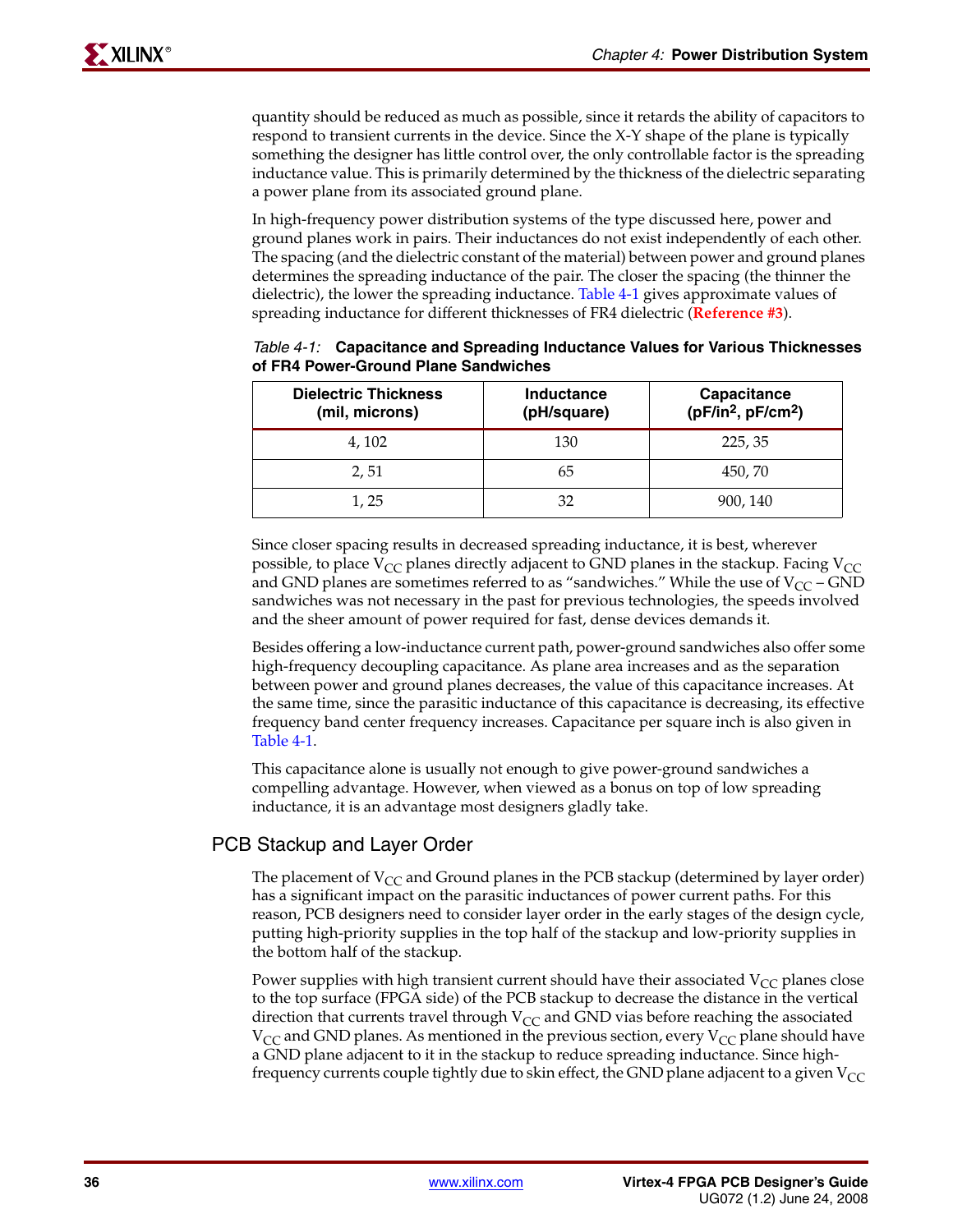quantity should be reduced as much as possible, since it retards the ability of capacitors to respond to transient currents in the device. Since the X-Y shape of the plane is typically something the designer has little control over, the only controllable factor is the spreading inductance value. This is primarily determined by the thickness of the dielectric separating a power plane from its associated ground plane.

In high-frequency power distribution systems of the type discussed here, power and ground planes work in pairs. Their inductances do not exist independently of each other. The spacing (and the dielectric constant of the material) between power and ground planes determines the spreading inductance of the pair. The closer the spacing (the thinner the dielectric), the lower the spreading inductance. Table 4-1 gives approximate values of spreading inductance for different thicknesses of FR4 dielectric (**Reference #3**).

*Table 4-1:* **Capacitance and Spreading Inductance Values for Various Thicknesses of FR4 Power-Ground Plane Sandwiches**

| Dielectric Thickness (mil, microns) | Inductance (pH/square) | Capacitance ($pF/in^2$, $pF/cm^2$) |
|---|---|---|
| 4, 102 | 130 | 225, 35 |
| 2, 51 | 65 | 450, 70 |
| 1, 25 | 32 | 900, 140 |

Since closer spacing results in decreased spreading inductance, it is best, wherever possible, to place $V_{CC}$ planes directly adjacent to GND planes in the stackup. Facing $V_{CC}$ and GND planes are sometimes referred to as "sandwiches." While the use of $V_{CC}$ – GND sandwiches was not necessary in the past for previous technologies, the speeds involved and the sheer amount of power required for fast, dense devices demands it.

Besides offering a low-inductance current path, power-ground sandwiches also offer some high-frequency decoupling capacitance. As plane area increases and as the separation between power and ground planes decreases, the value of this capacitance increases. At the same time, since the parasitic inductance of this capacitance is decreasing, its effective frequency band center frequency increases. Capacitance per square inch is also given in Table 4-1.

This capacitance alone is usually not enough to give power-ground sandwiches a compelling advantage. However, when viewed as a bonus on top of low spreading inductance, it is an advantage most designers gladly take.

## PCB Stackup and Layer Order

The placement of $V_{CC}$ and Ground planes in the PCB stackup (determined by layer order) has a significant impact on the parasitic inductances of power current paths. For this reason, PCB designers need to consider layer order in the early stages of the design cycle, putting high-priority supplies in the top half of the stackup and low-priority supplies in the bottom half of the stackup.

Power supplies with high transient current should have their associated $V_{CC}$ planes close to the top surface (FPGA side) of the PCB stackup to decrease the distance in the vertical direction that currents travel through $V_{CC}$ and GND vias before reaching the associated $V_{CC}$ and GND planes. As mentioned in the previous section, every $V_{CC}$ plane should have a GND plane adjacent to it in the stackup to reduce spreading inductance. Since high-frequency currents couple tightly due to skin effect, the GND plane adjacent to a given $V_{CC}$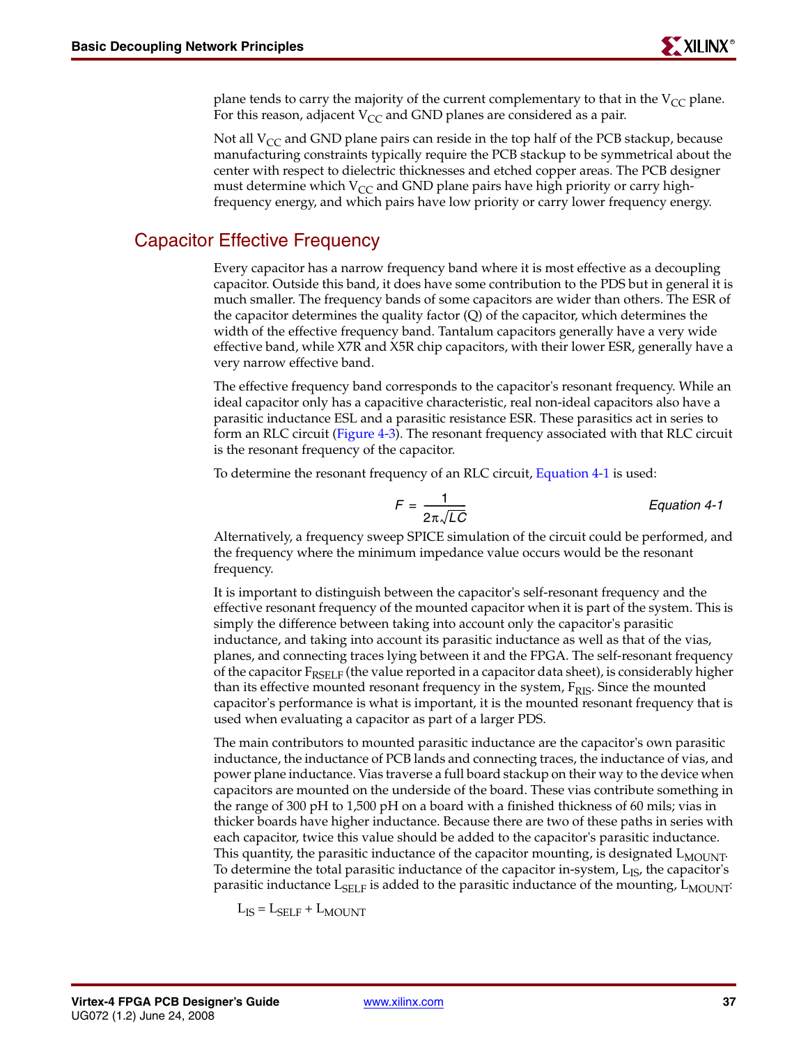plane tends to carry the majority of the current complementary to that in the $V_{CC}$ plane. For this reason, adjacent $V_{CC}$ and GND planes are considered as a pair.

Not all $V_{CC}$ and GND plane pairs can reside in the top half of the PCB stackup, because manufacturing constraints typically require the PCB stackup to be symmetrical about the center with respect to dielectric thicknesses and etched copper areas. The PCB designer must determine which $V_{CC}$ and GND plane pairs have high priority or carry high-frequency energy, and which pairs have low priority or carry lower frequency energy.

## Capacitor Effective Frequency

Every capacitor has a narrow frequency band where it is most effective as a decoupling capacitor. Outside this band, it does have some contribution to the PDS but in general it is much smaller. The frequency bands of some capacitors are wider than others. The ESR of the capacitor determines the quality factor (Q) of the capacitor, which determines the width of the effective frequency band. Tantalum capacitors generally have a very wide effective band, while X7R and X5R chip capacitors, with their lower ESR, generally have a very narrow effective band.

The effective frequency band corresponds to the capacitor's resonant frequency. While an ideal capacitor only has a capacitive characteristic, real non-ideal capacitors also have a parasitic inductance ESL and a parasitic resistance ESR. These parasitics act in series to form an RLC circuit (Figure 4-3). The resonant frequency associated with that RLC circuit is the resonant frequency of the capacitor.

To determine the resonant frequency of an RLC circuit, Equation 4-1 is used:

$$F = \frac{1}{2\pi\sqrt{LC}} \qquad \text{Equation 4-1}$$

Alternatively, a frequency sweep SPICE simulation of the circuit could be performed, and the frequency where the minimum impedance value occurs would be the resonant frequency.

It is important to distinguish between the capacitor's self-resonant frequency and the effective resonant frequency of the mounted capacitor when it is part of the system. This is simply the difference between taking into account only the capacitor's parasitic inductance, and taking into account its parasitic inductance as well as that of the vias, planes, and connecting traces lying between it and the FPGA. The self-resonant frequency of the capacitor $F_{RSELF}$ (the value reported in a capacitor data sheet), is considerably higher than its effective mounted resonant frequency in the system, $F_{RIS}$. Since the mounted capacitor's performance is what is important, it is the mounted resonant frequency that is used when evaluating a capacitor as part of a larger PDS.

The main contributors to mounted parasitic inductance are the capacitor's own parasitic inductance, the inductance of PCB lands and connecting traces, the inductance of vias, and power plane inductance. Vias traverse a full board stackup on their way to the device when capacitors are mounted on the underside of the board. These vias contribute something in the range of 300 pH to 1,500 pH on a board with a finished thickness of 60 mils; vias in thicker boards have higher inductance. Because there are two of these paths in series with each capacitor, twice this value should be added to the capacitor's parasitic inductance. This quantity, the parasitic inductance of the capacitor mounting, is designated $L_{MOUNT}$. To determine the total parasitic inductance of the capacitor in-system, $L_{IS}$, the capacitor's parasitic inductance $L_{SELF}$ is added to the parasitic inductance of the mounting, $L_{MOUNT}$:

$$L_{IS} = L_{SELF} + L_{MOUNT}$$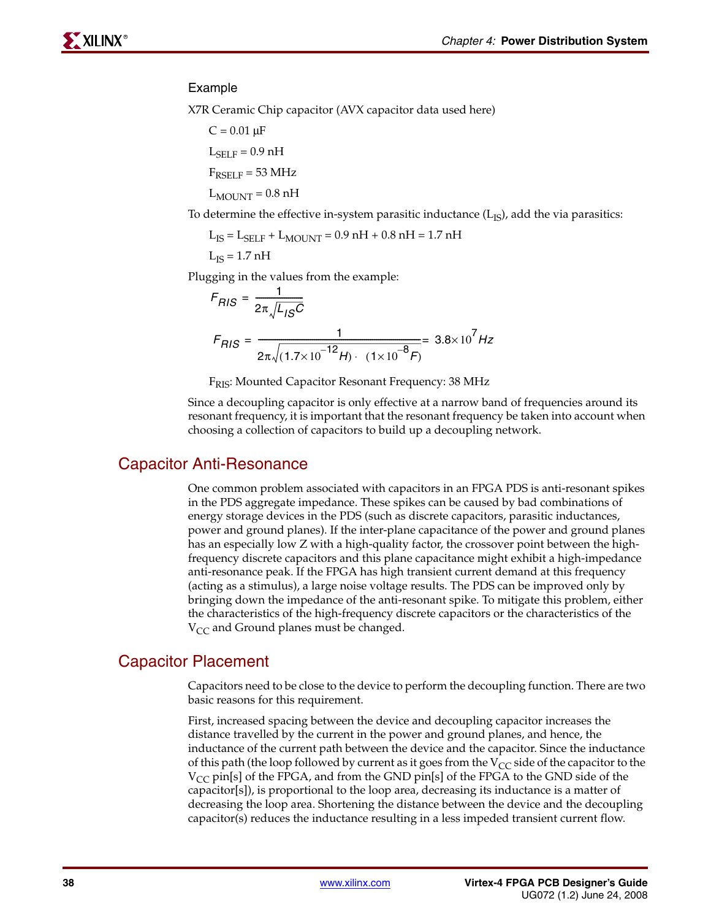### Example

X7R Ceramic Chip capacitor (AVX capacitor data used here)

$C = 0.01\ \mu F$

$L_{SELF} = 0.9\ nH$

$F_{RSELF} = 53\ MHz$

$L_{MOUNT} = 0.8\ nH$

To determine the effective in-system parasitic inductance ($L_{IS}$), add the via parasitics:

$L_{IS} = L_{SELF} + L_{MOUNT} = 0.9\ nH + 0.8\ nH = 1.7\ nH$

$L_{IS} = 1.7\ nH$

Plugging in the values from the example:

$$F_{RIS} = \frac{1}{2\pi\sqrt{L_{IS}C}}$$

$$F_{RIS} = \frac{1}{2\pi\sqrt{(1.7\times10^{-12}H)\cdot(1\times10^{-8}F)}} = 3.8\times10^{7}Hz$$

$F_{RIS}$: Mounted Capacitor Resonant Frequency: 38 MHz

Since a decoupling capacitor is only effective at a narrow band of frequencies around its resonant frequency, it is important that the resonant frequency be taken into account when choosing a collection of capacitors to build up a decoupling network.

## Capacitor Anti-Resonance

One common problem associated with capacitors in an FPGA PDS is anti-resonant spikes in the PDS aggregate impedance. These spikes can be caused by bad combinations of energy storage devices in the PDS (such as discrete capacitors, parasitic inductances, power and ground planes). If the inter-plane capacitance of the power and ground planes has an especially low Z with a high-quality factor, the crossover point between the high-frequency discrete capacitors and this plane capacitance might exhibit a high-impedance anti-resonance peak. If the FPGA has high transient current demand at this frequency (acting as a stimulus), a large noise voltage results. The PDS can be improved only by bringing down the impedance of the anti-resonant spike. To mitigate this problem, either the characteristics of the high-frequency discrete capacitors or the characteristics of the $V_{CC}$ and Ground planes must be changed.

## Capacitor Placement

Capacitors need to be close to the device to perform the decoupling function. There are two basic reasons for this requirement.

First, increased spacing between the device and decoupling capacitor increases the distance travelled by the current in the power and ground planes, and hence, the inductance of the current path between the device and the capacitor. Since the inductance of this path (the loop followed by current as it goes from the $V_{CC}$ side of the capacitor to the $V_{CC}$ pin[s] of the FPGA, and from the GND pin[s] of the FPGA to the GND side of the capacitor[s]), is proportional to the loop area, decreasing its inductance is a matter of decreasing the loop area. Shortening the distance between the device and the decoupling capacitor(s) reduces the inductance resulting in a less impeded transient current flow.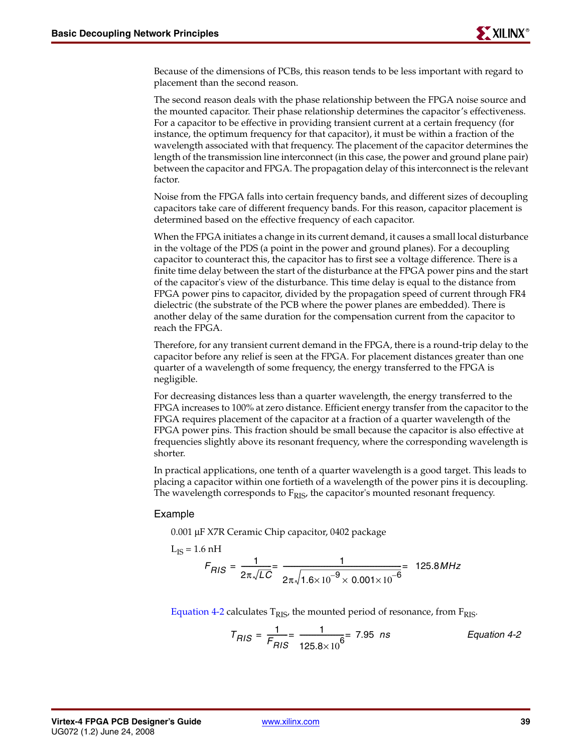Because of the dimensions of PCBs, this reason tends to be less important with regard to placement than the second reason.

The second reason deals with the phase relationship between the FPGA noise source and the mounted capacitor. Their phase relationship determines the capacitor's effectiveness. For a capacitor to be effective in providing transient current at a certain frequency (for instance, the optimum frequency for that capacitor), it must be within a fraction of the wavelength associated with that frequency. The placement of the capacitor determines the length of the transmission line interconnect (in this case, the power and ground plane pair) between the capacitor and FPGA. The propagation delay of this interconnect is the relevant factor.

Noise from the FPGA falls into certain frequency bands, and different sizes of decoupling capacitors take care of different frequency bands. For this reason, capacitor placement is determined based on the effective frequency of each capacitor.

When the FPGA initiates a change in its current demand, it causes a small local disturbance in the voltage of the PDS (a point in the power and ground planes). For a decoupling capacitor to counteract this, the capacitor has to first see a voltage difference. There is a finite time delay between the start of the disturbance at the FPGA power pins and the start of the capacitor's view of the disturbance. This time delay is equal to the distance from FPGA power pins to capacitor, divided by the propagation speed of current through FR4 dielectric (the substrate of the PCB where the power planes are embedded). There is another delay of the same duration for the compensation current from the capacitor to reach the FPGA.

Therefore, for any transient current demand in the FPGA, there is a round-trip delay to the capacitor before any relief is seen at the FPGA. For placement distances greater than one quarter of a wavelength of some frequency, the energy transferred to the FPGA is negligible.

For decreasing distances less than a quarter wavelength, the energy transferred to the FPGA increases to 100% at zero distance. Efficient energy transfer from the capacitor to the FPGA requires placement of the capacitor at a fraction of a quarter wavelength of the FPGA power pins. This fraction should be small because the capacitor is also effective at frequencies slightly above its resonant frequency, where the corresponding wavelength is shorter.

In practical applications, one tenth of a quarter wavelength is a good target. This leads to placing a capacitor within one fortieth of a wavelength of the power pins it is decoupling. The wavelength corresponds to $F_{RIS}$, the capacitor's mounted resonant frequency.

### Example

0.001 µF X7R Ceramic Chip capacitor, 0402 package

$L_{IS} = 1.6$ nH

$$F_{RIS} = \frac{1}{2\pi\sqrt{LC}} = \frac{1}{2\pi\sqrt{1.6\times10^{-9}\times 0.001\times10^{-6}}} = 125.8\,MHz$$

Equation 4-2 calculates $T_{RIS}$, the mounted period of resonance, from $F_{RIS}$.

$$T_{RIS} = \frac{1}{F_{RIS}} = \frac{1}{125.8\times10^{6}} = 7.95\ ns \qquad \text{Equation 4-2}$$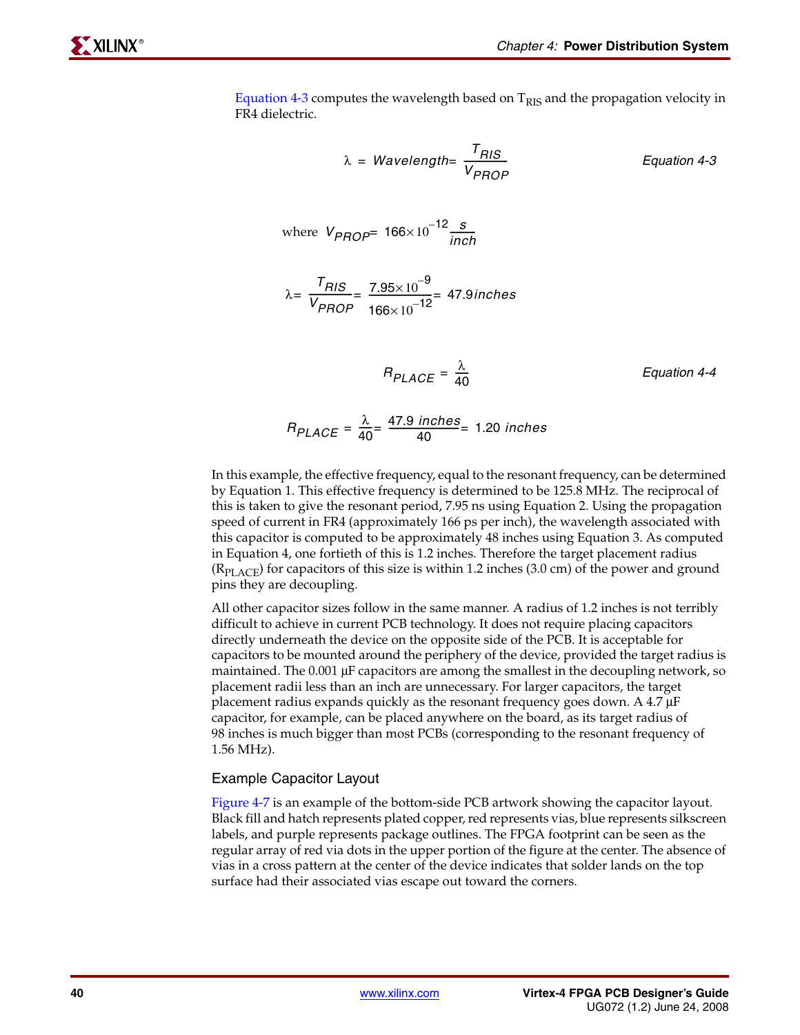Equation 4-3 computes the wavelength based on $T_{RIS}$ and the propagation velocity in FR4 dielectric.

$$\lambda = Wavelength = \frac{T_{RIS}}{V_{PROP}} \qquad \text{Equation 4-3}$$

where $V_{PROP} = 166 \times 10^{-12} \frac{s}{inch}$

$$\lambda = \frac{T_{RIS}}{V_{PROP}} = \frac{7.95 \times 10^{-9}}{166 \times 10^{-12}} = 47.9\,inches$$

$$R_{PLACE} = \frac{\lambda}{40} \qquad \text{Equation 4-4}$$

$$R_{PLACE} = \frac{\lambda}{40} = \frac{47.9\ inches}{40} = 1.20\ inches$$

In this example, the effective frequency, equal to the resonant frequency, can be determined by Equation 1. This effective frequency is determined to be 125.8 MHz. The reciprocal of this is taken to give the resonant period, 7.95 ns using Equation 2. Using the propagation speed of current in FR4 (approximately 166 ps per inch), the wavelength associated with this capacitor is computed to be approximately 48 inches using Equation 3. As computed in Equation 4, one fortieth of this is 1.2 inches. Therefore the target placement radius ($R_{PLACE}$) for capacitors of this size is within 1.2 inches (3.0 cm) of the power and ground pins they are decoupling.

All other capacitor sizes follow in the same manner. A radius of 1.2 inches is not terribly difficult to achieve in current PCB technology. It does not require placing capacitors directly underneath the device on the opposite side of the PCB. It is acceptable for capacitors to be mounted around the periphery of the device, provided the target radius is maintained. The 0.001 µF capacitors are among the smallest in the decoupling network, so placement radii less than an inch are unnecessary. For larger capacitors, the target placement radius expands quickly as the resonant frequency goes down. A 4.7 µF capacitor, for example, can be placed anywhere on the board, as its target radius of 98 inches is much bigger than most PCBs (corresponding to the resonant frequency of 1.56 MHz).

### Example Capacitor Layout

Figure 4-7 is an example of the bottom-side PCB artwork showing the capacitor layout. Black fill and hatch represents plated copper, red represents vias, blue represents silkscreen labels, and purple represents package outlines. The FPGA footprint can be seen as the regular array of red via dots in the upper portion of the figure at the center. The absence of vias in a cross pattern at the center of the device indicates that solder lands on the top surface had their associated vias escape out toward the corners.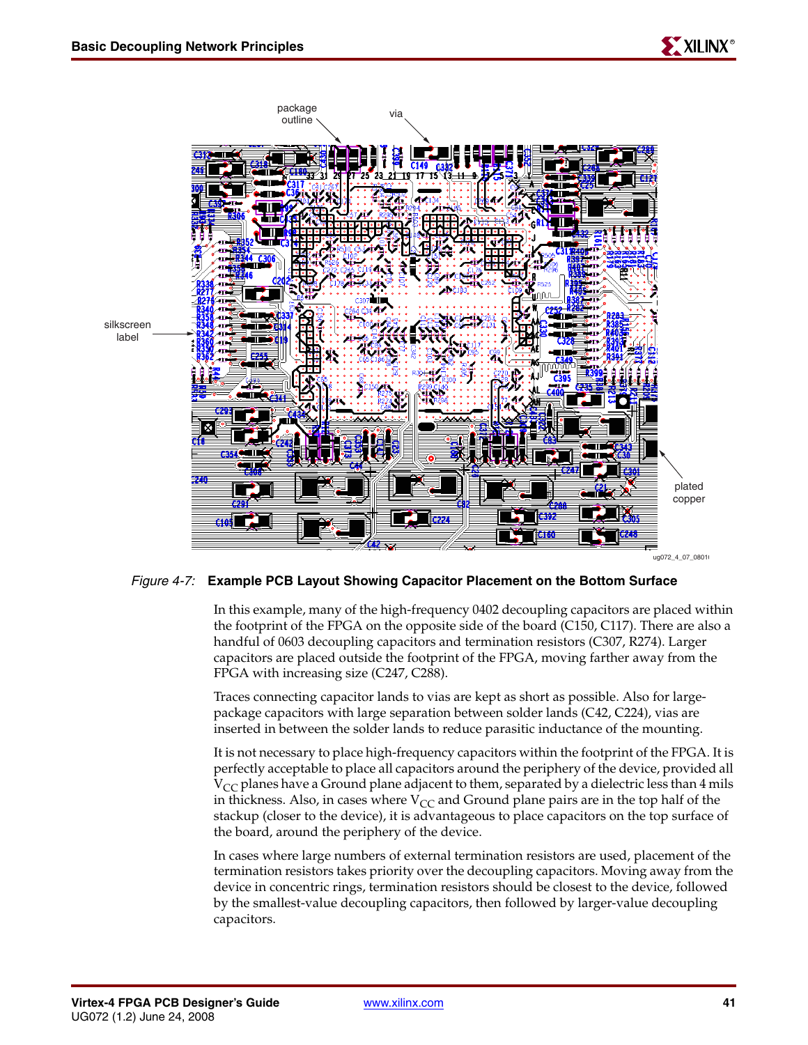*Figure 4-7:* **Example PCB Layout Showing Capacitor Placement on the Bottom Surface**

In this example, many of the high-frequency 0402 decoupling capacitors are placed within the footprint of the FPGA on the opposite side of the board (C150, C117). There are also a handful of 0603 decoupling capacitors and termination resistors (C307, R274). Larger capacitors are placed outside the footprint of the FPGA, moving farther away from the FPGA with increasing size (C247, C288).

Traces connecting capacitor lands to vias are kept as short as possible. Also for large-package capacitors with large separation between solder lands (C42, C224), vias are inserted in between the solder lands to reduce parasitic inductance of the mounting.

It is not necessary to place high-frequency capacitors within the footprint of the FPGA. It is perfectly acceptable to place all capacitors around the periphery of the device, provided all $V_{CC}$ planes have a Ground plane adjacent to them, separated by a dielectric less than 4 mils in thickness. Also, in cases where $V_{CC}$ and Ground plane pairs are in the top half of the stackup (closer to the device), it is advantageous to place capacitors on the top surface of the board, around the periphery of the device.

In cases where large numbers of external termination resistors are used, placement of the termination resistors takes priority over the decoupling capacitors. Moving away from the device in concentric rings, termination resistors should be closest to the device, followed by the smallest-value decoupling capacitors, then followed by larger-value decoupling capacitors.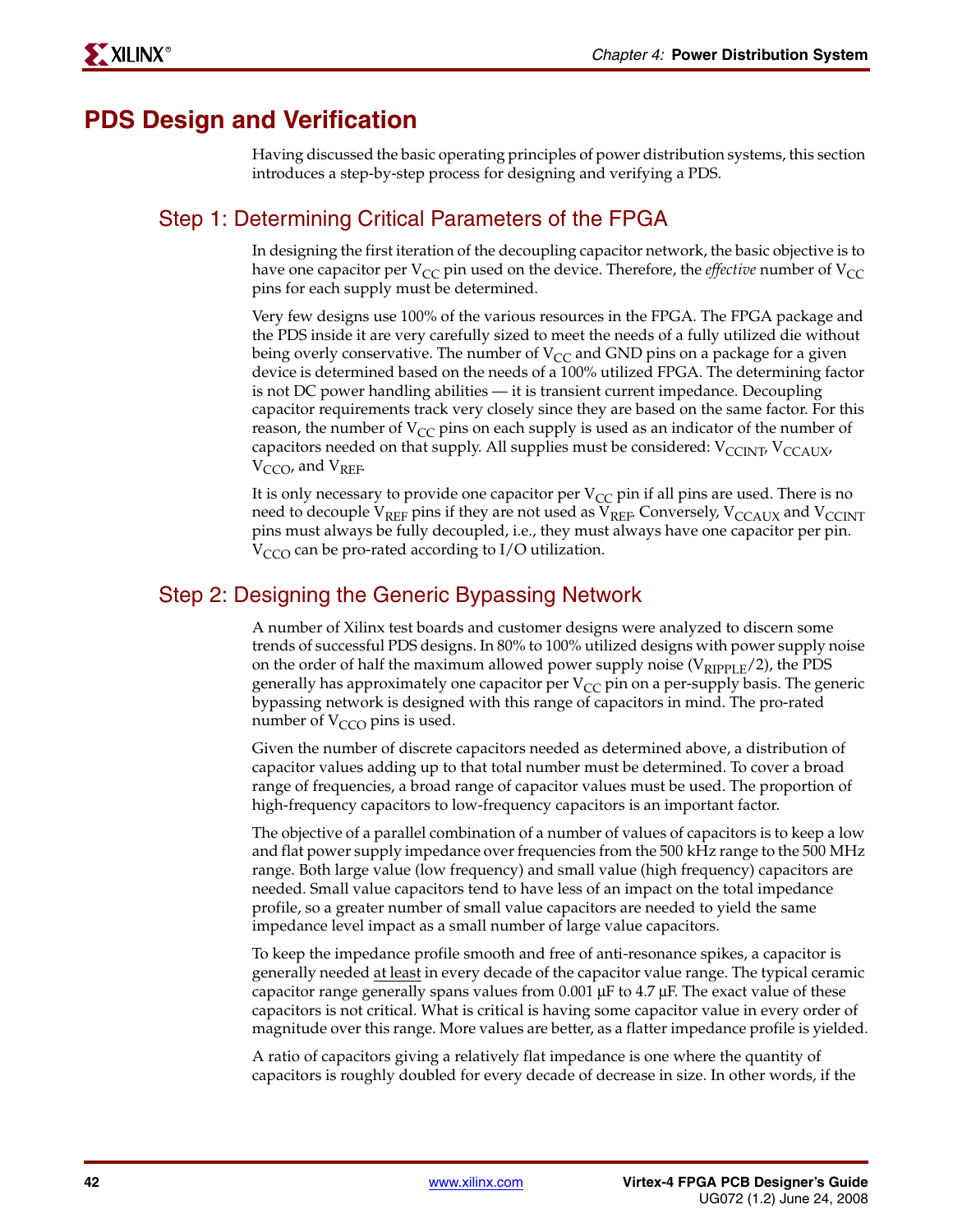# PDS Design and Verification

Having discussed the basic operating principles of power distribution systems, this section introduces a step-by-step process for designing and verifying a PDS.

## Step 1: Determining Critical Parameters of the FPGA

In designing the first iteration of the decoupling capacitor network, the basic objective is to have one capacitor per $V_{CC}$ pin used on the device. Therefore, the *effective* number of $V_{CC}$ pins for each supply must be determined.

Very few designs use 100% of the various resources in the FPGA. The FPGA package and the PDS inside it are very carefully sized to meet the needs of a fully utilized die without being overly conservative. The number of $V_{CC}$ and GND pins on a package for a given device is determined based on the needs of a 100% utilized FPGA. The determining factor is not DC power handling abilities — it is transient current impedance. Decoupling capacitor requirements track very closely since they are based on the same factor. For this reason, the number of $V_{CC}$ pins on each supply is used as an indicator of the number of capacitors needed on that supply. All supplies must be considered: $V_{CCINT}$, $V_{CCAUX}$, $V_{CCO}$, and $V_{REF}$.

It is only necessary to provide one capacitor per $V_{CC}$ pin if all pins are used. There is no need to decouple $V_{REF}$ pins if they are not used as $V_{REF}$. Conversely, $V_{CCAUX}$ and $V_{CCINT}$ pins must always be fully decoupled, i.e., they must always have one capacitor per pin. $V_{CCO}$ can be pro-rated according to I/O utilization.

## Step 2: Designing the Generic Bypassing Network

A number of Xilinx test boards and customer designs were analyzed to discern some trends of successful PDS designs. In 80% to 100% utilized designs with power supply noise on the order of half the maximum allowed power supply noise ($V_{RIPPLE}/2$), the PDS generally has approximately one capacitor per $V_{CC}$ pin on a per-supply basis. The generic bypassing network is designed with this range of capacitors in mind. The pro-rated number of $V_{CCO}$ pins is used.

Given the number of discrete capacitors needed as determined above, a distribution of capacitor values adding up to that total number must be determined. To cover a broad range of frequencies, a broad range of capacitor values must be used. The proportion of high-frequency capacitors to low-frequency capacitors is an important factor.

The objective of a parallel combination of a number of values of capacitors is to keep a low and flat power supply impedance over frequencies from the 500 kHz range to the 500 MHz range. Both large value (low frequency) and small value (high frequency) capacitors are needed. Small value capacitors tend to have less of an impact on the total impedance profile, so a greater number of small value capacitors are needed to yield the same impedance level impact as a small number of large value capacitors.

To keep the impedance profile smooth and free of anti-resonance spikes, a capacitor is generally needed <u>at least</u> in every decade of the capacitor value range. The typical ceramic capacitor range generally spans values from 0.001 µF to 4.7 µF. The exact value of these capacitors is not critical. What is critical is having some capacitor value in every order of magnitude over this range. More values are better, as a flatter impedance profile is yielded.

A ratio of capacitors giving a relatively flat impedance is one where the quantity of capacitors is roughly doubled for every decade of decrease in size. In other words, if the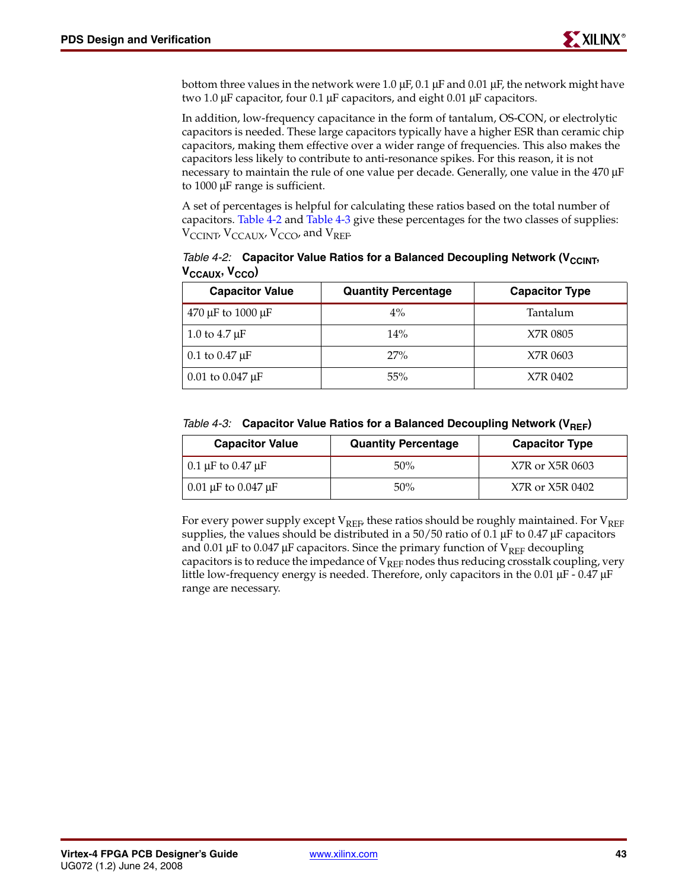bottom three values in the network were 1.0 µF, 0.1 µF and 0.01 µF, the network might have two 1.0 µF capacitor, four 0.1 µF capacitors, and eight 0.01 µF capacitors.

In addition, low-frequency capacitance in the form of tantalum, OS-CON, or electrolytic capacitors is needed. These large capacitors typically have a higher ESR than ceramic chip capacitors, making them effective over a wider range of frequencies. This also makes the capacitors less likely to contribute to anti-resonance spikes. For this reason, it is not necessary to maintain the rule of one value per decade. Generally, one value in the 470 µF to 1000 µF range is sufficient.

A set of percentages is helpful for calculating these ratios based on the total number of capacitors. Table 4-2 and Table 4-3 give these percentages for the two classes of supplies: $V_{CCINT}$, $V_{CCAUX}$, $V_{CCO}$, and $V_{REF}$.

*Table 4-2:* **Capacitor Value Ratios for a Balanced Decoupling Network ($V_{CCINT}$, $V_{CCAUX}$, $V_{CCO}$)**

| Capacitor Value | Quantity Percentage | Capacitor Type |
|---|---|---|
| 470 µF to 1000 µF | 4% | Tantalum |
| 1.0 to 4.7 µF | 14% | X7R 0805 |
| 0.1 to 0.47 µF | 27% | X7R 0603 |
| 0.01 to 0.047 µF | 55% | X7R 0402 |

*Table 4-3:* **Capacitor Value Ratios for a Balanced Decoupling Network ($V_{REF}$)**

| Capacitor Value | Quantity Percentage | Capacitor Type |
|---|---|---|
| 0.1 µF to 0.47 µF | 50% | X7R or X5R 0603 |
| 0.01 µF to 0.047 µF | 50% | X7R or X5R 0402 |

For every power supply except $V_{REF}$, these ratios should be roughly maintained. For $V_{REF}$ supplies, the values should be distributed in a 50/50 ratio of 0.1 µF to 0.47 µF capacitors and 0.01 µF to 0.047 µF capacitors. Since the primary function of $V_{REF}$ decoupling capacitors is to reduce the impedance of $V_{REF}$ nodes thus reducing crosstalk coupling, very little low-frequency energy is needed. Therefore, only capacitors in the 0.01 µF - 0.47 µF range are necessary.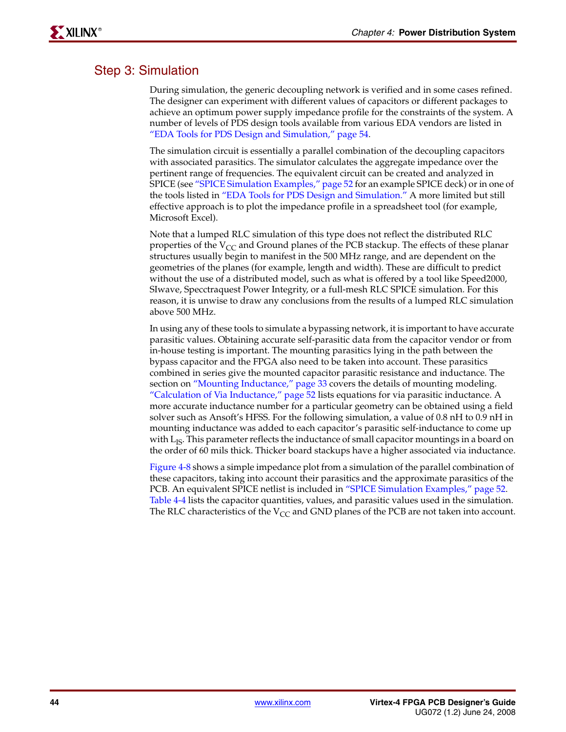## Step 3: Simulation

During simulation, the generic decoupling network is verified and in some cases refined. The designer can experiment with different values of capacitors or different packages to achieve an optimum power supply impedance profile for the constraints of the system. A number of levels of PDS design tools available from various EDA vendors are listed in "EDA Tools for PDS Design and Simulation," page 54.

The simulation circuit is essentially a parallel combination of the decoupling capacitors with associated parasitics. The simulator calculates the aggregate impedance over the pertinent range of frequencies. The equivalent circuit can be created and analyzed in SPICE (see "SPICE Simulation Examples," page 52 for an example SPICE deck) or in one of the tools listed in "EDA Tools for PDS Design and Simulation." A more limited but still effective approach is to plot the impedance profile in a spreadsheet tool (for example, Microsoft Excel).

Note that a lumped RLC simulation of this type does not reflect the distributed RLC properties of the $V_{CC}$ and Ground planes of the PCB stackup. The effects of these planar structures usually begin to manifest in the 500 MHz range, and are dependent on the geometries of the planes (for example, length and width). These are difficult to predict without the use of a distributed model, such as what is offered by a tool like Speed2000, SIwave, Specctraquest Power Integrity, or a full-mesh RLC SPICE simulation. For this reason, it is unwise to draw any conclusions from the results of a lumped RLC simulation above 500 MHz.

In using any of these tools to simulate a bypassing network, it is important to have accurate parasitic values. Obtaining accurate self-parasitic data from the capacitor vendor or from in-house testing is important. The mounting parasitics lying in the path between the bypass capacitor and the FPGA also need to be taken into account. These parasitics combined in series give the mounted capacitor parasitic resistance and inductance. The section on "Mounting Inductance," page 33 covers the details of mounting modeling. "Calculation of Via Inductance," page 52 lists equations for via parasitic inductance. A more accurate inductance number for a particular geometry can be obtained using a field solver such as Ansoft's HFSS. For the following simulation, a value of 0.8 nH to 0.9 nH in mounting inductance was added to each capacitor's parasitic self-inductance to come up with $L_{IS}$. This parameter reflects the inductance of small capacitor mountings in a board on the order of 60 mils thick. Thicker board stackups have a higher associated via inductance.

Figure 4-8 shows a simple impedance plot from a simulation of the parallel combination of these capacitors, taking into account their parasitics and the approximate parasitics of the PCB. An equivalent SPICE netlist is included in "SPICE Simulation Examples," page 52. Table 4-4 lists the capacitor quantities, values, and parasitic values used in the simulation. The RLC characteristics of the $V_{CC}$ and GND planes of the PCB are not taken into account.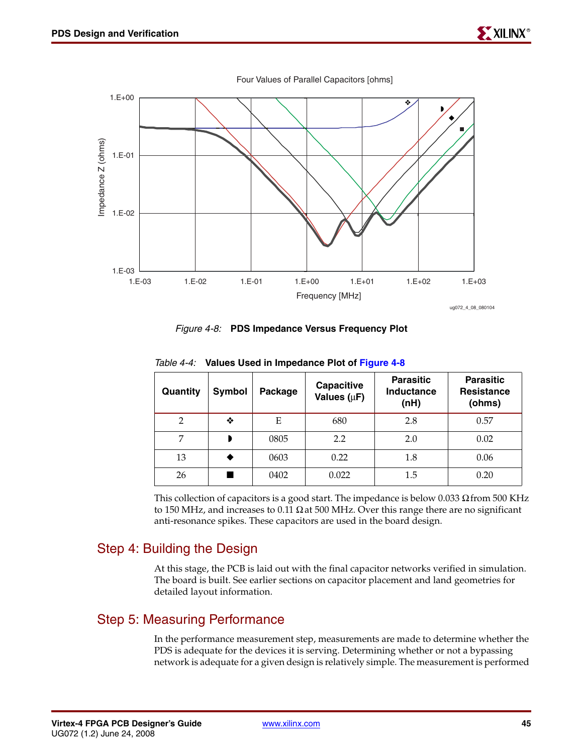Four Values of Parallel Capacitors [ohms]

*Figure 4-8:* **PDS Impedance Versus Frequency Plot**

*Table 4-4:* **Values Used in Impedance Plot of Figure 4-8**

| Quantity | Symbol | Package | Capacitive Values (µF) | Parasitic Inductance (nH) | Parasitic Resistance (ohms) |
|---|---|---|---|---|---|
| 2 | ❖ | E | 680 | 2.8 | 0.57 |
| 7 | ◗ | 0805 | 2.2 | 2.0 | 0.02 |
| 13 | ◆ | 0603 | 0.22 | 1.8 | 0.06 |
| 26 | ■ | 0402 | 0.022 | 1.5 | 0.20 |

This collection of capacitors is a good start. The impedance is below 0.033 Ω from 500 KHz to 150 MHz, and increases to 0.11 Ω at 500 MHz. Over this range there are no significant anti-resonance spikes. These capacitors are used in the board design.

## Step 4: Building the Design

At this stage, the PCB is laid out with the final capacitor networks verified in simulation. The board is built. See earlier sections on capacitor placement and land geometries for detailed layout information.

## Step 5: Measuring Performance

In the performance measurement step, measurements are made to determine whether the PDS is adequate for the devices it is serving. Determining whether or not a bypassing network is adequate for a given design is relatively simple. The measurement is performed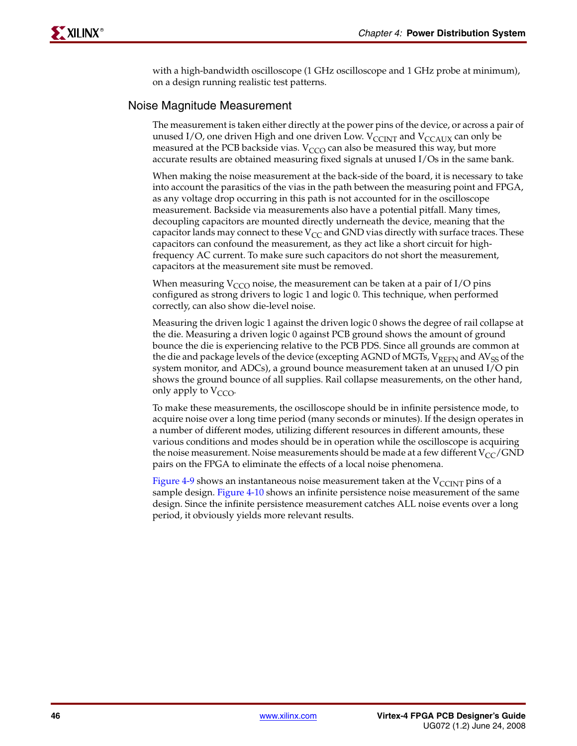with a high-bandwidth oscilloscope (1 GHz oscilloscope and 1 GHz probe at minimum), on a design running realistic test patterns.

### Noise Magnitude Measurement

The measurement is taken either directly at the power pins of the device, or across a pair of unused I/O, one driven High and one driven Low. $V_{CCINT}$ and $V_{CCAUX}$ can only be measured at the PCB backside vias. $V_{CCO}$ can also be measured this way, but more accurate results are obtained measuring fixed signals at unused I/Os in the same bank.

When making the noise measurement at the back-side of the board, it is necessary to take into account the parasitics of the vias in the path between the measuring point and FPGA, as any voltage drop occurring in this path is not accounted for in the oscilloscope measurement. Backside via measurements also have a potential pitfall. Many times, decoupling capacitors are mounted directly underneath the device, meaning that the capacitor lands may connect to these $V_{CC}$ and GND vias directly with surface traces. These capacitors can confound the measurement, as they act like a short circuit for high-frequency AC current. To make sure such capacitors do not short the measurement, capacitors at the measurement site must be removed.

When measuring $V_{CCO}$ noise, the measurement can be taken at a pair of I/O pins configured as strong drivers to logic 1 and logic 0. This technique, when performed correctly, can also show die-level noise.

Measuring the driven logic 1 against the driven logic 0 shows the degree of rail collapse at the die. Measuring a driven logic 0 against PCB ground shows the amount of ground bounce the die is experiencing relative to the PCB PDS. Since all grounds are common at the die and package levels of the device (excepting AGND of MGTs, $V_{REFN}$ and $AV_{SS}$ of the system monitor, and ADCs), a ground bounce measurement taken at an unused I/O pin shows the ground bounce of all supplies. Rail collapse measurements, on the other hand, only apply to $V_{CCO}$.

To make these measurements, the oscilloscope should be in infinite persistence mode, to acquire noise over a long time period (many seconds or minutes). If the design operates in a number of different modes, utilizing different resources in different amounts, these various conditions and modes should be in operation while the oscilloscope is acquiring the noise measurement. Noise measurements should be made at a few different $V_{CC}$/GND pairs on the FPGA to eliminate the effects of a local noise phenomena.

Figure 4-9 shows an instantaneous noise measurement taken at the $V_{CCINT}$ pins of a sample design. Figure 4-10 shows an infinite persistence noise measurement of the same design. Since the infinite persistence measurement catches ALL noise events over a long period, it obviously yields more relevant results.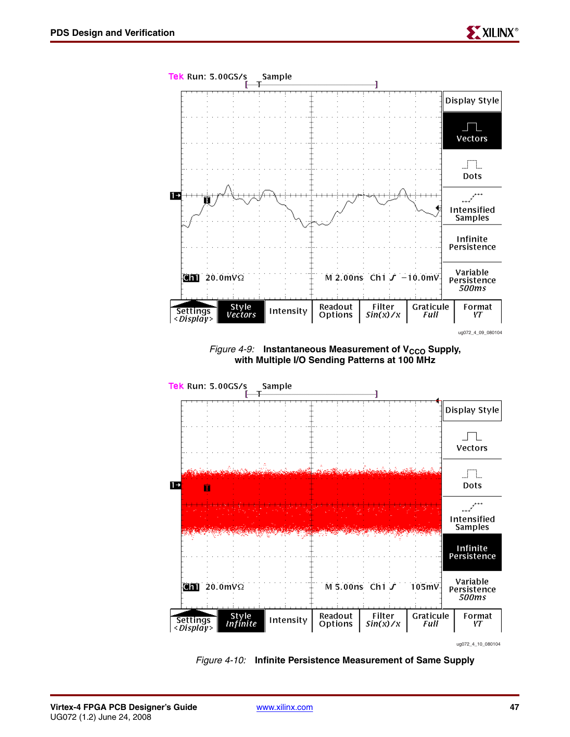Figure 4-9: Instantaneous Measurement of $V_{CCO}$ Supply, with Multiple I/O Sending Patterns at 100 MHz

Figure 4-10: Infinite Persistence Measurement of Same Supply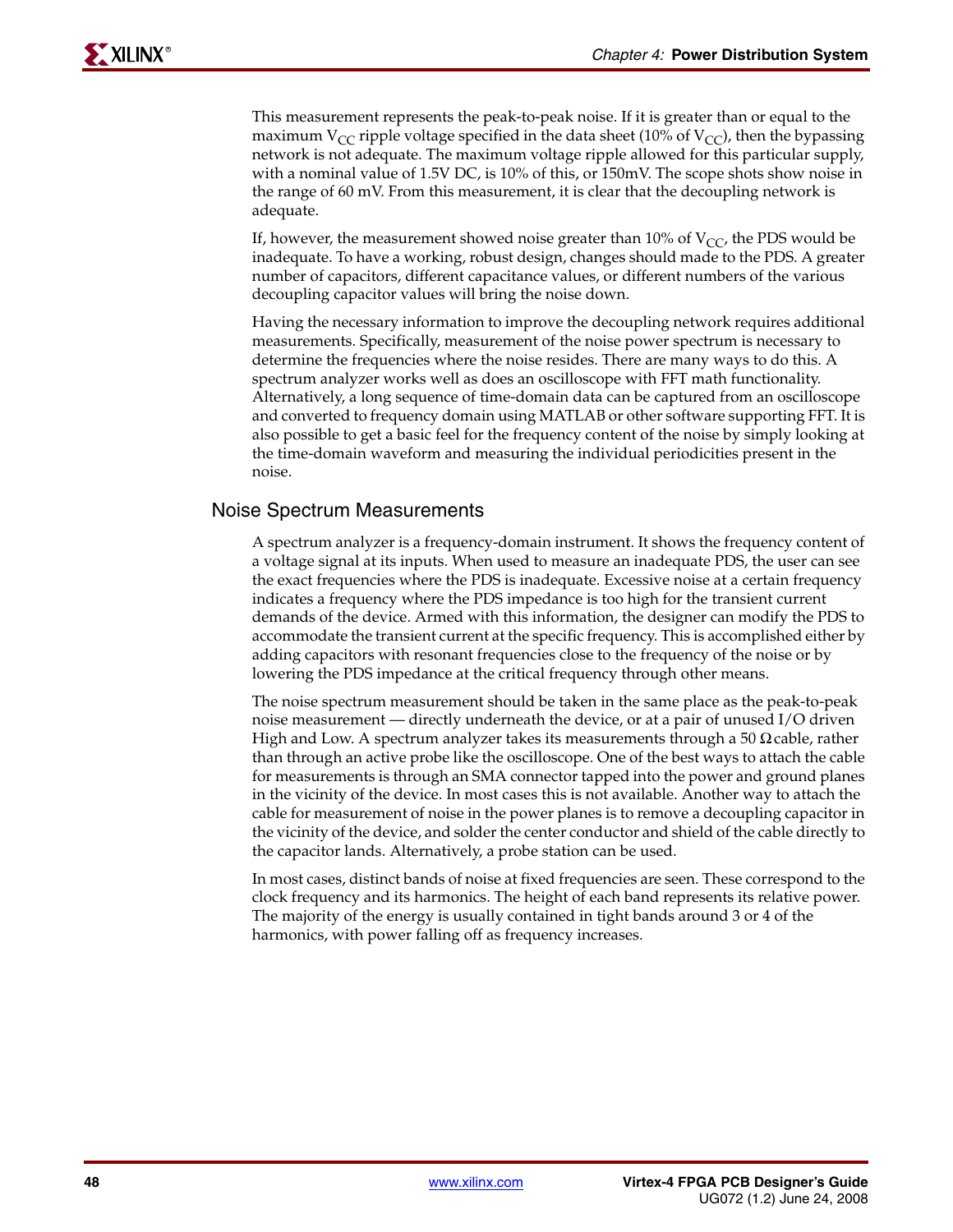This measurement represents the peak-to-peak noise. If it is greater than or equal to the maximum $V_{CC}$ ripple voltage specified in the data sheet (10% of $V_{CC}$), then the bypassing network is not adequate. The maximum voltage ripple allowed for this particular supply, with a nominal value of 1.5V DC, is 10% of this, or 150mV. The scope shots show noise in the range of 60 mV. From this measurement, it is clear that the decoupling network is adequate.

If, however, the measurement showed noise greater than 10% of $V_{CC}$, the PDS would be inadequate. To have a working, robust design, changes should made to the PDS. A greater number of capacitors, different capacitance values, or different numbers of the various decoupling capacitor values will bring the noise down.

Having the necessary information to improve the decoupling network requires additional measurements. Specifically, measurement of the noise power spectrum is necessary to determine the frequencies where the noise resides. There are many ways to do this. A spectrum analyzer works well as does an oscilloscope with FFT math functionality. Alternatively, a long sequence of time-domain data can be captured from an oscilloscope and converted to frequency domain using MATLAB or other software supporting FFT. It is also possible to get a basic feel for the frequency content of the noise by simply looking at the time-domain waveform and measuring the individual periodicities present in the noise.

## Noise Spectrum Measurements

A spectrum analyzer is a frequency-domain instrument. It shows the frequency content of a voltage signal at its inputs. When used to measure an inadequate PDS, the user can see the exact frequencies where the PDS is inadequate. Excessive noise at a certain frequency indicates a frequency where the PDS impedance is too high for the transient current demands of the device. Armed with this information, the designer can modify the PDS to accommodate the transient current at the specific frequency. This is accomplished either by adding capacitors with resonant frequencies close to the frequency of the noise or by lowering the PDS impedance at the critical frequency through other means.

The noise spectrum measurement should be taken in the same place as the peak-to-peak noise measurement — directly underneath the device, or at a pair of unused I/O driven High and Low. A spectrum analyzer takes its measurements through a 50 Ω cable, rather than through an active probe like the oscilloscope. One of the best ways to attach the cable for measurements is through an SMA connector tapped into the power and ground planes in the vicinity of the device. In most cases this is not available. Another way to attach the cable for measurement of noise in the power planes is to remove a decoupling capacitor in the vicinity of the device, and solder the center conductor and shield of the cable directly to the capacitor lands. Alternatively, a probe station can be used.

In most cases, distinct bands of noise at fixed frequencies are seen. These correspond to the clock frequency and its harmonics. The height of each band represents its relative power. The majority of the energy is usually contained in tight bands around 3 or 4 of the harmonics, with power falling off as frequency increases.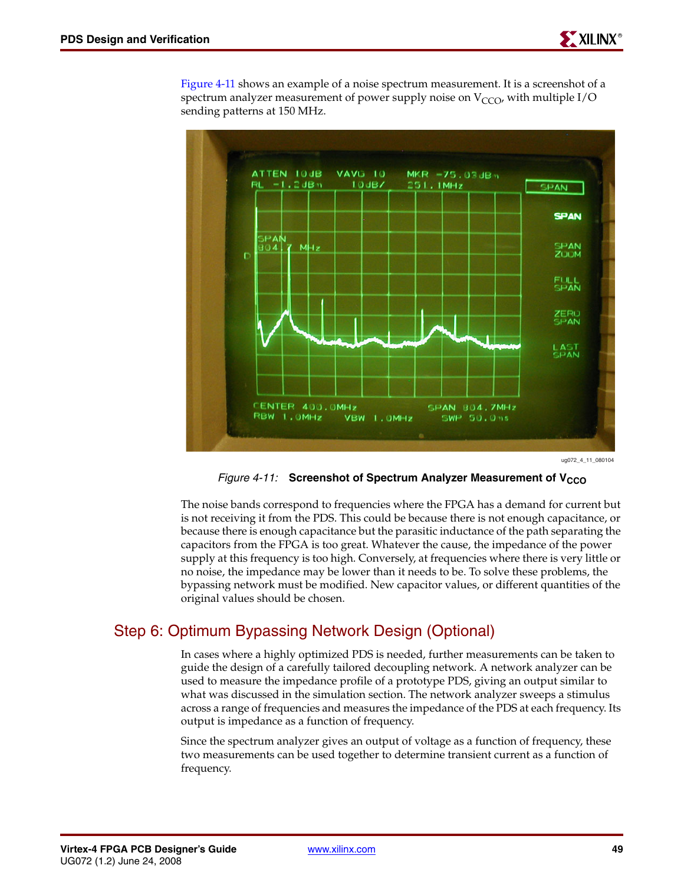Figure 4-11 shows an example of a noise spectrum measurement. It is a screenshot of a spectrum analyzer measurement of power supply noise on $V_{CCO}$, with multiple I/O sending patterns at 150 MHz.

*Figure 4-11:* **Screenshot of Spectrum Analyzer Measurement of $V_{CCO}$**

The noise bands correspond to frequencies where the FPGA has a demand for current but is not receiving it from the PDS. This could be because there is not enough capacitance, or because there is enough capacitance but the parasitic inductance of the path separating the capacitors from the FPGA is too great. Whatever the cause, the impedance of the power supply at this frequency is too high. Conversely, at frequencies where there is very little or no noise, the impedance may be lower than it needs to be. To solve these problems, the bypassing network must be modified. New capacitor values, or different quantities of the original values should be chosen.

## Step 6: Optimum Bypassing Network Design (Optional)

In cases where a highly optimized PDS is needed, further measurements can be taken to guide the design of a carefully tailored decoupling network. A network analyzer can be used to measure the impedance profile of a prototype PDS, giving an output similar to what was discussed in the simulation section. The network analyzer sweeps a stimulus across a range of frequencies and measures the impedance of the PDS at each frequency. Its output is impedance as a function of frequency.

Since the spectrum analyzer gives an output of voltage as a function of frequency, these two measurements can be used together to determine transient current as a function of frequency.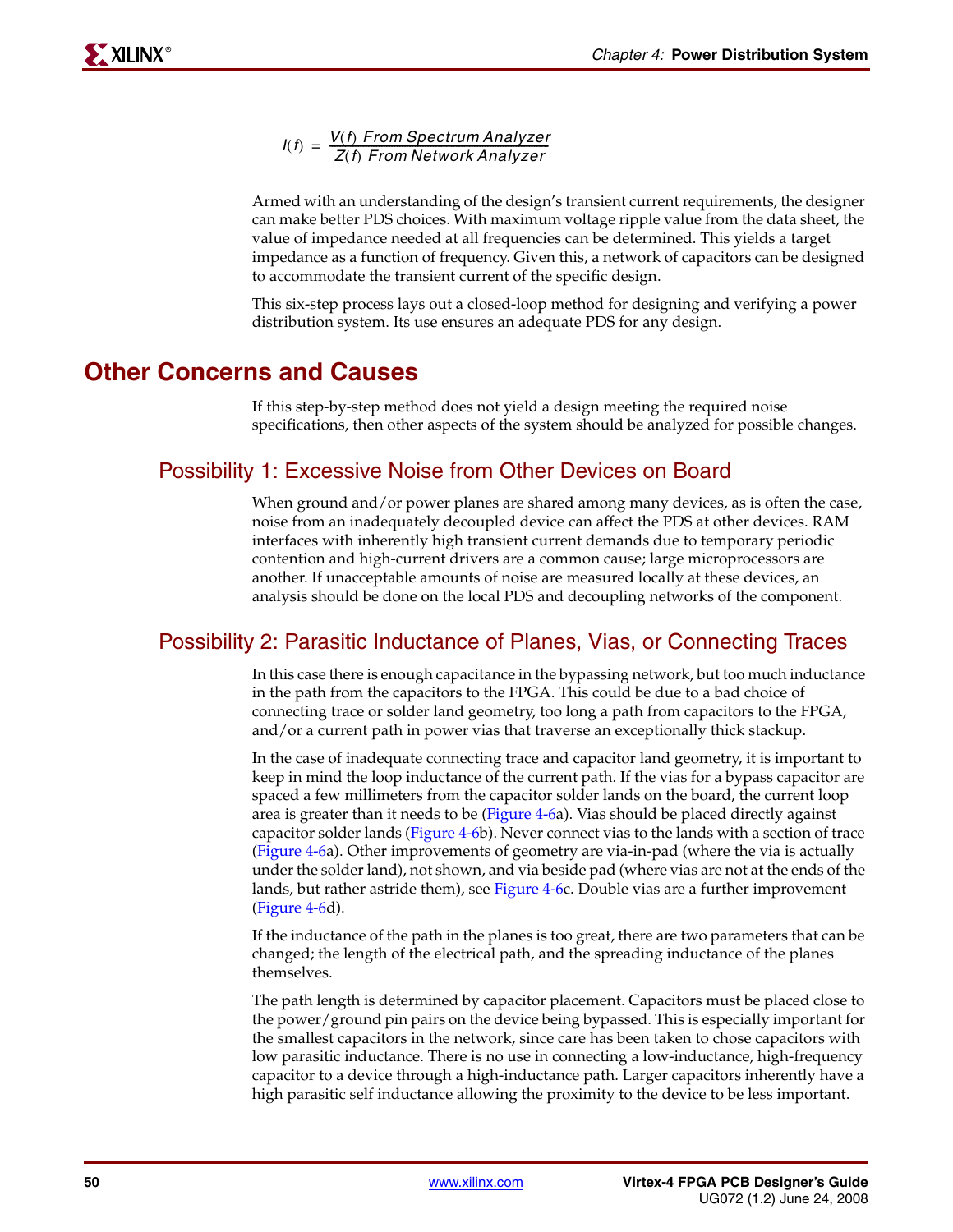$$I(f) = \frac{V(f) \text{ From Spectrum Analyzer}}{Z(f) \text{ From Network Analyzer}}$$

Armed with an understanding of the design's transient current requirements, the designer can make better PDS choices. With maximum voltage ripple value from the data sheet, the value of impedance needed at all frequencies can be determined. This yields a target impedance as a function of frequency. Given this, a network of capacitors can be designed to accommodate the transient current of the specific design.

This six-step process lays out a closed-loop method for designing and verifying a power distribution system. Its use ensures an adequate PDS for any design.

## Other Concerns and Causes

If this step-by-step method does not yield a design meeting the required noise specifications, then other aspects of the system should be analyzed for possible changes.

### Possibility 1: Excessive Noise from Other Devices on Board

When ground and/or power planes are shared among many devices, as is often the case, noise from an inadequately decoupled device can affect the PDS at other devices. RAM interfaces with inherently high transient current demands due to temporary periodic contention and high-current drivers are a common cause; large microprocessors are another. If unacceptable amounts of noise are measured locally at these devices, an analysis should be done on the local PDS and decoupling networks of the component.

### Possibility 2: Parasitic Inductance of Planes, Vias, or Connecting Traces

In this case there is enough capacitance in the bypassing network, but too much inductance in the path from the capacitors to the FPGA. This could be due to a bad choice of connecting trace or solder land geometry, too long a path from capacitors to the FPGA, and/or a current path in power vias that traverse an exceptionally thick stackup.

In the case of inadequate connecting trace and capacitor land geometry, it is important to keep in mind the loop inductance of the current path. If the vias for a bypass capacitor are spaced a few millimeters from the capacitor solder lands on the board, the current loop area is greater than it needs to be (Figure 4-6a). Vias should be placed directly against capacitor solder lands (Figure 4-6b). Never connect vias to the lands with a section of trace (Figure 4-6a). Other improvements of geometry are via-in-pad (where the via is actually under the solder land), not shown, and via beside pad (where vias are not at the ends of the lands, but rather astride them), see Figure 4-6c. Double vias are a further improvement (Figure 4-6d).

If the inductance of the path in the planes is too great, there are two parameters that can be changed; the length of the electrical path, and the spreading inductance of the planes themselves.

The path length is determined by capacitor placement. Capacitors must be placed close to the power/ground pin pairs on the device being bypassed. This is especially important for the smallest capacitors in the network, since care has been taken to chose capacitors with low parasitic inductance. There is no use in connecting a low-inductance, high-frequency capacitor to a device through a high-inductance path. Larger capacitors inherently have a high parasitic self inductance allowing the proximity to the device to be less important.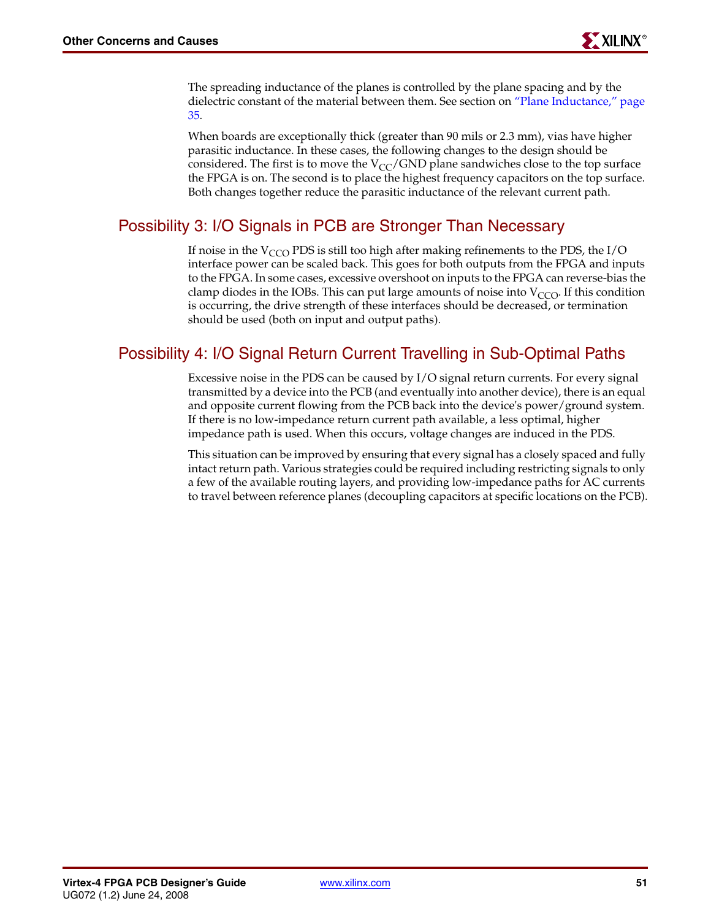The spreading inductance of the planes is controlled by the plane spacing and by the dielectric constant of the material between them. See section on "Plane Inductance," page 35.

When boards are exceptionally thick (greater than 90 mils or 2.3 mm), vias have higher parasitic inductance. In these cases, the following changes to the design should be considered. The first is to move the $V_{CC}$/GND plane sandwiches close to the top surface the FPGA is on. The second is to place the highest frequency capacitors on the top surface. Both changes together reduce the parasitic inductance of the relevant current path.

## Possibility 3: I/O Signals in PCB are Stronger Than Necessary

If noise in the $V_{CCO}$ PDS is still too high after making refinements to the PDS, the I/O interface power can be scaled back. This goes for both outputs from the FPGA and inputs to the FPGA. In some cases, excessive overshoot on inputs to the FPGA can reverse-bias the clamp diodes in the IOBs. This can put large amounts of noise into $V_{CCO}$. If this condition is occurring, the drive strength of these interfaces should be decreased, or termination should be used (both on input and output paths).

## Possibility 4: I/O Signal Return Current Travelling in Sub-Optimal Paths

Excessive noise in the PDS can be caused by I/O signal return currents. For every signal transmitted by a device into the PCB (and eventually into another device), there is an equal and opposite current flowing from the PCB back into the device's power/ground system. If there is no low-impedance return current path available, a less optimal, higher impedance path is used. When this occurs, voltage changes are induced in the PDS.

This situation can be improved by ensuring that every signal has a closely spaced and fully intact return path. Various strategies could be required including restricting signals to only a few of the available routing layers, and providing low-impedance paths for AC currents to travel between reference planes (decoupling capacitors at specific locations on the PCB).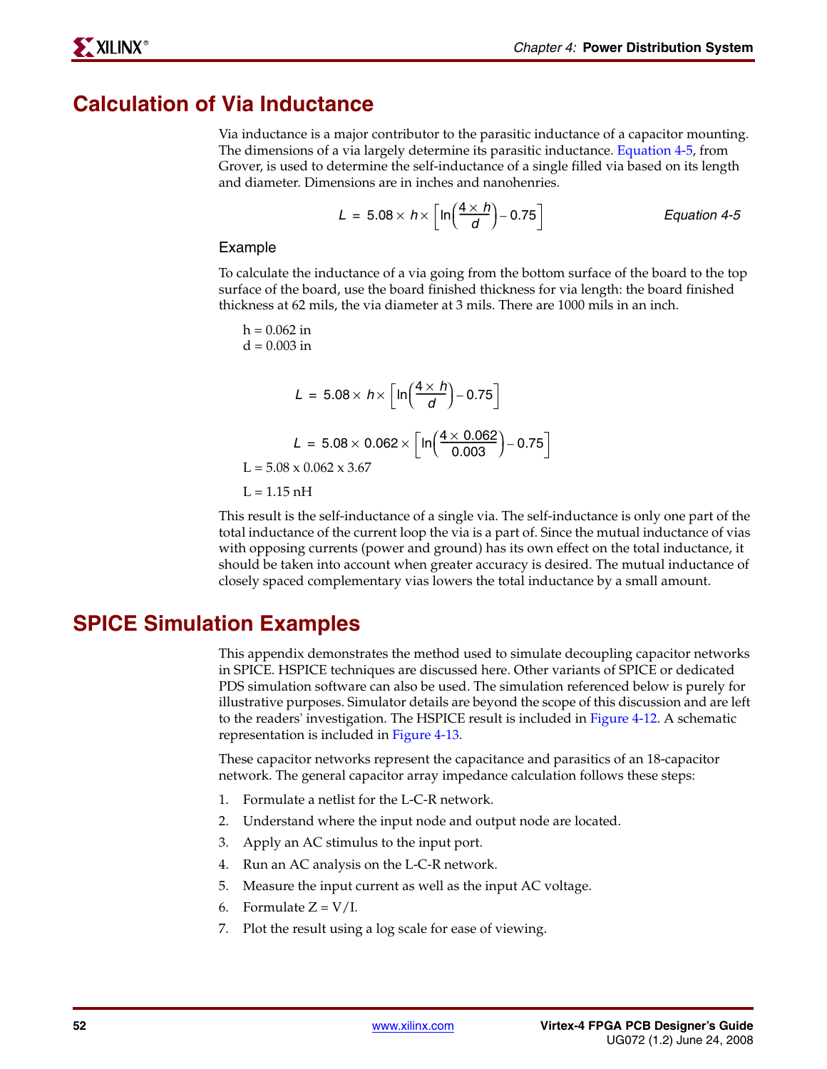## Calculation of Via Inductance

Via inductance is a major contributor to the parasitic inductance of a capacitor mounting. The dimensions of a via largely determine its parasitic inductance. Equation 4-5, from Grover, is used to determine the self-inductance of a single filled via based on its length and diameter. Dimensions are in inches and nanohenries.

$$L = 5.08 \times h \times \left[\ln\left(\frac{4 \times h}{d}\right) - 0.75\right] \qquad \textit{Equation 4-5}$$

### Example

To calculate the inductance of a via going from the bottom surface of the board to the top surface of the board, use the board finished thickness for via length: the board finished thickness at 62 mils, the via diameter at 3 mils. There are 1000 mils in an inch.

h = 0.062 in

d = 0.003 in

$$L = 5.08 \times h \times \left[\ln\left(\frac{4 \times h}{d}\right) - 0.75\right]$$

$$L = 5.08 \times 0.062 \times \left[\ln\left(\frac{4 \times 0.062}{0.003}\right) - 0.75\right]$$

L = 5.08 x 0.062 x 3.67

L = 1.15 nH

This result is the self-inductance of a single via. The self-inductance is only one part of the total inductance of the current loop the via is a part of. Since the mutual inductance of vias with opposing currents (power and ground) has its own effect on the total inductance, it should be taken into account when greater accuracy is desired. The mutual inductance of closely spaced complementary vias lowers the total inductance by a small amount.

## SPICE Simulation Examples

This appendix demonstrates the method used to simulate decoupling capacitor networks in SPICE. HSPICE techniques are discussed here. Other variants of SPICE or dedicated PDS simulation software can also be used. The simulation referenced below is purely for illustrative purposes. Simulator details are beyond the scope of this discussion and are left to the readers' investigation. The HSPICE result is included in Figure 4-12. A schematic representation is included in Figure 4-13.

These capacitor networks represent the capacitance and parasitics of an 18-capacitor network. The general capacitor array impedance calculation follows these steps:

1. Formulate a netlist for the L-C-R network.
2. Understand where the input node and output node are located.
3. Apply an AC stimulus to the input port.
4. Run an AC analysis on the L-C-R network.
5. Measure the input current as well as the input AC voltage.
6. Formulate Z = V/I.
7. Plot the result using a log scale for ease of viewing.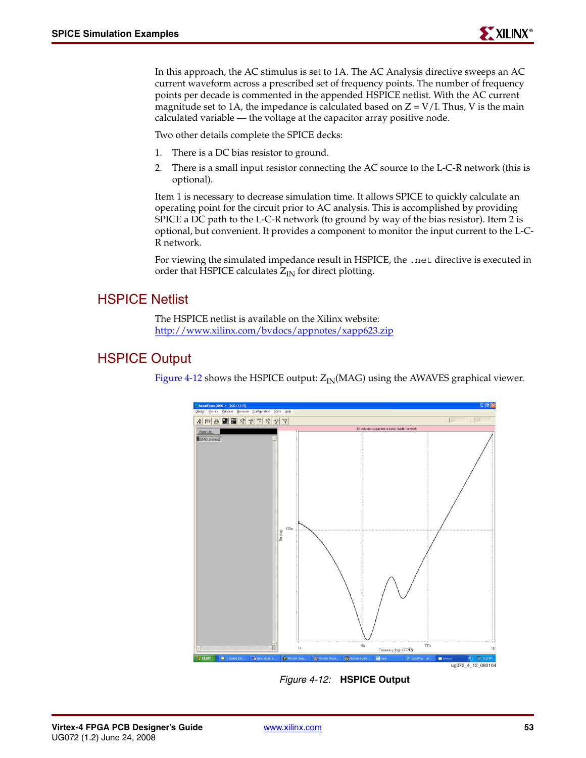In this approach, the AC stimulus is set to 1A. The AC Analysis directive sweeps an AC current waveform across a prescribed set of frequency points. The number of frequency points per decade is commented in the appended HSPICE netlist. With the AC current magnitude set to 1A, the impedance is calculated based on Z = V/I. Thus, V is the main calculated variable — the voltage at the capacitor array positive node.

Two other details complete the SPICE decks:

1. There is a DC bias resistor to ground.
2. There is a small input resistor connecting the AC source to the L-C-R network (this is optional).

Item 1 is necessary to decrease simulation time. It allows SPICE to quickly calculate an operating point for the circuit prior to AC analysis. This is accomplished by providing SPICE a DC path to the L-C-R network (to ground by way of the bias resistor). Item 2 is optional, but convenient. It provides a component to monitor the input current to the L-C-R network.

For viewing the simulated impedance result in HSPICE, the `.net` directive is executed in order that HSPICE calculates $Z_{IN}$ for direct plotting.

## HSPICE Netlist

The HSPICE netlist is available on the Xilinx website:
http://www.xilinx.com/bvdocs/appnotes/xapp623.zip

## HSPICE Output

Figure 4-12 shows the HSPICE output: $Z_{IN}$(MAG) using the AWAVES graphical viewer.

ug072_4_12_080104

*Figure 4-12:* **HSPICE Output**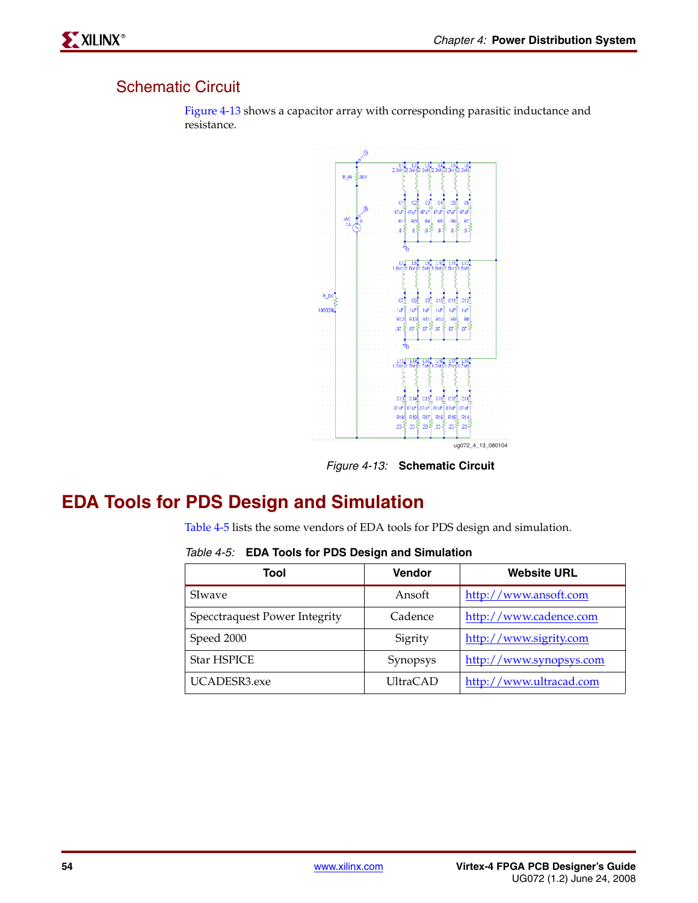### Schematic Circuit

Figure 4-13 shows a capacitor array with corresponding parasitic inductance and resistance.

*Figure 4-13:* **Schematic Circuit**

## EDA Tools for PDS Design and Simulation

Table 4-5 lists the some vendors of EDA tools for PDS design and simulation.

*Table 4-5:* **EDA Tools for PDS Design and Simulation**

| Tool | Vendor | Website URL |
|---|---|---|
| SIwave | Ansoft | http://www.ansoft.com |
| Specctraquest Power Integrity | Cadence | http://www.cadence.com |
| Speed 2000 | Sigrity | http://www.sigrity.com |
| Star HSPICE | Synopsys | http://www.synopsys.com |
| UCADESR3.exe | UltraCAD | http://www.ultracad.com |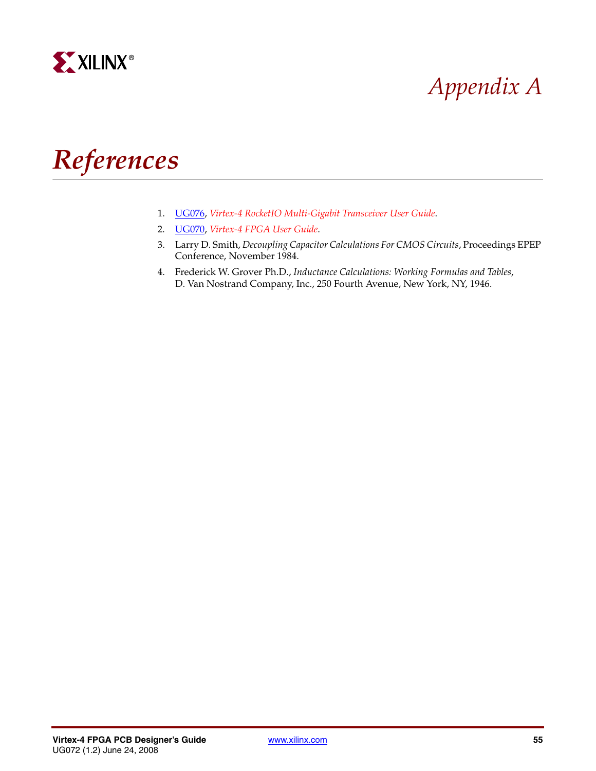# Appendix A

# References

1. UG076, *Virtex-4 RocketIO Multi-Gigabit Transceiver User Guide*.
2. UG070, *Virtex-4 FPGA User Guide*.
3. Larry D. Smith, *Decoupling Capacitor Calculations For CMOS Circuits*, Proceedings EPEP Conference, November 1984.
4. Frederick W. Grover Ph.D., *Inductance Calculations: Working Formulas and Tables*, D. Van Nostrand Company, Inc., 250 Fourth Avenue, New York, NY, 1946.